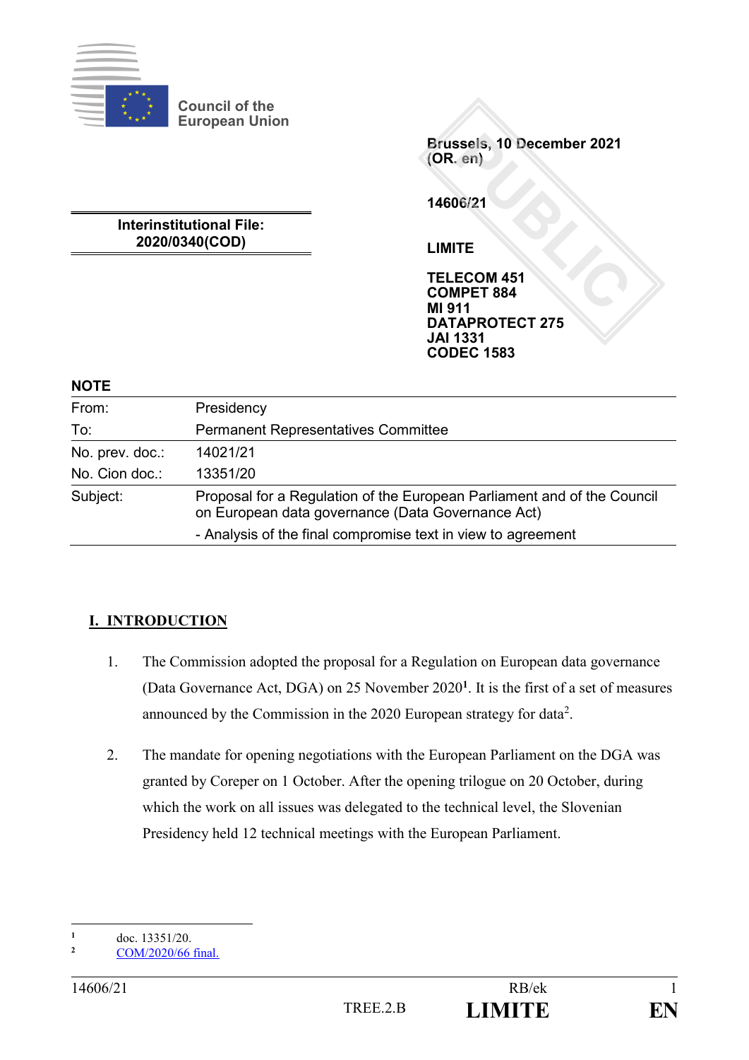Council of the European Union

Brussels, 10 December 2021
(OR. en)

14606/21

**Interinstitutional File:**
**2020/0340(COD)**

**LIMITE**

**TELECOM 451**
**COMPET 884**
**MI 911**
**DATAPROTECT 275**
**JAI 1331**
**CODEC 1583**

**NOTE**

| | |
|---|---|
| From: | Presidency |
| To: | Permanent Representatives Committee |
| No. prev. doc.: | 14021/21 |
| No. Cion doc.: | 13351/20 |
| Subject: | Proposal for a Regulation of the European Parliament and of the Council on European data governance (Data Governance Act)<br>- Analysis of the final compromise text in view to agreement |

## I. INTRODUCTION

1. The Commission adopted the proposal for a Regulation on European data governance (Data Governance Act, DGA) on 25 November 2020[1]. It is the first of a set of measures announced by the Commission in the 2020 European strategy for data[2].

2. The mandate for opening negotiations with the European Parliament on the DGA was granted by Coreper on 1 October. After the opening trilogue on 20 October, during which the work on all issues was delegated to the technical level, the Slovenian Presidency held 12 technical meetings with the European Parliament.

---

[1] doc. 13351/20.
[2] COM/2020/66 final.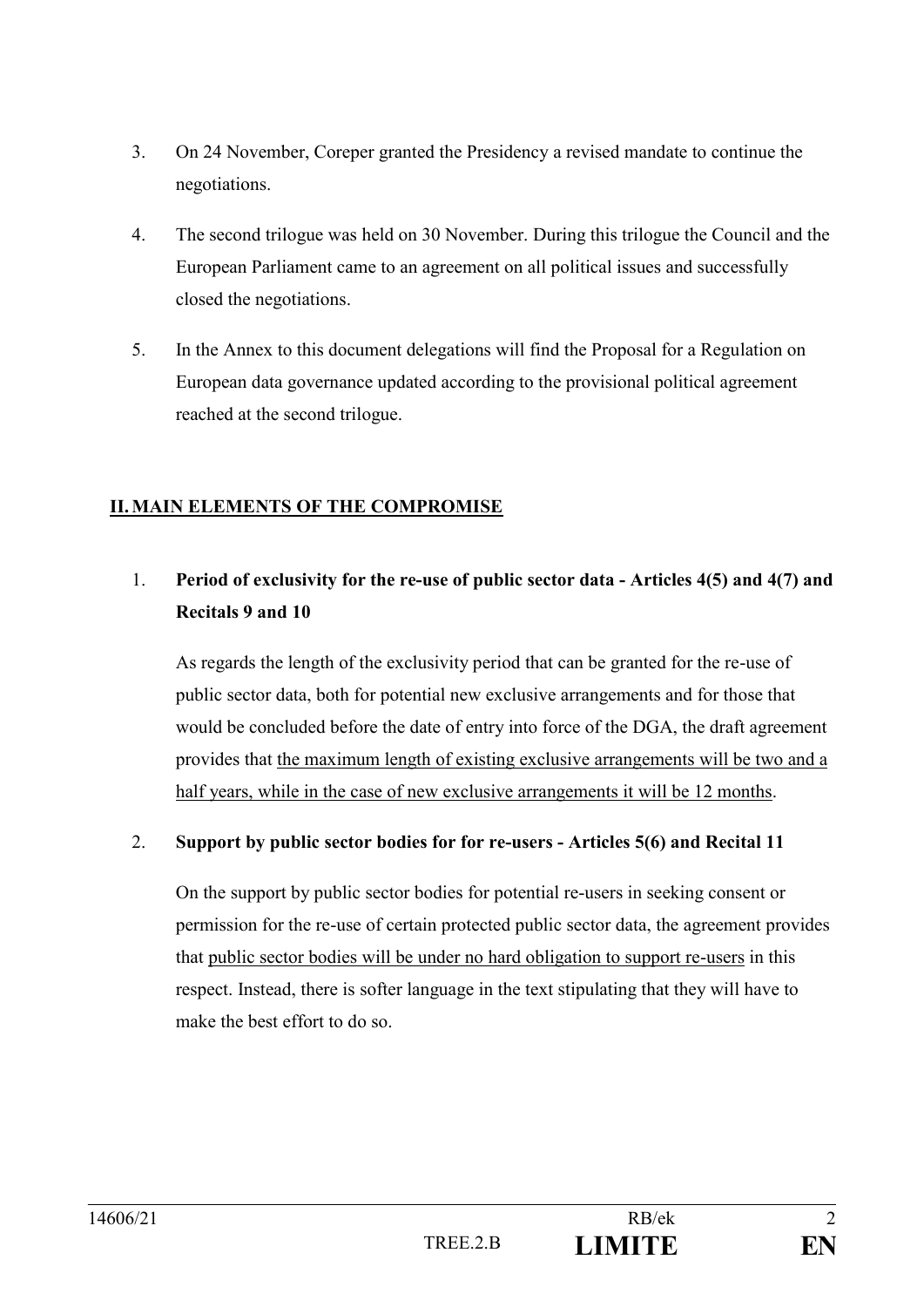3. On 24 November, Coreper granted the Presidency a revised mandate to continue the negotiations.

4. The second trilogue was held on 30 November. During this trilogue the Council and the European Parliament came to an agreement on all political issues and successfully closed the negotiations.

5. In the Annex to this document delegations will find the Proposal for a Regulation on European data governance updated according to the provisional political agreement reached at the second trilogue.

## II. MAIN ELEMENTS OF THE COMPROMISE

1. **Period of exclusivity for the re-use of public sector data - Articles 4(5) and 4(7) and Recitals 9 and 10**

   As regards the length of the exclusivity period that can be granted for the re-use of public sector data, both for potential new exclusive arrangements and for those that would be concluded before the date of entry into force of the DGA, the draft agreement provides that <u>the maximum length of existing exclusive arrangements will be two and a half years, while in the case of new exclusive arrangements it will be 12 months</u>.

2. **Support by public sector bodies for for re-users - Articles 5(6) and Recital 11**

   On the support by public sector bodies for potential re-users in seeking consent or permission for the re-use of certain protected public sector data, the agreement provides that <u>public sector bodies will be under no hard obligation to support re-users</u> in this respect. Instead, there is softer language in the text stipulating that they will have to make the best effort to do so.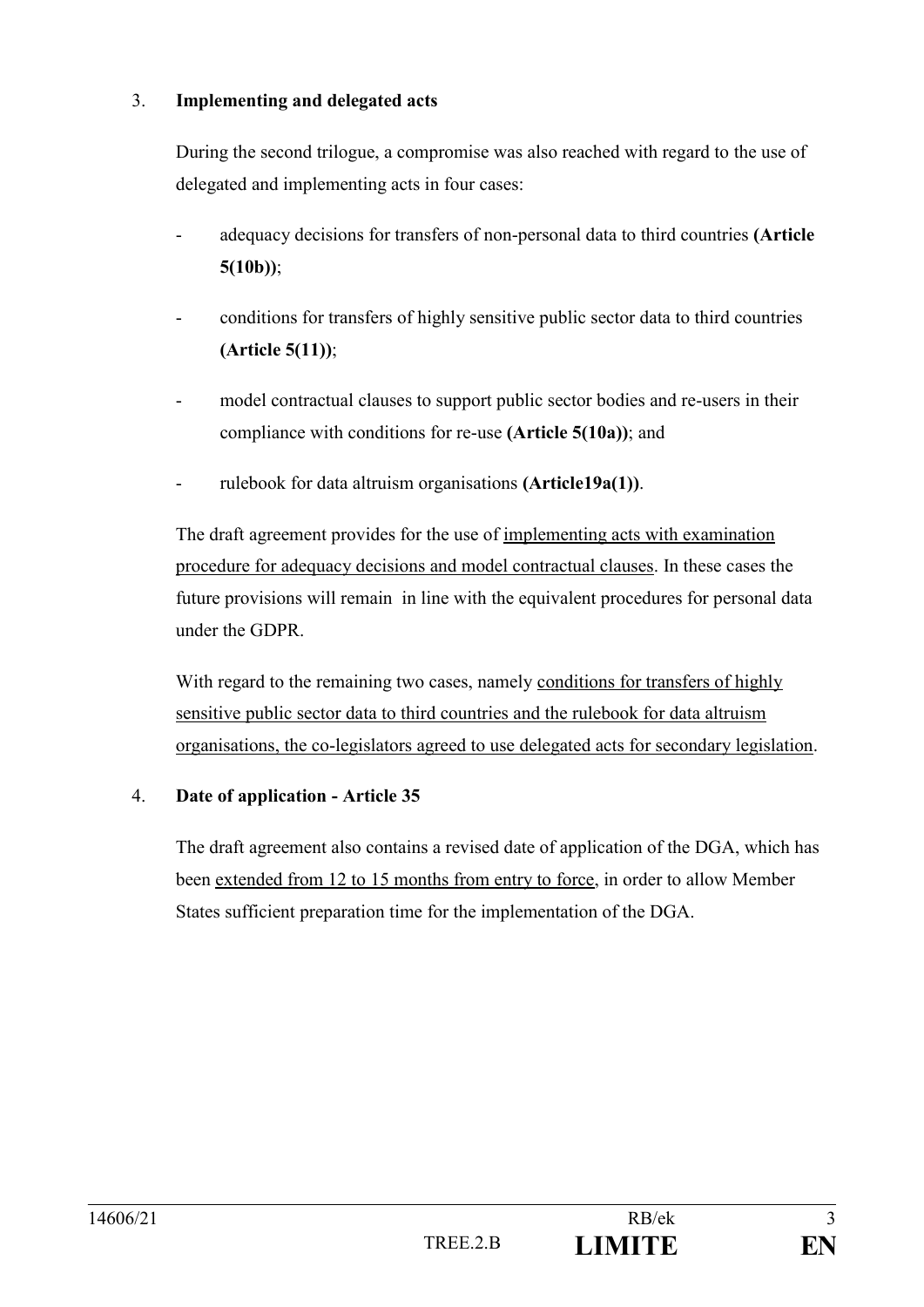3. **Implementing and delegated acts**

During the second trilogue, a compromise was also reached with regard to the use of delegated and implementing acts in four cases:

- adequacy decisions for transfers of non-personal data to third countries **(Article 5(10b))**;
- conditions for transfers of highly sensitive public sector data to third countries **(Article 5(11))**;
- model contractual clauses to support public sector bodies and re-users in their compliance with conditions for re-use **(Article 5(10a))**; and
- rulebook for data altruism organisations **(Article19a(1))**.

The draft agreement provides for the use of <u>implementing acts with examination procedure for adequacy decisions and model contractual clauses</u>. In these cases the future provisions will remain in line with the equivalent procedures for personal data under the GDPR.

With regard to the remaining two cases, namely <u>conditions for transfers of highly sensitive public sector data to third countries and the rulebook for data altruism organisations, the co-legislators agreed to use delegated acts for secondary legislation</u>.

4. **Date of application - Article 35**

The draft agreement also contains a revised date of application of the DGA, which has been <u>extended from 12 to 15 months from entry to force</u>, in order to allow Member States sufficient preparation time for the implementation of the DGA.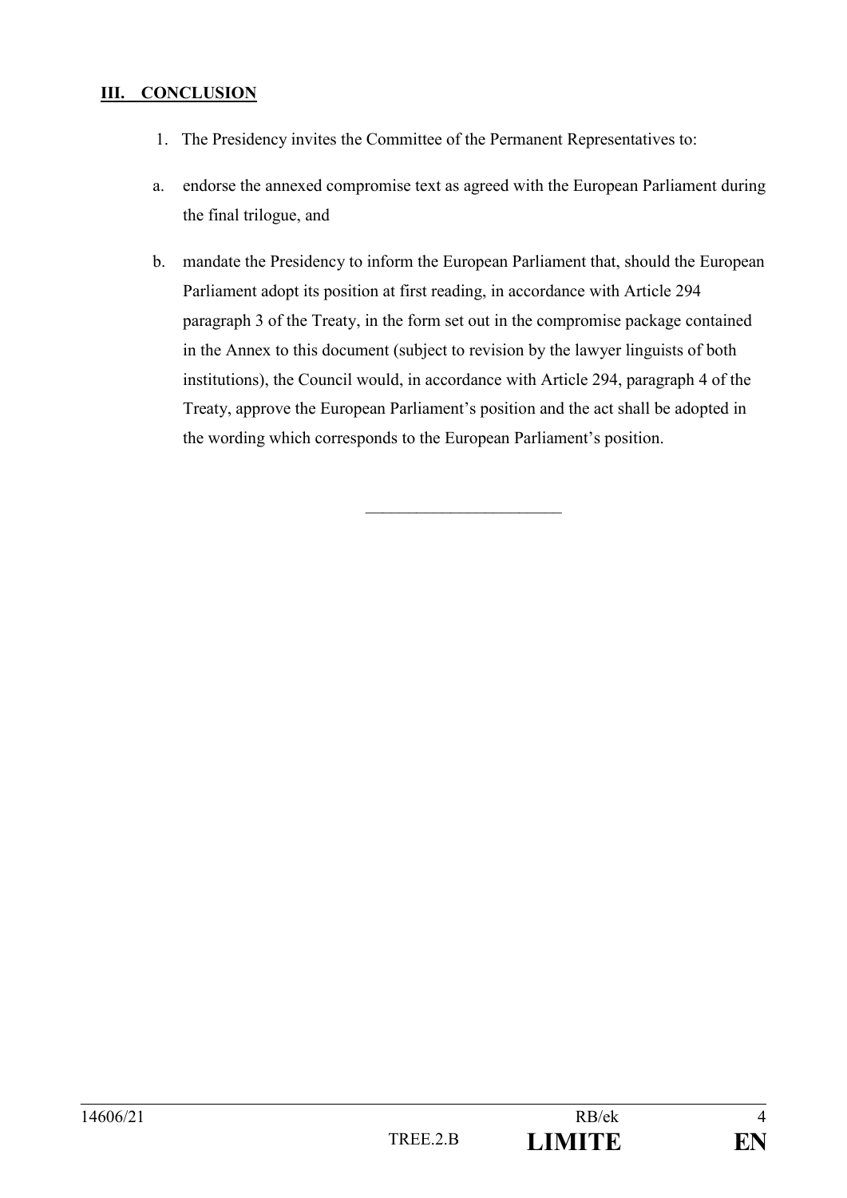## III. CONCLUSION

1. The Presidency invites the Committee of the Permanent Representatives to:

a. endorse the annexed compromise text as agreed with the European Parliament during the final trilogue, and

b. mandate the Presidency to inform the European Parliament that, should the European Parliament adopt its position at first reading, in accordance with Article 294 paragraph 3 of the Treaty, in the form set out in the compromise package contained in the Annex to this document (subject to revision by the lawyer linguists of both institutions), the Council would, in accordance with Article 294, paragraph 4 of the Treaty, approve the European Parliament's position and the act shall be adopted in the wording which corresponds to the European Parliament's position.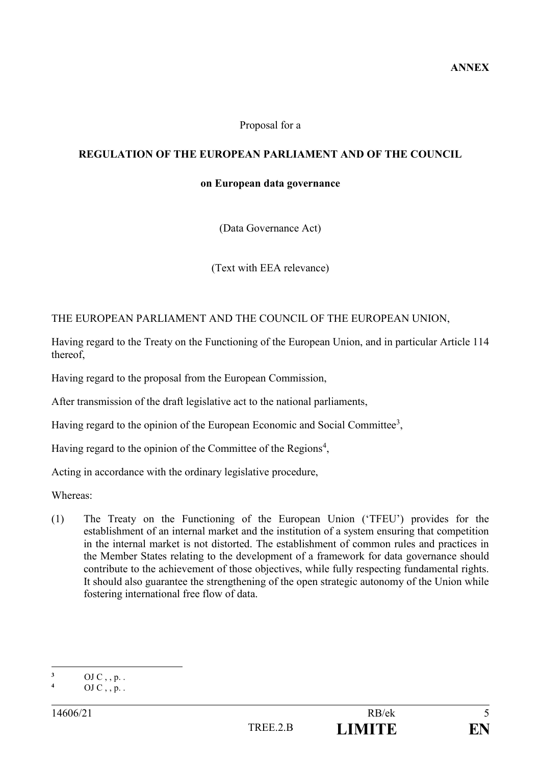**ANNEX**

Proposal for a

**REGULATION OF THE EUROPEAN PARLIAMENT AND OF THE COUNCIL**

**on European data governance**

(Data Governance Act)

(Text with EEA relevance)

THE EUROPEAN PARLIAMENT AND THE COUNCIL OF THE EUROPEAN UNION,

Having regard to the Treaty on the Functioning of the European Union, and in particular Article 114 thereof,

Having regard to the proposal from the European Commission,

After transmission of the draft legislative act to the national parliaments,

Having regard to the opinion of the European Economic and Social Committee[3],

Having regard to the opinion of the Committee of the Regions[4],

Acting in accordance with the ordinary legislative procedure,

Whereas:

(1) The Treaty on the Functioning of the European Union ('TFEU') provides for the establishment of an internal market and the institution of a system ensuring that competition in the internal market is not distorted. The establishment of common rules and practices in the Member States relating to the development of a framework for data governance should contribute to the achievement of those objectives, while fully respecting fundamental rights. It should also guarantee the strengthening of the open strategic autonomy of the Union while fostering international free flow of data.

---

[3] OJ C , , p. .

[4] OJ C , , p. .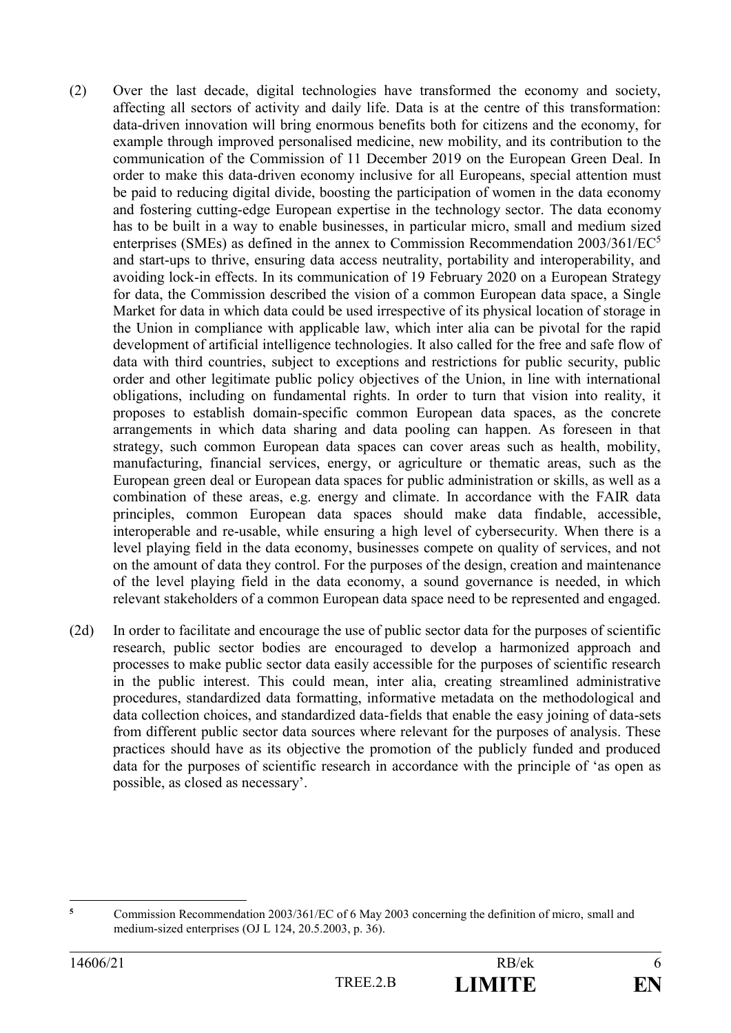(2) Over the last decade, digital technologies have transformed the economy and society, affecting all sectors of activity and daily life. Data is at the centre of this transformation: data-driven innovation will bring enormous benefits both for citizens and the economy, for example through improved personalised medicine, new mobility, and its contribution to the communication of the Commission of 11 December 2019 on the European Green Deal. In order to make this data-driven economy inclusive for all Europeans, special attention must be paid to reducing digital divide, boosting the participation of women in the data economy and fostering cutting-edge European expertise in the technology sector. The data economy has to be built in a way to enable businesses, in particular micro, small and medium sized enterprises (SMEs) as defined in the annex to Commission Recommendation 2003/361/EC[5] and start-ups to thrive, ensuring data access neutrality, portability and interoperability, and avoiding lock-in effects. In its communication of 19 February 2020 on a European Strategy for data, the Commission described the vision of a common European data space, a Single Market for data in which data could be used irrespective of its physical location of storage in the Union in compliance with applicable law, which inter alia can be pivotal for the rapid development of artificial intelligence technologies. It also called for the free and safe flow of data with third countries, subject to exceptions and restrictions for public security, public order and other legitimate public policy objectives of the Union, in line with international obligations, including on fundamental rights. In order to turn that vision into reality, it proposes to establish domain-specific common European data spaces, as the concrete arrangements in which data sharing and data pooling can happen. As foreseen in that strategy, such common European data spaces can cover areas such as health, mobility, manufacturing, financial services, energy, or agriculture or thematic areas, such as the European green deal or European data spaces for public administration or skills, as well as a combination of these areas, e.g. energy and climate. In accordance with the FAIR data principles, common European data spaces should make data findable, accessible, interoperable and re-usable, while ensuring a high level of cybersecurity. When there is a level playing field in the data economy, businesses compete on quality of services, and not on the amount of data they control. For the purposes of the design, creation and maintenance of the level playing field in the data economy, a sound governance is needed, in which relevant stakeholders of a common European data space need to be represented and engaged.

(2d) In order to facilitate and encourage the use of public sector data for the purposes of scientific research, public sector bodies are encouraged to develop a harmonized approach and processes to make public sector data easily accessible for the purposes of scientific research in the public interest. This could mean, inter alia, creating streamlined administrative procedures, standardized data formatting, informative metadata on the methodological and data collection choices, and standardized data-fields that enable the easy joining of data-sets from different public sector data sources where relevant for the purposes of analysis. These practices should have as its objective the promotion of the publicly funded and produced data for the purposes of scientific research in accordance with the principle of 'as open as possible, as closed as necessary'.

---

[5] Commission Recommendation 2003/361/EC of 6 May 2003 concerning the definition of micro, small and medium-sized enterprises (OJ L 124, 20.5.2003, p. 36).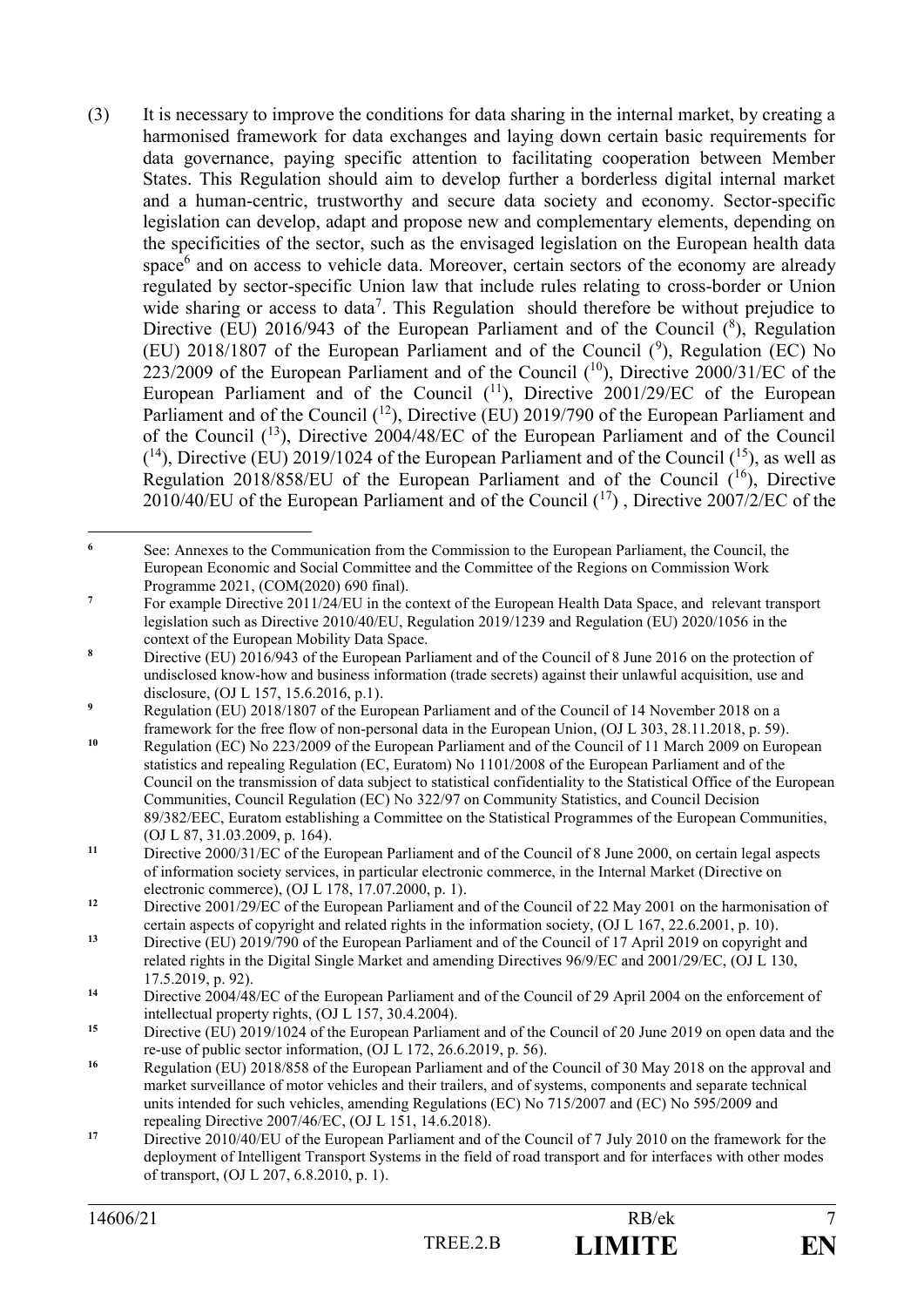(3) It is necessary to improve the conditions for data sharing in the internal market, by creating a harmonised framework for data exchanges and laying down certain basic requirements for data governance, paying specific attention to facilitating cooperation between Member States. This Regulation should aim to develop further a borderless digital internal market and a human-centric, trustworthy and secure data society and economy. Sector-specific legislation can develop, adapt and propose new and complementary elements, depending on the specificities of the sector, such as the envisaged legislation on the European health data space[6] and on access to vehicle data. Moreover, certain sectors of the economy are already regulated by sector-specific Union law that include rules relating to cross-border or Union wide sharing or access to data[7]. This Regulation should therefore be without prejudice to Directive (EU) 2016/943 of the European Parliament and of the Council ([8]), Regulation (EU) 2018/1807 of the European Parliament and of the Council ([9]), Regulation (EC) No 223/2009 of the European Parliament and of the Council ([10]), Directive 2000/31/EC of the European Parliament and of the Council ([11]), Directive 2001/29/EC of the European Parliament and of the Council ([12]), Directive (EU) 2019/790 of the European Parliament and of the Council ([13]), Directive 2004/48/EC of the European Parliament and of the Council ([14]), Directive (EU) 2019/1024 of the European Parliament and of the Council ([15]), as well as Regulation 2018/858/EU of the European Parliament and of the Council ([16]), Directive 2010/40/EU of the European Parliament and of the Council ([17]) , Directive 2007/2/EC of the

---

[6] See: Annexes to the Communication from the Commission to the European Parliament, the Council, the European Economic and Social Committee and the Committee of the Regions on Commission Work Programme 2021, (COM(2020) 690 final).

[7] For example Directive 2011/24/EU in the context of the European Health Data Space, and relevant transport legislation such as Directive 2010/40/EU, Regulation 2019/1239 and Regulation (EU) 2020/1056 in the context of the European Mobility Data Space.

[8] Directive (EU) 2016/943 of the European Parliament and of the Council of 8 June 2016 on the protection of undisclosed know-how and business information (trade secrets) against their unlawful acquisition, use and disclosure, (OJ L 157, 15.6.2016, p.1).

[9] Regulation (EU) 2018/1807 of the European Parliament and of the Council of 14 November 2018 on a framework for the free flow of non-personal data in the European Union, (OJ L 303, 28.11.2018, p. 59).

[10] Regulation (EC) No 223/2009 of the European Parliament and of the Council of 11 March 2009 on European statistics and repealing Regulation (EC, Euratom) No 1101/2008 of the European Parliament and of the Council on the transmission of data subject to statistical confidentiality to the Statistical Office of the European Communities, Council Regulation (EC) No 322/97 on Community Statistics, and Council Decision 89/382/EEC, Euratom establishing a Committee on the Statistical Programmes of the European Communities, (OJ L 87, 31.03.2009, p. 164).

[11] Directive 2000/31/EC of the European Parliament and of the Council of 8 June 2000, on certain legal aspects of information society services, in particular electronic commerce, in the Internal Market (Directive on electronic commerce), (OJ L 178, 17.07.2000, p. 1).

[12] Directive 2001/29/EC of the European Parliament and of the Council of 22 May 2001 on the harmonisation of certain aspects of copyright and related rights in the information society, (OJ L 167, 22.6.2001, p. 10).

[13] Directive (EU) 2019/790 of the European Parliament and of the Council of 17 April 2019 on copyright and related rights in the Digital Single Market and amending Directives 96/9/EC and 2001/29/EC, (OJ L 130, 17.5.2019, p. 92).

[14] Directive 2004/48/EC of the European Parliament and of the Council of 29 April 2004 on the enforcement of intellectual property rights, (OJ L 157, 30.4.2004).

[15] Directive (EU) 2019/1024 of the European Parliament and of the Council of 20 June 2019 on open data and the re-use of public sector information, (OJ L 172, 26.6.2019, p. 56).

[16] Regulation (EU) 2018/858 of the European Parliament and of the Council of 30 May 2018 on the approval and market surveillance of motor vehicles and their trailers, and of systems, components and separate technical units intended for such vehicles, amending Regulations (EC) No 715/2007 and (EC) No 595/2009 and repealing Directive 2007/46/EC, (OJ L 151, 14.6.2018).

[17] Directive 2010/40/EU of the European Parliament and of the Council of 7 July 2010 on the framework for the deployment of Intelligent Transport Systems in the field of road transport and for interfaces with other modes of transport, (OJ L 207, 6.8.2010, p. 1).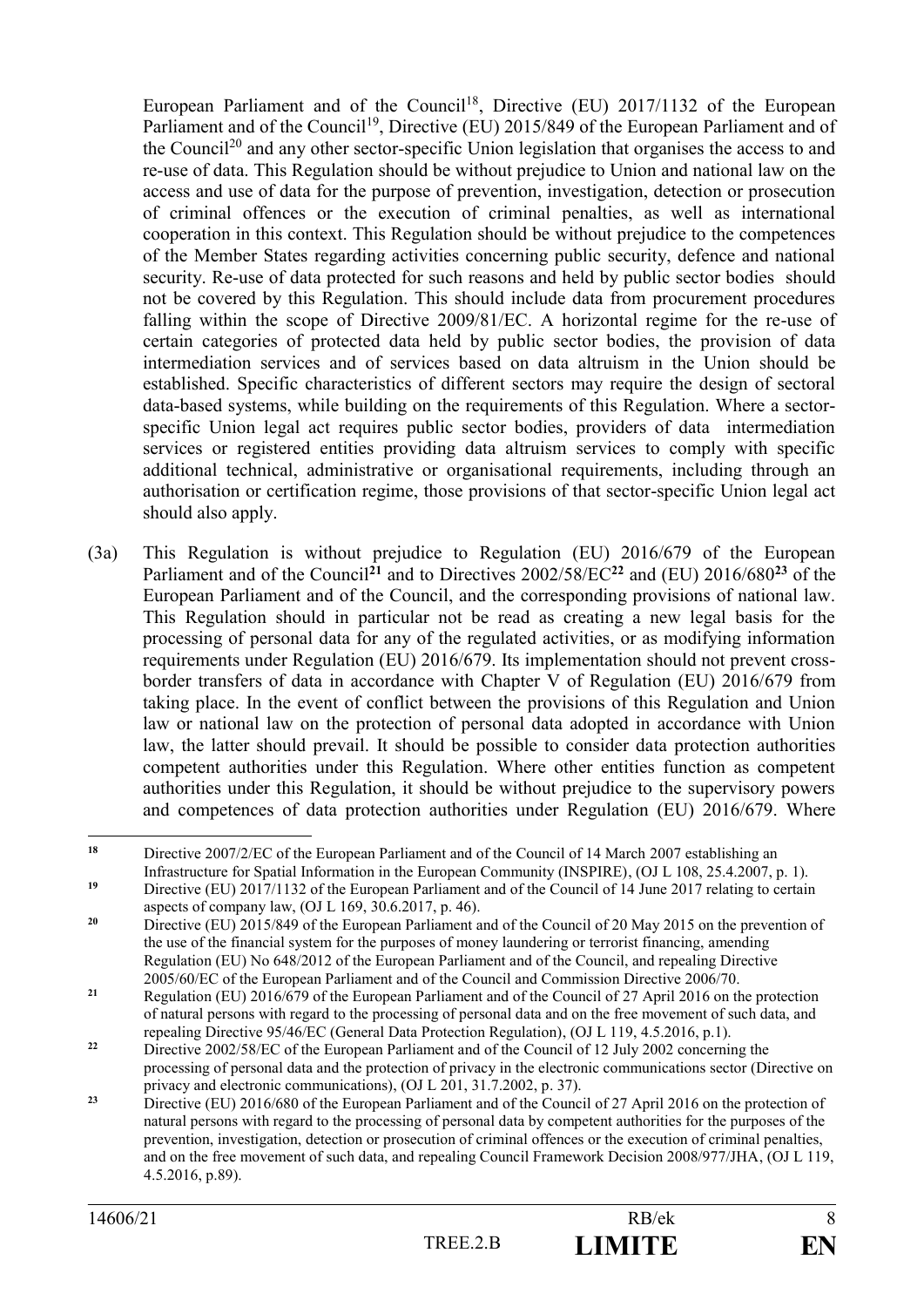European Parliament and of the Council[18], Directive (EU) 2017/1132 of the European Parliament and of the Council[19], Directive (EU) 2015/849 of the European Parliament and of the Council[20] and any other sector-specific Union legislation that organises the access to and re-use of data. This Regulation should be without prejudice to Union and national law on the access and use of data for the purpose of prevention, investigation, detection or prosecution of criminal offences or the execution of criminal penalties, as well as international cooperation in this context. This Regulation should be without prejudice to the competences of the Member States regarding activities concerning public security, defence and national security. Re-use of data protected for such reasons and held by public sector bodies should not be covered by this Regulation. This should include data from procurement procedures falling within the scope of Directive 2009/81/EC. A horizontal regime for the re-use of certain categories of protected data held by public sector bodies, the provision of data intermediation services and of services based on data altruism in the Union should be established. Specific characteristics of different sectors may require the design of sectoral data-based systems, while building on the requirements of this Regulation. Where a sector-specific Union legal act requires public sector bodies, providers of data intermediation services or registered entities providing data altruism services to comply with specific additional technical, administrative or organisational requirements, including through an authorisation or certification regime, those provisions of that sector-specific Union legal act should also apply.

(3a) This Regulation is without prejudice to Regulation (EU) 2016/679 of the European Parliament and of the Council[21] and to Directives 2002/58/EC[22] and (EU) 2016/680[23] of the European Parliament and of the Council, and the corresponding provisions of national law. This Regulation should in particular not be read as creating a new legal basis for the processing of personal data for any of the regulated activities, or as modifying information requirements under Regulation (EU) 2016/679. Its implementation should not prevent cross-border transfers of data in accordance with Chapter V of Regulation (EU) 2016/679 from taking place. In the event of conflict between the provisions of this Regulation and Union law or national law on the protection of personal data adopted in accordance with Union law, the latter should prevail. It should be possible to consider data protection authorities competent authorities under this Regulation. Where other entities function as competent authorities under this Regulation, it should be without prejudice to the supervisory powers and competences of data protection authorities under Regulation (EU) 2016/679. Where

---

[18] Directive 2007/2/EC of the European Parliament and of the Council of 14 March 2007 establishing an Infrastructure for Spatial Information in the European Community (INSPIRE), (OJ L 108, 25.4.2007, p. 1).

[19] Directive (EU) 2017/1132 of the European Parliament and of the Council of 14 June 2017 relating to certain aspects of company law, (OJ L 169, 30.6.2017, p. 46).

[20] Directive (EU) 2015/849 of the European Parliament and of the Council of 20 May 2015 on the prevention of the use of the financial system for the purposes of money laundering or terrorist financing, amending Regulation (EU) No 648/2012 of the European Parliament and of the Council, and repealing Directive 2005/60/EC of the European Parliament and of the Council and Commission Directive 2006/70.

[21] Regulation (EU) 2016/679 of the European Parliament and of the Council of 27 April 2016 on the protection of natural persons with regard to the processing of personal data and on the free movement of such data, and repealing Directive 95/46/EC (General Data Protection Regulation), (OJ L 119, 4.5.2016, p.1).

[22] Directive 2002/58/EC of the European Parliament and of the Council of 12 July 2002 concerning the processing of personal data and the protection of privacy in the electronic communications sector (Directive on privacy and electronic communications), (OJ L 201, 31.7.2002, p. 37).

[23] Directive (EU) 2016/680 of the European Parliament and of the Council of 27 April 2016 on the protection of natural persons with regard to the processing of personal data by competent authorities for the purposes of the prevention, investigation, detection or prosecution of criminal offences or the execution of criminal penalties, and on the free movement of such data, and repealing Council Framework Decision 2008/977/JHA, (OJ L 119, 4.5.2016, p.89).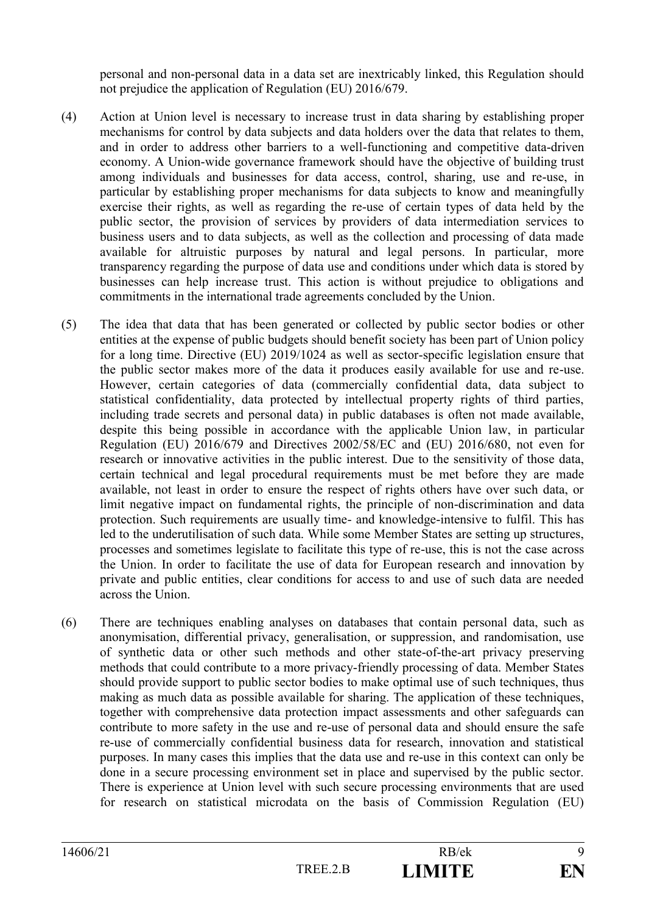personal and non-personal data in a data set are inextricably linked, this Regulation should not prejudice the application of Regulation (EU) 2016/679.

(4) Action at Union level is necessary to increase trust in data sharing by establishing proper mechanisms for control by data subjects and data holders over the data that relates to them, and in order to address other barriers to a well-functioning and competitive data-driven economy. A Union-wide governance framework should have the objective of building trust among individuals and businesses for data access, control, sharing, use and re-use, in particular by establishing proper mechanisms for data subjects to know and meaningfully exercise their rights, as well as regarding the re-use of certain types of data held by the public sector, the provision of services by providers of data intermediation services to business users and to data subjects, as well as the collection and processing of data made available for altruistic purposes by natural and legal persons. In particular, more transparency regarding the purpose of data use and conditions under which data is stored by businesses can help increase trust. This action is without prejudice to obligations and commitments in the international trade agreements concluded by the Union.

(5) The idea that data that has been generated or collected by public sector bodies or other entities at the expense of public budgets should benefit society has been part of Union policy for a long time. Directive (EU) 2019/1024 as well as sector-specific legislation ensure that the public sector makes more of the data it produces easily available for use and re-use. However, certain categories of data (commercially confidential data, data subject to statistical confidentiality, data protected by intellectual property rights of third parties, including trade secrets and personal data) in public databases is often not made available, despite this being possible in accordance with the applicable Union law, in particular Regulation (EU) 2016/679 and Directives 2002/58/EC and (EU) 2016/680, not even for research or innovative activities in the public interest. Due to the sensitivity of those data, certain technical and legal procedural requirements must be met before they are made available, not least in order to ensure the respect of rights others have over such data, or limit negative impact on fundamental rights, the principle of non-discrimination and data protection. Such requirements are usually time- and knowledge-intensive to fulfil. This has led to the underutilisation of such data. While some Member States are setting up structures, processes and sometimes legislate to facilitate this type of re-use, this is not the case across the Union. In order to facilitate the use of data for European research and innovation by private and public entities, clear conditions for access to and use of such data are needed across the Union.

(6) There are techniques enabling analyses on databases that contain personal data, such as anonymisation, differential privacy, generalisation, or suppression, and randomisation, use of synthetic data or other such methods and other state-of-the-art privacy preserving methods that could contribute to a more privacy-friendly processing of data. Member States should provide support to public sector bodies to make optimal use of such techniques, thus making as much data as possible available for sharing. The application of these techniques, together with comprehensive data protection impact assessments and other safeguards can contribute to more safety in the use and re-use of personal data and should ensure the safe re-use of commercially confidential business data for research, innovation and statistical purposes. In many cases this implies that the data use and re-use in this context can only be done in a secure processing environment set in place and supervised by the public sector. There is experience at Union level with such secure processing environments that are used for research on statistical microdata on the basis of Commission Regulation (EU)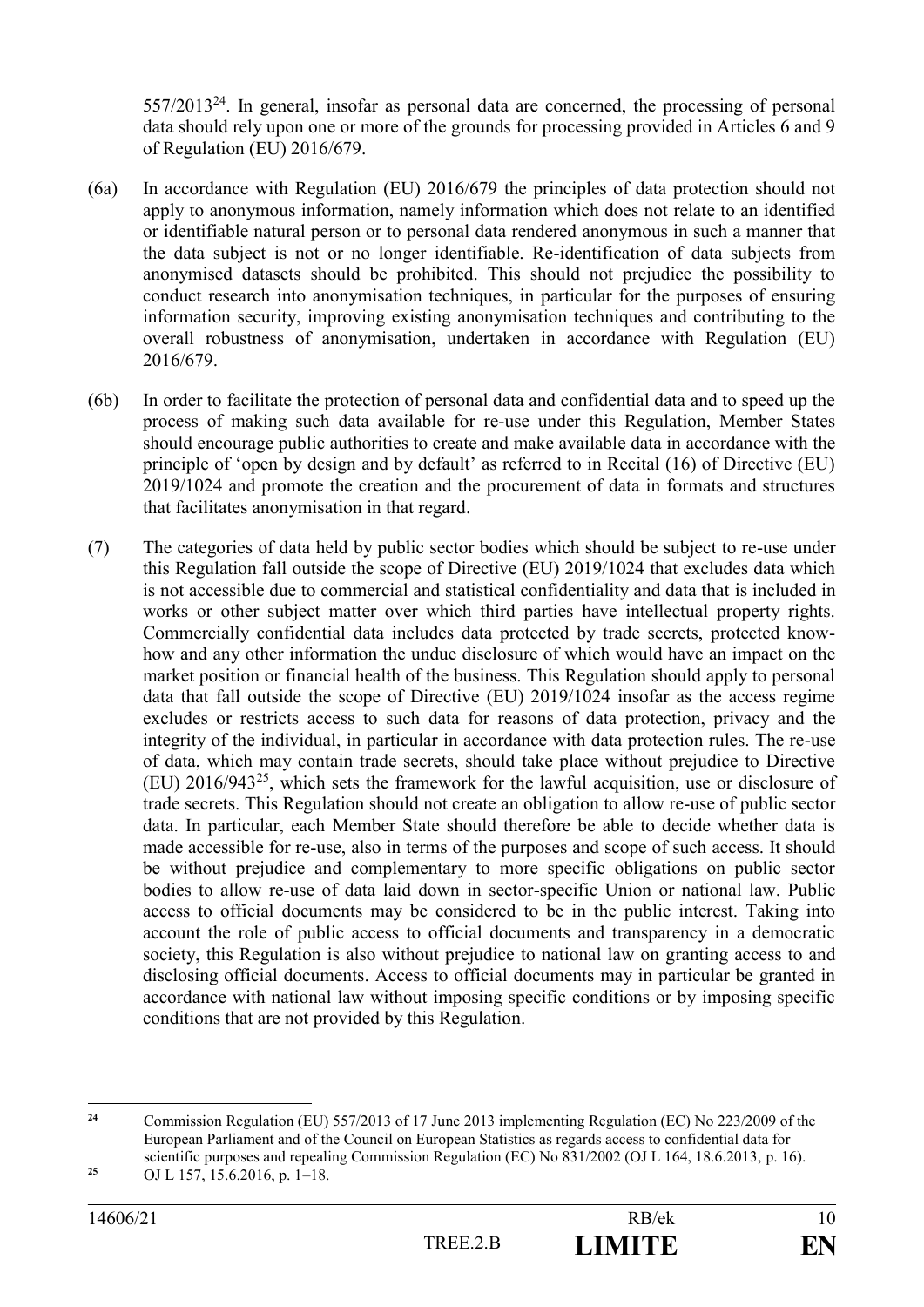557/2013[24]. In general, insofar as personal data are concerned, the processing of personal data should rely upon one or more of the grounds for processing provided in Articles 6 and 9 of Regulation (EU) 2016/679.

(6a) In accordance with Regulation (EU) 2016/679 the principles of data protection should not apply to anonymous information, namely information which does not relate to an identified or identifiable natural person or to personal data rendered anonymous in such a manner that the data subject is not or no longer identifiable. Re-identification of data subjects from anonymised datasets should be prohibited. This should not prejudice the possibility to conduct research into anonymisation techniques, in particular for the purposes of ensuring information security, improving existing anonymisation techniques and contributing to the overall robustness of anonymisation, undertaken in accordance with Regulation (EU) 2016/679.

(6b) In order to facilitate the protection of personal data and confidential data and to speed up the process of making such data available for re-use under this Regulation, Member States should encourage public authorities to create and make available data in accordance with the principle of 'open by design and by default' as referred to in Recital (16) of Directive (EU) 2019/1024 and promote the creation and the procurement of data in formats and structures that facilitates anonymisation in that regard.

(7) The categories of data held by public sector bodies which should be subject to re-use under this Regulation fall outside the scope of Directive (EU) 2019/1024 that excludes data which is not accessible due to commercial and statistical confidentiality and data that is included in works or other subject matter over which third parties have intellectual property rights. Commercially confidential data includes data protected by trade secrets, protected know-how and any other information the undue disclosure of which would have an impact on the market position or financial health of the business. This Regulation should apply to personal data that fall outside the scope of Directive (EU) 2019/1024 insofar as the access regime excludes or restricts access to such data for reasons of data protection, privacy and the integrity of the individual, in particular in accordance with data protection rules. The re-use of data, which may contain trade secrets, should take place without prejudice to Directive (EU) 2016/943[25], which sets the framework for the lawful acquisition, use or disclosure of trade secrets. This Regulation should not create an obligation to allow re-use of public sector data. In particular, each Member State should therefore be able to decide whether data is made accessible for re-use, also in terms of the purposes and scope of such access. It should be without prejudice and complementary to more specific obligations on public sector bodies to allow re-use of data laid down in sector-specific Union or national law. Public access to official documents may be considered to be in the public interest. Taking into account the role of public access to official documents and transparency in a democratic society, this Regulation is also without prejudice to national law on granting access to and disclosing official documents. Access to official documents may in particular be granted in accordance with national law without imposing specific conditions or by imposing specific conditions that are not provided by this Regulation.

---

[24] Commission Regulation (EU) 557/2013 of 17 June 2013 implementing Regulation (EC) No 223/2009 of the European Parliament and of the Council on European Statistics as regards access to confidential data for scientific purposes and repealing Commission Regulation (EC) No 831/2002 (OJ L 164, 18.6.2013, p. 16).

[25] OJ L 157, 15.6.2016, p. 1–18.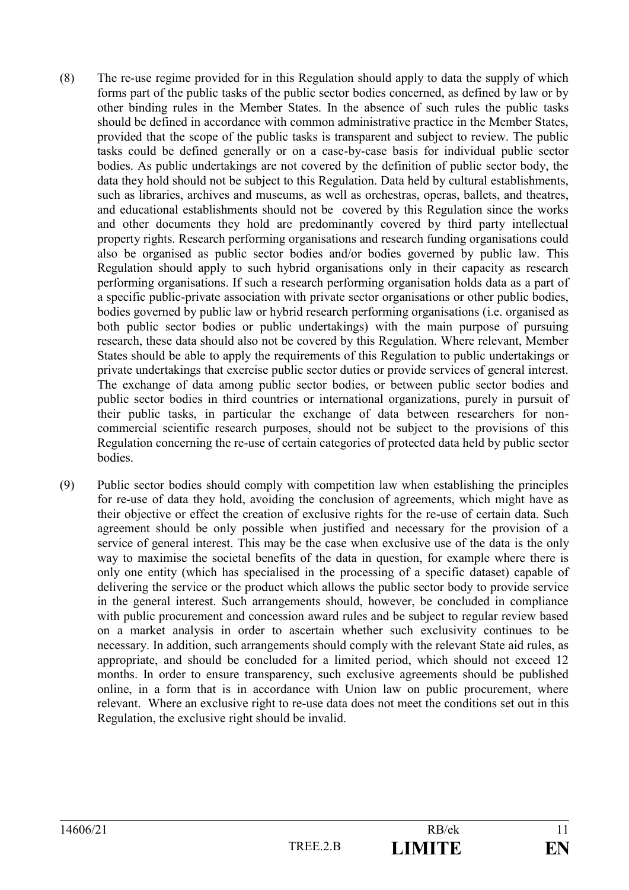(8) The re-use regime provided for in this Regulation should apply to data the supply of which forms part of the public tasks of the public sector bodies concerned, as defined by law or by other binding rules in the Member States. In the absence of such rules the public tasks should be defined in accordance with common administrative practice in the Member States, provided that the scope of the public tasks is transparent and subject to review. The public tasks could be defined generally or on a case-by-case basis for individual public sector bodies. As public undertakings are not covered by the definition of public sector body, the data they hold should not be subject to this Regulation. Data held by cultural establishments, such as libraries, archives and museums, as well as orchestras, operas, ballets, and theatres, and educational establishments should not be covered by this Regulation since the works and other documents they hold are predominantly covered by third party intellectual property rights. Research performing organisations and research funding organisations could also be organised as public sector bodies and/or bodies governed by public law. This Regulation should apply to such hybrid organisations only in their capacity as research performing organisations. If such a research performing organisation holds data as a part of a specific public-private association with private sector organisations or other public bodies, bodies governed by public law or hybrid research performing organisations (i.e. organised as both public sector bodies or public undertakings) with the main purpose of pursuing research, these data should also not be covered by this Regulation. Where relevant, Member States should be able to apply the requirements of this Regulation to public undertakings or private undertakings that exercise public sector duties or provide services of general interest. The exchange of data among public sector bodies, or between public sector bodies and public sector bodies in third countries or international organizations, purely in pursuit of their public tasks, in particular the exchange of data between researchers for non-commercial scientific research purposes, should not be subject to the provisions of this Regulation concerning the re-use of certain categories of protected data held by public sector bodies.

(9) Public sector bodies should comply with competition law when establishing the principles for re-use of data they hold, avoiding the conclusion of agreements, which might have as their objective or effect the creation of exclusive rights for the re-use of certain data. Such agreement should be only possible when justified and necessary for the provision of a service of general interest. This may be the case when exclusive use of the data is the only way to maximise the societal benefits of the data in question, for example where there is only one entity (which has specialised in the processing of a specific dataset) capable of delivering the service or the product which allows the public sector body to provide service in the general interest. Such arrangements should, however, be concluded in compliance with public procurement and concession award rules and be subject to regular review based on a market analysis in order to ascertain whether such exclusivity continues to be necessary. In addition, such arrangements should comply with the relevant State aid rules, as appropriate, and should be concluded for a limited period, which should not exceed 12 months. In order to ensure transparency, such exclusive agreements should be published online, in a form that is in accordance with Union law on public procurement, where relevant. Where an exclusive right to re-use data does not meet the conditions set out in this Regulation, the exclusive right should be invalid.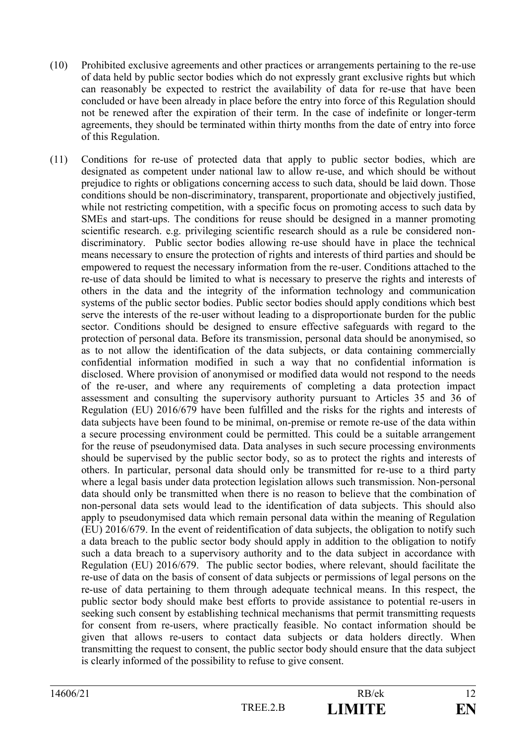(10) Prohibited exclusive agreements and other practices or arrangements pertaining to the re-use of data held by public sector bodies which do not expressly grant exclusive rights but which can reasonably be expected to restrict the availability of data for re-use that have been concluded or have been already in place before the entry into force of this Regulation should not be renewed after the expiration of their term. In the case of indefinite or longer-term agreements, they should be terminated within thirty months from the date of entry into force of this Regulation.

(11) Conditions for re-use of protected data that apply to public sector bodies, which are designated as competent under national law to allow re-use, and which should be without prejudice to rights or obligations concerning access to such data, should be laid down. Those conditions should be non-discriminatory, transparent, proportionate and objectively justified, while not restricting competition, with a specific focus on promoting access to such data by SMEs and start-ups. The conditions for reuse should be designed in a manner promoting scientific research. e.g. privileging scientific research should as a rule be considered non-discriminatory. Public sector bodies allowing re-use should have in place the technical means necessary to ensure the protection of rights and interests of third parties and should be empowered to request the necessary information from the re-user. Conditions attached to the re-use of data should be limited to what is necessary to preserve the rights and interests of others in the data and the integrity of the information technology and communication systems of the public sector bodies. Public sector bodies should apply conditions which best serve the interests of the re-user without leading to a disproportionate burden for the public sector. Conditions should be designed to ensure effective safeguards with regard to the protection of personal data. Before its transmission, personal data should be anonymised, so as to not allow the identification of the data subjects, or data containing commercially confidential information modified in such a way that no confidential information is disclosed. Where provision of anonymised or modified data would not respond to the needs of the re-user, and where any requirements of completing a data protection impact assessment and consulting the supervisory authority pursuant to Articles 35 and 36 of Regulation (EU) 2016/679 have been fulfilled and the risks for the rights and interests of data subjects have been found to be minimal, on-premise or remote re-use of the data within a secure processing environment could be permitted. This could be a suitable arrangement for the reuse of pseudonymised data. Data analyses in such secure processing environments should be supervised by the public sector body, so as to protect the rights and interests of others. In particular, personal data should only be transmitted for re-use to a third party where a legal basis under data protection legislation allows such transmission. Non-personal data should only be transmitted when there is no reason to believe that the combination of non-personal data sets would lead to the identification of data subjects. This should also apply to pseudonymised data which remain personal data within the meaning of Regulation (EU) 2016/679. In the event of reidentification of data subjects, the obligation to notify such a data breach to the public sector body should apply in addition to the obligation to notify such a data breach to a supervisory authority and to the data subject in accordance with Regulation (EU) 2016/679. The public sector bodies, where relevant, should facilitate the re-use of data on the basis of consent of data subjects or permissions of legal persons on the re-use of data pertaining to them through adequate technical means. In this respect, the public sector body should make best efforts to provide assistance to potential re-users in seeking such consent by establishing technical mechanisms that permit transmitting requests for consent from re-users, where practically feasible. No contact information should be given that allows re-users to contact data subjects or data holders directly. When transmitting the request to consent, the public sector body should ensure that the data subject is clearly informed of the possibility to refuse to give consent.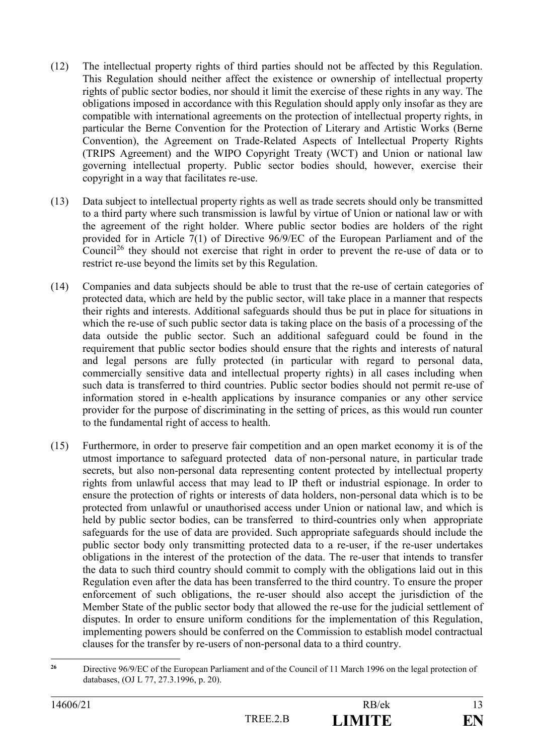(12) The intellectual property rights of third parties should not be affected by this Regulation. This Regulation should neither affect the existence or ownership of intellectual property rights of public sector bodies, nor should it limit the exercise of these rights in any way. The obligations imposed in accordance with this Regulation should apply only insofar as they are compatible with international agreements on the protection of intellectual property rights, in particular the Berne Convention for the Protection of Literary and Artistic Works (Berne Convention), the Agreement on Trade-Related Aspects of Intellectual Property Rights (TRIPS Agreement) and the WIPO Copyright Treaty (WCT) and Union or national law governing intellectual property. Public sector bodies should, however, exercise their copyright in a way that facilitates re-use.

(13) Data subject to intellectual property rights as well as trade secrets should only be transmitted to a third party where such transmission is lawful by virtue of Union or national law or with the agreement of the right holder. Where public sector bodies are holders of the right provided for in Article 7(1) of Directive 96/9/EC of the European Parliament and of the Council[26] they should not exercise that right in order to prevent the re-use of data or to restrict re-use beyond the limits set by this Regulation.

(14) Companies and data subjects should be able to trust that the re-use of certain categories of protected data, which are held by the public sector, will take place in a manner that respects their rights and interests. Additional safeguards should thus be put in place for situations in which the re-use of such public sector data is taking place on the basis of a processing of the data outside the public sector. Such an additional safeguard could be found in the requirement that public sector bodies should ensure that the rights and interests of natural and legal persons are fully protected (in particular with regard to personal data, commercially sensitive data and intellectual property rights) in all cases including when such data is transferred to third countries. Public sector bodies should not permit re-use of information stored in e-health applications by insurance companies or any other service provider for the purpose of discriminating in the setting of prices, as this would run counter to the fundamental right of access to health.

(15) Furthermore, in order to preserve fair competition and an open market economy it is of the utmost importance to safeguard protected data of non-personal nature, in particular trade secrets, but also non-personal data representing content protected by intellectual property rights from unlawful access that may lead to IP theft or industrial espionage. In order to ensure the protection of rights or interests of data holders, non-personal data which is to be protected from unlawful or unauthorised access under Union or national law, and which is held by public sector bodies, can be transferred to third-countries only when appropriate safeguards for the use of data are provided. Such appropriate safeguards should include the public sector body only transmitting protected data to a re-user, if the re-user undertakes obligations in the interest of the protection of the data. The re-user that intends to transfer the data to such third country should commit to comply with the obligations laid out in this Regulation even after the data has been transferred to the third country. To ensure the proper enforcement of such obligations, the re-user should also accept the jurisdiction of the Member State of the public sector body that allowed the re-use for the judicial settlement of disputes. In order to ensure uniform conditions for the implementation of this Regulation, implementing powers should be conferred on the Commission to establish model contractual clauses for the transfer by re-users of non-personal data to a third country.

---

[26] Directive 96/9/EC of the European Parliament and of the Council of 11 March 1996 on the legal protection of databases, (OJ L 77, 27.3.1996, p. 20).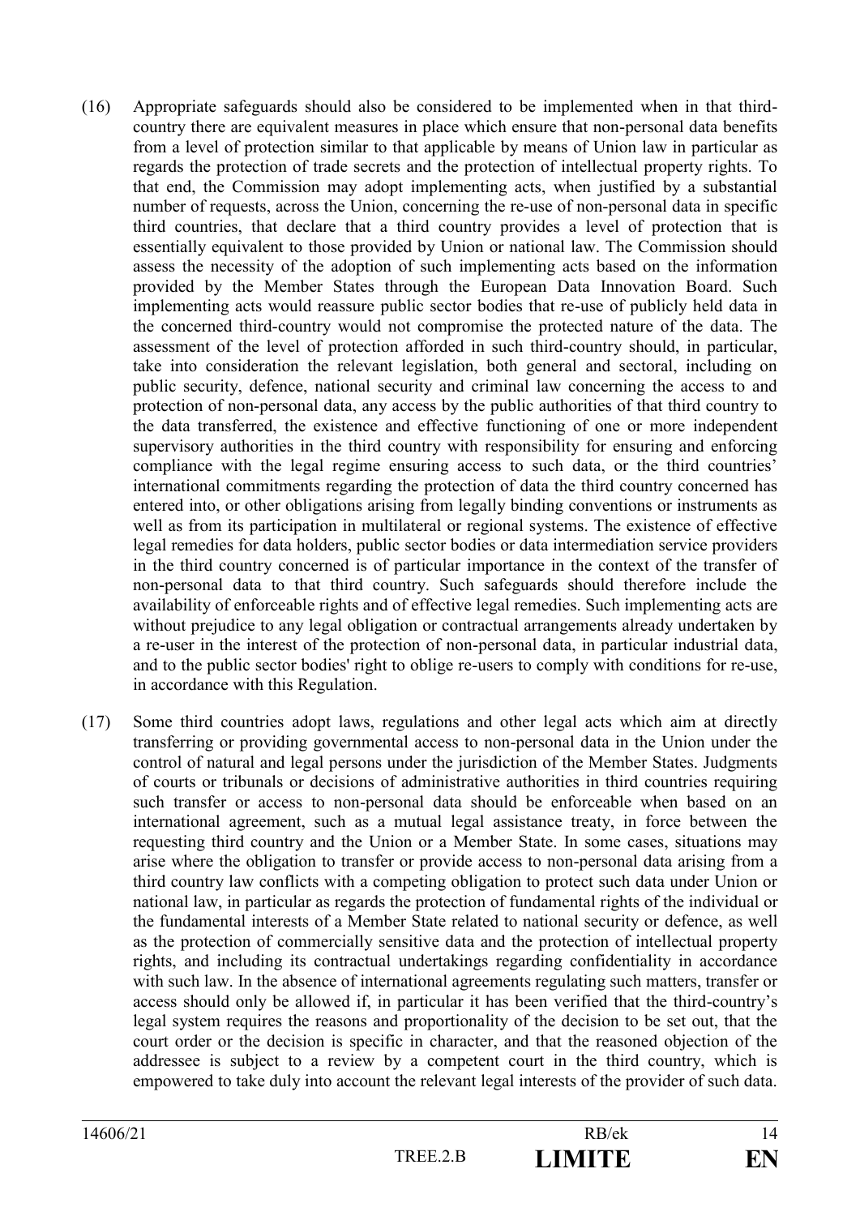(16) Appropriate safeguards should also be considered to be implemented when in that third-country there are equivalent measures in place which ensure that non-personal data benefits from a level of protection similar to that applicable by means of Union law in particular as regards the protection of trade secrets and the protection of intellectual property rights. To that end, the Commission may adopt implementing acts, when justified by a substantial number of requests, across the Union, concerning the re-use of non-personal data in specific third countries, that declare that a third country provides a level of protection that is essentially equivalent to those provided by Union or national law. The Commission should assess the necessity of the adoption of such implementing acts based on the information provided by the Member States through the European Data Innovation Board. Such implementing acts would reassure public sector bodies that re-use of publicly held data in the concerned third-country would not compromise the protected nature of the data. The assessment of the level of protection afforded in such third-country should, in particular, take into consideration the relevant legislation, both general and sectoral, including on public security, defence, national security and criminal law concerning the access to and protection of non-personal data, any access by the public authorities of that third country to the data transferred, the existence and effective functioning of one or more independent supervisory authorities in the third country with responsibility for ensuring and enforcing compliance with the legal regime ensuring access to such data, or the third countries' international commitments regarding the protection of data the third country concerned has entered into, or other obligations arising from legally binding conventions or instruments as well as from its participation in multilateral or regional systems. The existence of effective legal remedies for data holders, public sector bodies or data intermediation service providers in the third country concerned is of particular importance in the context of the transfer of non-personal data to that third country. Such safeguards should therefore include the availability of enforceable rights and of effective legal remedies. Such implementing acts are without prejudice to any legal obligation or contractual arrangements already undertaken by a re-user in the interest of the protection of non-personal data, in particular industrial data, and to the public sector bodies' right to oblige re-users to comply with conditions for re-use, in accordance with this Regulation.

(17) Some third countries adopt laws, regulations and other legal acts which aim at directly transferring or providing governmental access to non-personal data in the Union under the control of natural and legal persons under the jurisdiction of the Member States. Judgments of courts or tribunals or decisions of administrative authorities in third countries requiring such transfer or access to non-personal data should be enforceable when based on an international agreement, such as a mutual legal assistance treaty, in force between the requesting third country and the Union or a Member State. In some cases, situations may arise where the obligation to transfer or provide access to non-personal data arising from a third country law conflicts with a competing obligation to protect such data under Union or national law, in particular as regards the protection of fundamental rights of the individual or the fundamental interests of a Member State related to national security or defence, as well as the protection of commercially sensitive data and the protection of intellectual property rights, and including its contractual undertakings regarding confidentiality in accordance with such law. In the absence of international agreements regulating such matters, transfer or access should only be allowed if, in particular it has been verified that the third-country's legal system requires the reasons and proportionality of the decision to be set out, that the court order or the decision is specific in character, and that the reasoned objection of the addressee is subject to a review by a competent court in the third country, which is empowered to take duly into account the relevant legal interests of the provider of such data.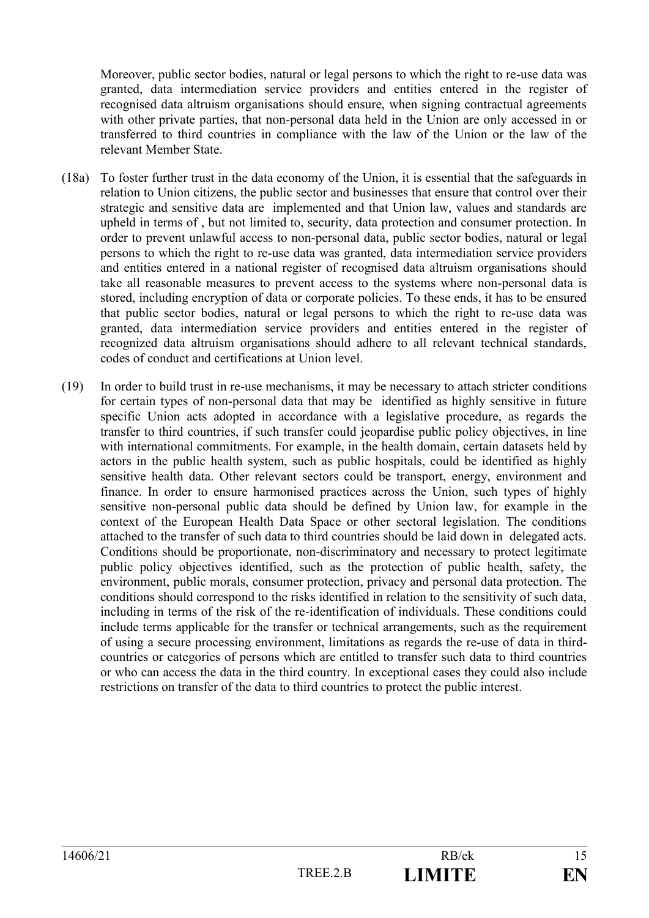Moreover, public sector bodies, natural or legal persons to which the right to re-use data was granted, data intermediation service providers and entities entered in the register of recognised data altruism organisations should ensure, when signing contractual agreements with other private parties, that non-personal data held in the Union are only accessed in or transferred to third countries in compliance with the law of the Union or the law of the relevant Member State.

(18a) To foster further trust in the data economy of the Union, it is essential that the safeguards in relation to Union citizens, the public sector and businesses that ensure that control over their strategic and sensitive data are implemented and that Union law, values and standards are upheld in terms of , but not limited to, security, data protection and consumer protection. In order to prevent unlawful access to non-personal data, public sector bodies, natural or legal persons to which the right to re-use data was granted, data intermediation service providers and entities entered in a national register of recognised data altruism organisations should take all reasonable measures to prevent access to the systems where non-personal data is stored, including encryption of data or corporate policies. To these ends, it has to be ensured that public sector bodies, natural or legal persons to which the right to re-use data was granted, data intermediation service providers and entities entered in the register of recognized data altruism organisations should adhere to all relevant technical standards, codes of conduct and certifications at Union level.

(19) In order to build trust in re-use mechanisms, it may be necessary to attach stricter conditions for certain types of non-personal data that may be identified as highly sensitive in future specific Union acts adopted in accordance with a legislative procedure, as regards the transfer to third countries, if such transfer could jeopardise public policy objectives, in line with international commitments. For example, in the health domain, certain datasets held by actors in the public health system, such as public hospitals, could be identified as highly sensitive health data. Other relevant sectors could be transport, energy, environment and finance. In order to ensure harmonised practices across the Union, such types of highly sensitive non-personal public data should be defined by Union law, for example in the context of the European Health Data Space or other sectoral legislation. The conditions attached to the transfer of such data to third countries should be laid down in delegated acts. Conditions should be proportionate, non-discriminatory and necessary to protect legitimate public policy objectives identified, such as the protection of public health, safety, the environment, public morals, consumer protection, privacy and personal data protection. The conditions should correspond to the risks identified in relation to the sensitivity of such data, including in terms of the risk of the re-identification of individuals. These conditions could include terms applicable for the transfer or technical arrangements, such as the requirement of using a secure processing environment, limitations as regards the re-use of data in third-countries or categories of persons which are entitled to transfer such data to third countries or who can access the data in the third country. In exceptional cases they could also include restrictions on transfer of the data to third countries to protect the public interest.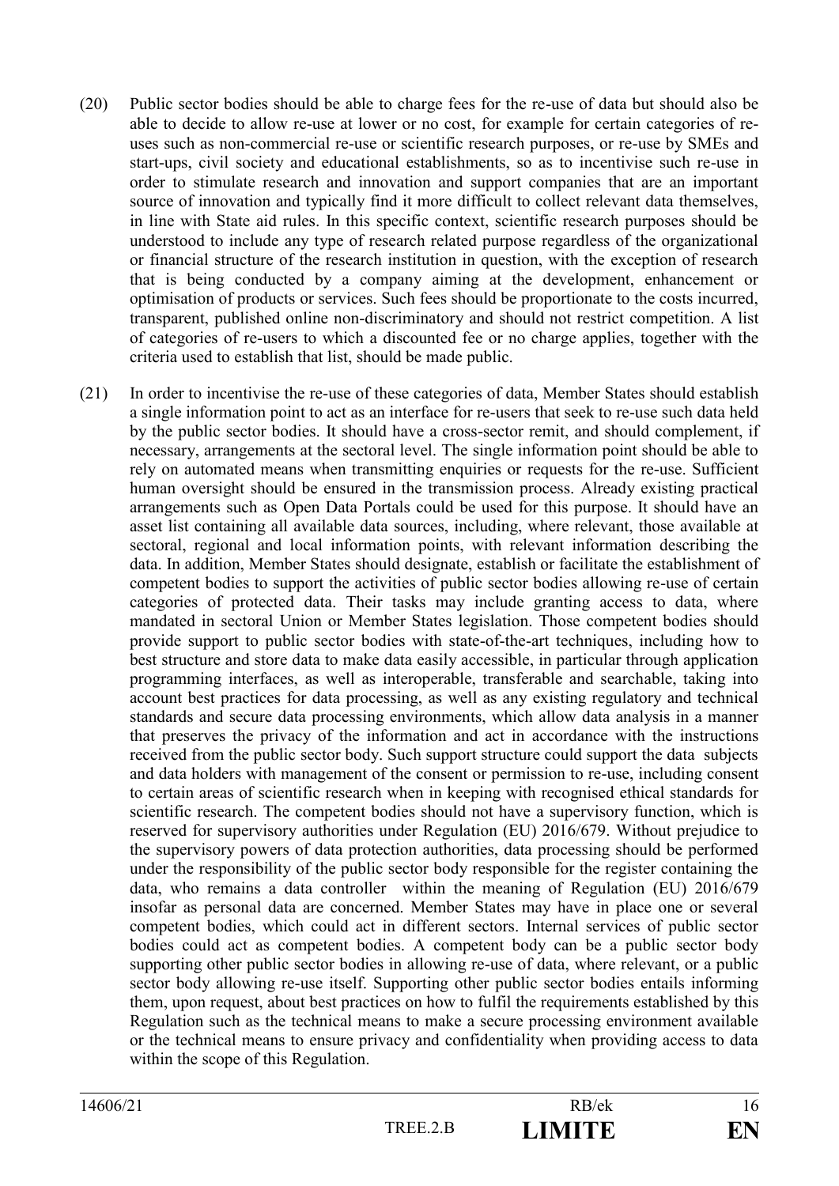(20) Public sector bodies should be able to charge fees for the re-use of data but should also be able to decide to allow re-use at lower or no cost, for example for certain categories of re-uses such as non-commercial re-use or scientific research purposes, or re-use by SMEs and start-ups, civil society and educational establishments, so as to incentivise such re-use in order to stimulate research and innovation and support companies that are an important source of innovation and typically find it more difficult to collect relevant data themselves, in line with State aid rules. In this specific context, scientific research purposes should be understood to include any type of research related purpose regardless of the organizational or financial structure of the research institution in question, with the exception of research that is being conducted by a company aiming at the development, enhancement or optimisation of products or services. Such fees should be proportionate to the costs incurred, transparent, published online non-discriminatory and should not restrict competition. A list of categories of re-users to which a discounted fee or no charge applies, together with the criteria used to establish that list, should be made public.

(21) In order to incentivise the re-use of these categories of data, Member States should establish a single information point to act as an interface for re-users that seek to re-use such data held by the public sector bodies. It should have a cross-sector remit, and should complement, if necessary, arrangements at the sectoral level. The single information point should be able to rely on automated means when transmitting enquiries or requests for the re-use. Sufficient human oversight should be ensured in the transmission process. Already existing practical arrangements such as Open Data Portals could be used for this purpose. It should have an asset list containing all available data sources, including, where relevant, those available at sectoral, regional and local information points, with relevant information describing the data. In addition, Member States should designate, establish or facilitate the establishment of competent bodies to support the activities of public sector bodies allowing re-use of certain categories of protected data. Their tasks may include granting access to data, where mandated in sectoral Union or Member States legislation. Those competent bodies should provide support to public sector bodies with state-of-the-art techniques, including how to best structure and store data to make data easily accessible, in particular through application programming interfaces, as well as interoperable, transferable and searchable, taking into account best practices for data processing, as well as any existing regulatory and technical standards and secure data processing environments, which allow data analysis in a manner that preserves the privacy of the information and act in accordance with the instructions received from the public sector body. Such support structure could support the data subjects and data holders with management of the consent or permission to re-use, including consent to certain areas of scientific research when in keeping with recognised ethical standards for scientific research. The competent bodies should not have a supervisory function, which is reserved for supervisory authorities under Regulation (EU) 2016/679. Without prejudice to the supervisory powers of data protection authorities, data processing should be performed under the responsibility of the public sector body responsible for the register containing the data, who remains a data controller within the meaning of Regulation (EU) 2016/679 insofar as personal data are concerned. Member States may have in place one or several competent bodies, which could act in different sectors. Internal services of public sector bodies could act as competent bodies. A competent body can be a public sector body supporting other public sector bodies in allowing re-use of data, where relevant, or a public sector body allowing re-use itself. Supporting other public sector bodies entails informing them, upon request, about best practices on how to fulfil the requirements established by this Regulation such as the technical means to make a secure processing environment available or the technical means to ensure privacy and confidentiality when providing access to data within the scope of this Regulation.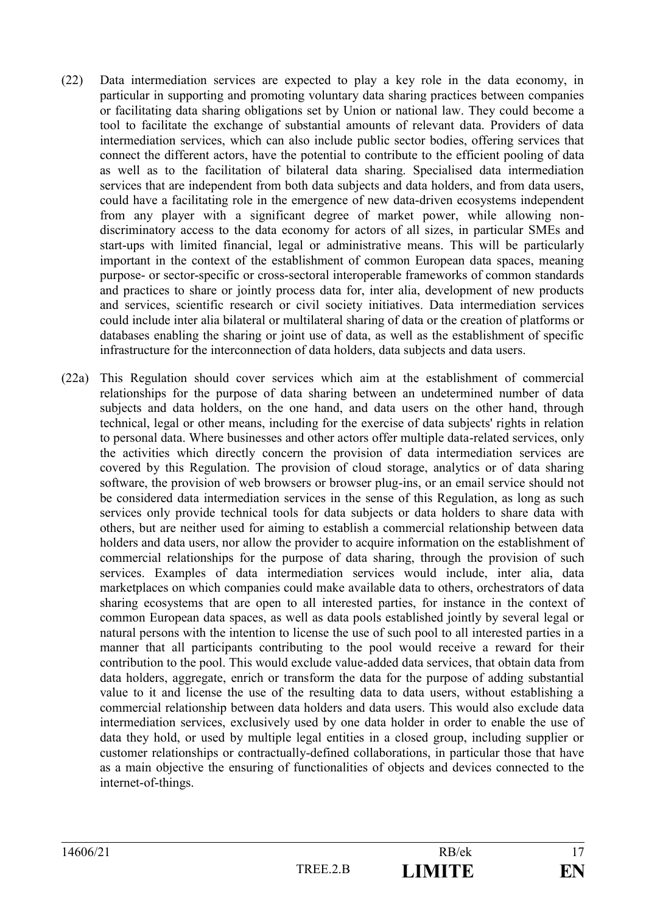(22) Data intermediation services are expected to play a key role in the data economy, in particular in supporting and promoting voluntary data sharing practices between companies or facilitating data sharing obligations set by Union or national law. They could become a tool to facilitate the exchange of substantial amounts of relevant data. Providers of data intermediation services, which can also include public sector bodies, offering services that connect the different actors, have the potential to contribute to the efficient pooling of data as well as to the facilitation of bilateral data sharing. Specialised data intermediation services that are independent from both data subjects and data holders, and from data users, could have a facilitating role in the emergence of new data-driven ecosystems independent from any player with a significant degree of market power, while allowing non-discriminatory access to the data economy for actors of all sizes, in particular SMEs and start-ups with limited financial, legal or administrative means. This will be particularly important in the context of the establishment of common European data spaces, meaning purpose- or sector-specific or cross-sectoral interoperable frameworks of common standards and practices to share or jointly process data for, inter alia, development of new products and services, scientific research or civil society initiatives. Data intermediation services could include inter alia bilateral or multilateral sharing of data or the creation of platforms or databases enabling the sharing or joint use of data, as well as the establishment of specific infrastructure for the interconnection of data holders, data subjects and data users.

(22a) This Regulation should cover services which aim at the establishment of commercial relationships for the purpose of data sharing between an undetermined number of data subjects and data holders, on the one hand, and data users on the other hand, through technical, legal or other means, including for the exercise of data subjects' rights in relation to personal data. Where businesses and other actors offer multiple data-related services, only the activities which directly concern the provision of data intermediation services are covered by this Regulation. The provision of cloud storage, analytics or of data sharing software, the provision of web browsers or browser plug-ins, or an email service should not be considered data intermediation services in the sense of this Regulation, as long as such services only provide technical tools for data subjects or data holders to share data with others, but are neither used for aiming to establish a commercial relationship between data holders and data users, nor allow the provider to acquire information on the establishment of commercial relationships for the purpose of data sharing, through the provision of such services. Examples of data intermediation services would include, inter alia, data marketplaces on which companies could make available data to others, orchestrators of data sharing ecosystems that are open to all interested parties, for instance in the context of common European data spaces, as well as data pools established jointly by several legal or natural persons with the intention to license the use of such pool to all interested parties in a manner that all participants contributing to the pool would receive a reward for their contribution to the pool. This would exclude value-added data services, that obtain data from data holders, aggregate, enrich or transform the data for the purpose of adding substantial value to it and license the use of the resulting data to data users, without establishing a commercial relationship between data holders and data users. This would also exclude data intermediation services, exclusively used by one data holder in order to enable the use of data they hold, or used by multiple legal entities in a closed group, including supplier or customer relationships or contractually-defined collaborations, in particular those that have as a main objective the ensuring of functionalities of objects and devices connected to the internet-of-things.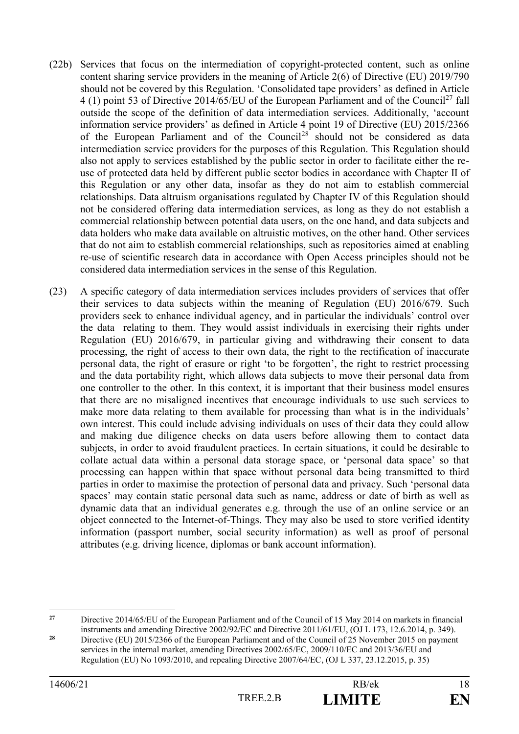(22b) Services that focus on the intermediation of copyright-protected content, such as online content sharing service providers in the meaning of Article 2(6) of Directive (EU) 2019/790 should not be covered by this Regulation. 'Consolidated tape providers' as defined in Article 4 (1) point 53 of Directive 2014/65/EU of the European Parliament and of the Council[27] fall outside the scope of the definition of data intermediation services. Additionally, 'account information service providers' as defined in Article 4 point 19 of Directive (EU) 2015/2366 of the European Parliament and of the Council[28] should not be considered as data intermediation service providers for the purposes of this Regulation. This Regulation should also not apply to services established by the public sector in order to facilitate either the re-use of protected data held by different public sector bodies in accordance with Chapter II of this Regulation or any other data, insofar as they do not aim to establish commercial relationships. Data altruism organisations regulated by Chapter IV of this Regulation should not be considered offering data intermediation services, as long as they do not establish a commercial relationship between potential data users, on the one hand, and data subjects and data holders who make data available on altruistic motives, on the other hand. Other services that do not aim to establish commercial relationships, such as repositories aimed at enabling re-use of scientific research data in accordance with Open Access principles should not be considered data intermediation services in the sense of this Regulation.

(23) A specific category of data intermediation services includes providers of services that offer their services to data subjects within the meaning of Regulation (EU) 2016/679. Such providers seek to enhance individual agency, and in particular the individuals' control over the data relating to them. They would assist individuals in exercising their rights under Regulation (EU) 2016/679, in particular giving and withdrawing their consent to data processing, the right of access to their own data, the right to the rectification of inaccurate personal data, the right of erasure or right 'to be forgotten', the right to restrict processing and the data portability right, which allows data subjects to move their personal data from one controller to the other. In this context, it is important that their business model ensures that there are no misaligned incentives that encourage individuals to use such services to make more data relating to them available for processing than what is in the individuals' own interest. This could include advising individuals on uses of their data they could allow and making due diligence checks on data users before allowing them to contact data subjects, in order to avoid fraudulent practices. In certain situations, it could be desirable to collate actual data within a personal data storage space, or 'personal data space' so that processing can happen within that space without personal data being transmitted to third parties in order to maximise the protection of personal data and privacy. Such 'personal data spaces' may contain static personal data such as name, address or date of birth as well as dynamic data that an individual generates e.g. through the use of an online service or an object connected to the Internet-of-Things. They may also be used to store verified identity information (passport number, social security information) as well as proof of personal attributes (e.g. driving licence, diplomas or bank account information).

---

[27] Directive 2014/65/EU of the European Parliament and of the Council of 15 May 2014 on markets in financial instruments and amending Directive 2002/92/EC and Directive 2011/61/EU, (OJ L 173, 12.6.2014, p. 349).

[28] Directive (EU) 2015/2366 of the European Parliament and of the Council of 25 November 2015 on payment services in the internal market, amending Directives 2002/65/EC, 2009/110/EC and 2013/36/EU and Regulation (EU) No 1093/2010, and repealing Directive 2007/64/EC, (OJ L 337, 23.12.2015, p. 35)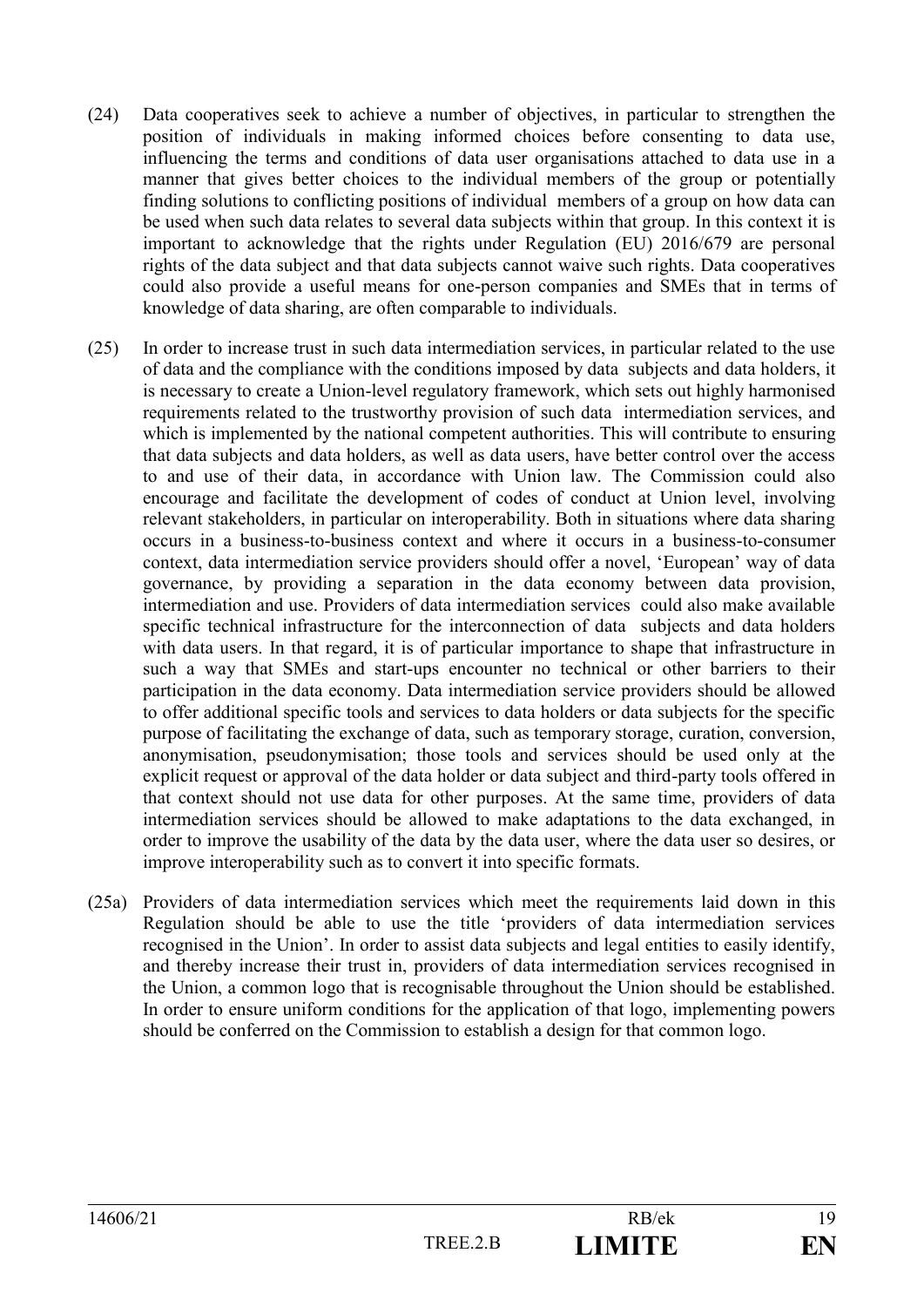(24) Data cooperatives seek to achieve a number of objectives, in particular to strengthen the position of individuals in making informed choices before consenting to data use, influencing the terms and conditions of data user organisations attached to data use in a manner that gives better choices to the individual members of the group or potentially finding solutions to conflicting positions of individual members of a group on how data can be used when such data relates to several data subjects within that group. In this context it is important to acknowledge that the rights under Regulation (EU) 2016/679 are personal rights of the data subject and that data subjects cannot waive such rights. Data cooperatives could also provide a useful means for one-person companies and SMEs that in terms of knowledge of data sharing, are often comparable to individuals.

(25) In order to increase trust in such data intermediation services, in particular related to the use of data and the compliance with the conditions imposed by data subjects and data holders, it is necessary to create a Union-level regulatory framework, which sets out highly harmonised requirements related to the trustworthy provision of such data intermediation services, and which is implemented by the national competent authorities. This will contribute to ensuring that data subjects and data holders, as well as data users, have better control over the access to and use of their data, in accordance with Union law. The Commission could also encourage and facilitate the development of codes of conduct at Union level, involving relevant stakeholders, in particular on interoperability. Both in situations where data sharing occurs in a business-to-business context and where it occurs in a business-to-consumer context, data intermediation service providers should offer a novel, 'European' way of data governance, by providing a separation in the data economy between data provision, intermediation and use. Providers of data intermediation services could also make available specific technical infrastructure for the interconnection of data subjects and data holders with data users. In that regard, it is of particular importance to shape that infrastructure in such a way that SMEs and start-ups encounter no technical or other barriers to their participation in the data economy. Data intermediation service providers should be allowed to offer additional specific tools and services to data holders or data subjects for the specific purpose of facilitating the exchange of data, such as temporary storage, curation, conversion, anonymisation, pseudonymisation; those tools and services should be used only at the explicit request or approval of the data holder or data subject and third-party tools offered in that context should not use data for other purposes. At the same time, providers of data intermediation services should be allowed to make adaptations to the data exchanged, in order to improve the usability of the data by the data user, where the data user so desires, or improve interoperability such as to convert it into specific formats.

(25a) Providers of data intermediation services which meet the requirements laid down in this Regulation should be able to use the title 'providers of data intermediation services recognised in the Union'. In order to assist data subjects and legal entities to easily identify, and thereby increase their trust in, providers of data intermediation services recognised in the Union, a common logo that is recognisable throughout the Union should be established. In order to ensure uniform conditions for the application of that logo, implementing powers should be conferred on the Commission to establish a design for that common logo.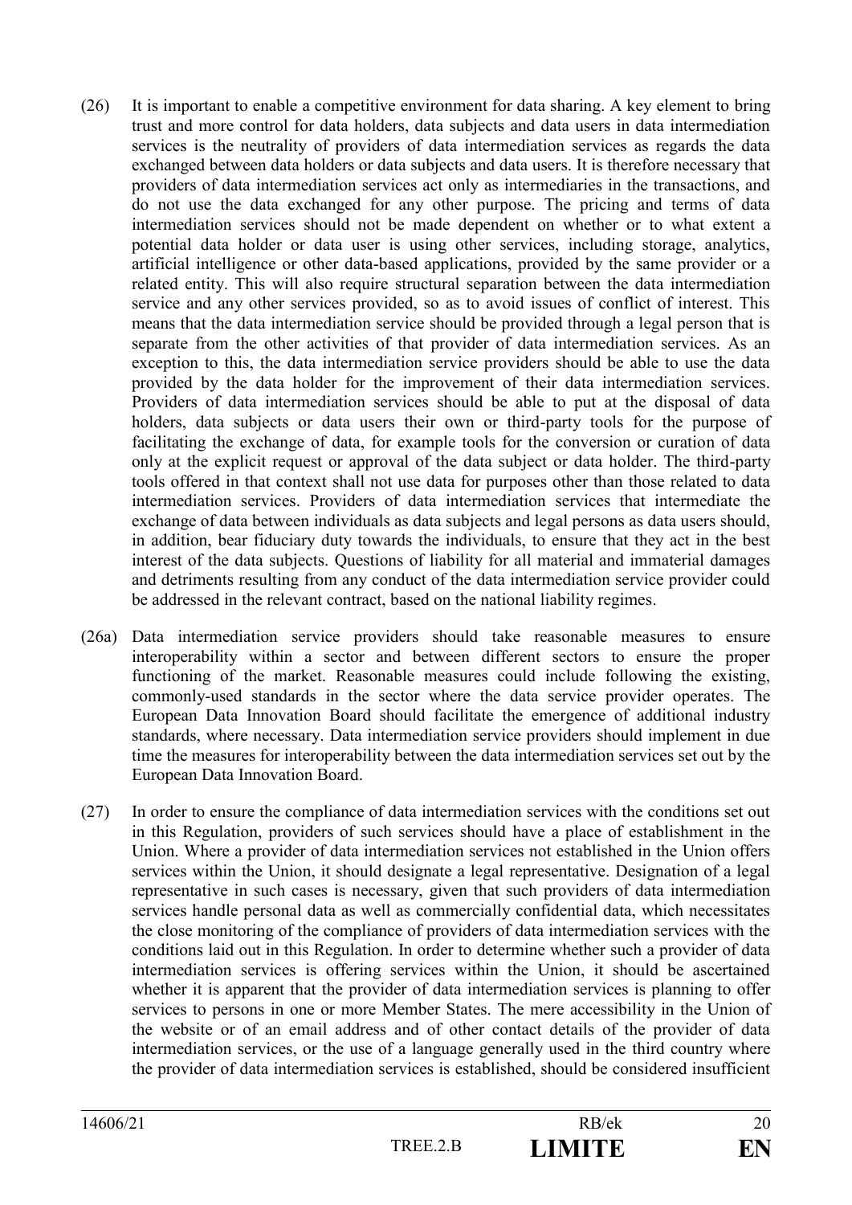(26) It is important to enable a competitive environment for data sharing. A key element to bring trust and more control for data holders, data subjects and data users in data intermediation services is the neutrality of providers of data intermediation services as regards the data exchanged between data holders or data subjects and data users. It is therefore necessary that providers of data intermediation services act only as intermediaries in the transactions, and do not use the data exchanged for any other purpose. The pricing and terms of data intermediation services should not be made dependent on whether or to what extent a potential data holder or data user is using other services, including storage, analytics, artificial intelligence or other data-based applications, provided by the same provider or a related entity. This will also require structural separation between the data intermediation service and any other services provided, so as to avoid issues of conflict of interest. This means that the data intermediation service should be provided through a legal person that is separate from the other activities of that provider of data intermediation services. As an exception to this, the data intermediation service providers should be able to use the data provided by the data holder for the improvement of their data intermediation services. Providers of data intermediation services should be able to put at the disposal of data holders, data subjects or data users their own or third-party tools for the purpose of facilitating the exchange of data, for example tools for the conversion or curation of data only at the explicit request or approval of the data subject or data holder. The third-party tools offered in that context shall not use data for purposes other than those related to data intermediation services. Providers of data intermediation services that intermediate the exchange of data between individuals as data subjects and legal persons as data users should, in addition, bear fiduciary duty towards the individuals, to ensure that they act in the best interest of the data subjects. Questions of liability for all material and immaterial damages and detriments resulting from any conduct of the data intermediation service provider could be addressed in the relevant contract, based on the national liability regimes.

(26a) Data intermediation service providers should take reasonable measures to ensure interoperability within a sector and between different sectors to ensure the proper functioning of the market. Reasonable measures could include following the existing, commonly-used standards in the sector where the data service provider operates. The European Data Innovation Board should facilitate the emergence of additional industry standards, where necessary. Data intermediation service providers should implement in due time the measures for interoperability between the data intermediation services set out by the European Data Innovation Board.

(27) In order to ensure the compliance of data intermediation services with the conditions set out in this Regulation, providers of such services should have a place of establishment in the Union. Where a provider of data intermediation services not established in the Union offers services within the Union, it should designate a legal representative. Designation of a legal representative in such cases is necessary, given that such providers of data intermediation services handle personal data as well as commercially confidential data, which necessitates the close monitoring of the compliance of providers of data intermediation services with the conditions laid out in this Regulation. In order to determine whether such a provider of data intermediation services is offering services within the Union, it should be ascertained whether it is apparent that the provider of data intermediation services is planning to offer services to persons in one or more Member States. The mere accessibility in the Union of the website or of an email address and of other contact details of the provider of data intermediation services, or the use of a language generally used in the third country where the provider of data intermediation services is established, should be considered insufficient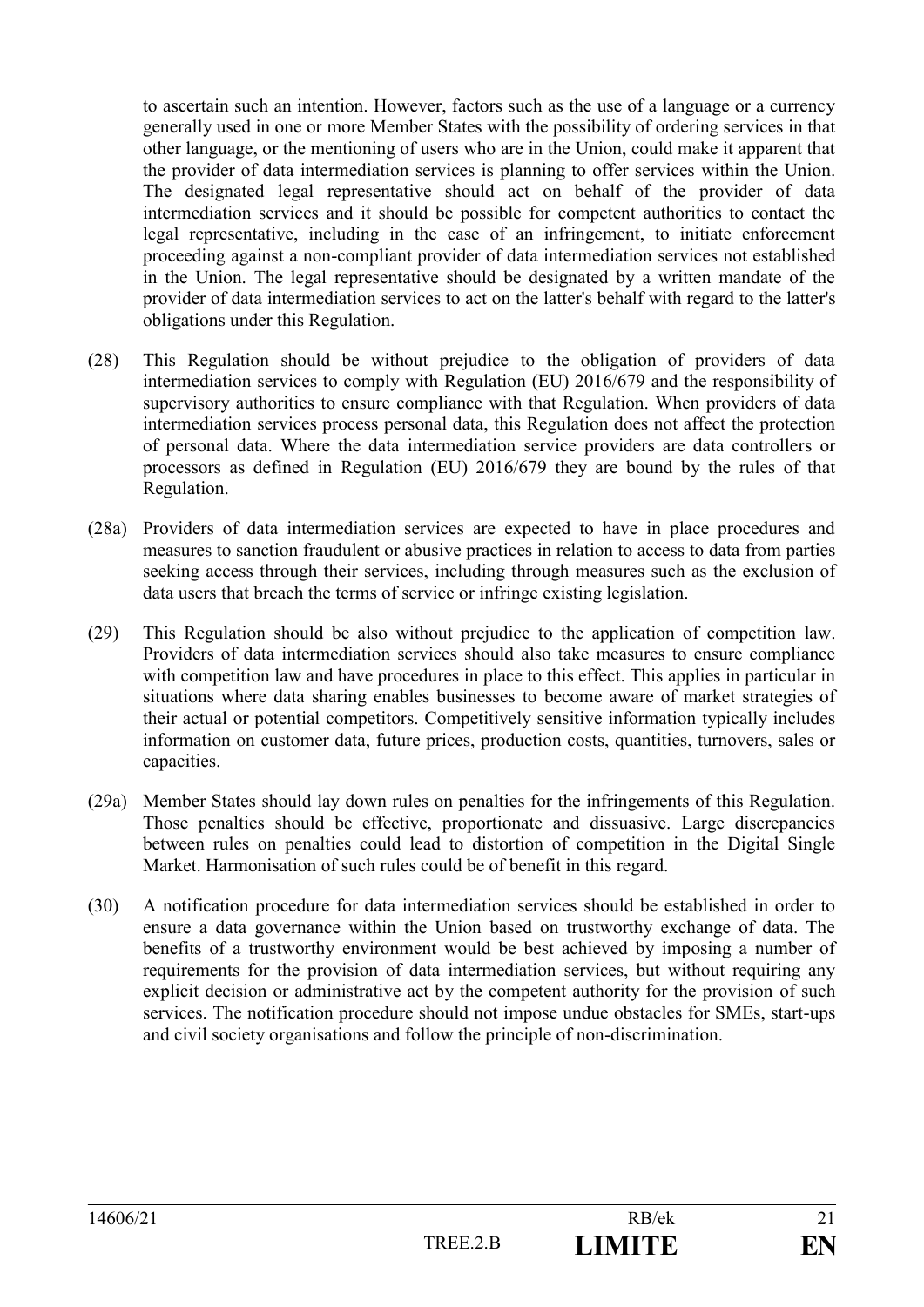to ascertain such an intention. However, factors such as the use of a language or a currency generally used in one or more Member States with the possibility of ordering services in that other language, or the mentioning of users who are in the Union, could make it apparent that the provider of data intermediation services is planning to offer services within the Union. The designated legal representative should act on behalf of the provider of data intermediation services and it should be possible for competent authorities to contact the legal representative, including in the case of an infringement, to initiate enforcement proceeding against a non-compliant provider of data intermediation services not established in the Union. The legal representative should be designated by a written mandate of the provider of data intermediation services to act on the latter's behalf with regard to the latter's obligations under this Regulation.

(28) This Regulation should be without prejudice to the obligation of providers of data intermediation services to comply with Regulation (EU) 2016/679 and the responsibility of supervisory authorities to ensure compliance with that Regulation. When providers of data intermediation services process personal data, this Regulation does not affect the protection of personal data. Where the data intermediation service providers are data controllers or processors as defined in Regulation (EU) 2016/679 they are bound by the rules of that Regulation.

(28a) Providers of data intermediation services are expected to have in place procedures and measures to sanction fraudulent or abusive practices in relation to access to data from parties seeking access through their services, including through measures such as the exclusion of data users that breach the terms of service or infringe existing legislation.

(29) This Regulation should be also without prejudice to the application of competition law. Providers of data intermediation services should also take measures to ensure compliance with competition law and have procedures in place to this effect. This applies in particular in situations where data sharing enables businesses to become aware of market strategies of their actual or potential competitors. Competitively sensitive information typically includes information on customer data, future prices, production costs, quantities, turnovers, sales or capacities.

(29a) Member States should lay down rules on penalties for the infringements of this Regulation. Those penalties should be effective, proportionate and dissuasive. Large discrepancies between rules on penalties could lead to distortion of competition in the Digital Single Market. Harmonisation of such rules could be of benefit in this regard.

(30) A notification procedure for data intermediation services should be established in order to ensure a data governance within the Union based on trustworthy exchange of data. The benefits of a trustworthy environment would be best achieved by imposing a number of requirements for the provision of data intermediation services, but without requiring any explicit decision or administrative act by the competent authority for the provision of such services. The notification procedure should not impose undue obstacles for SMEs, start-ups and civil society organisations and follow the principle of non-discrimination.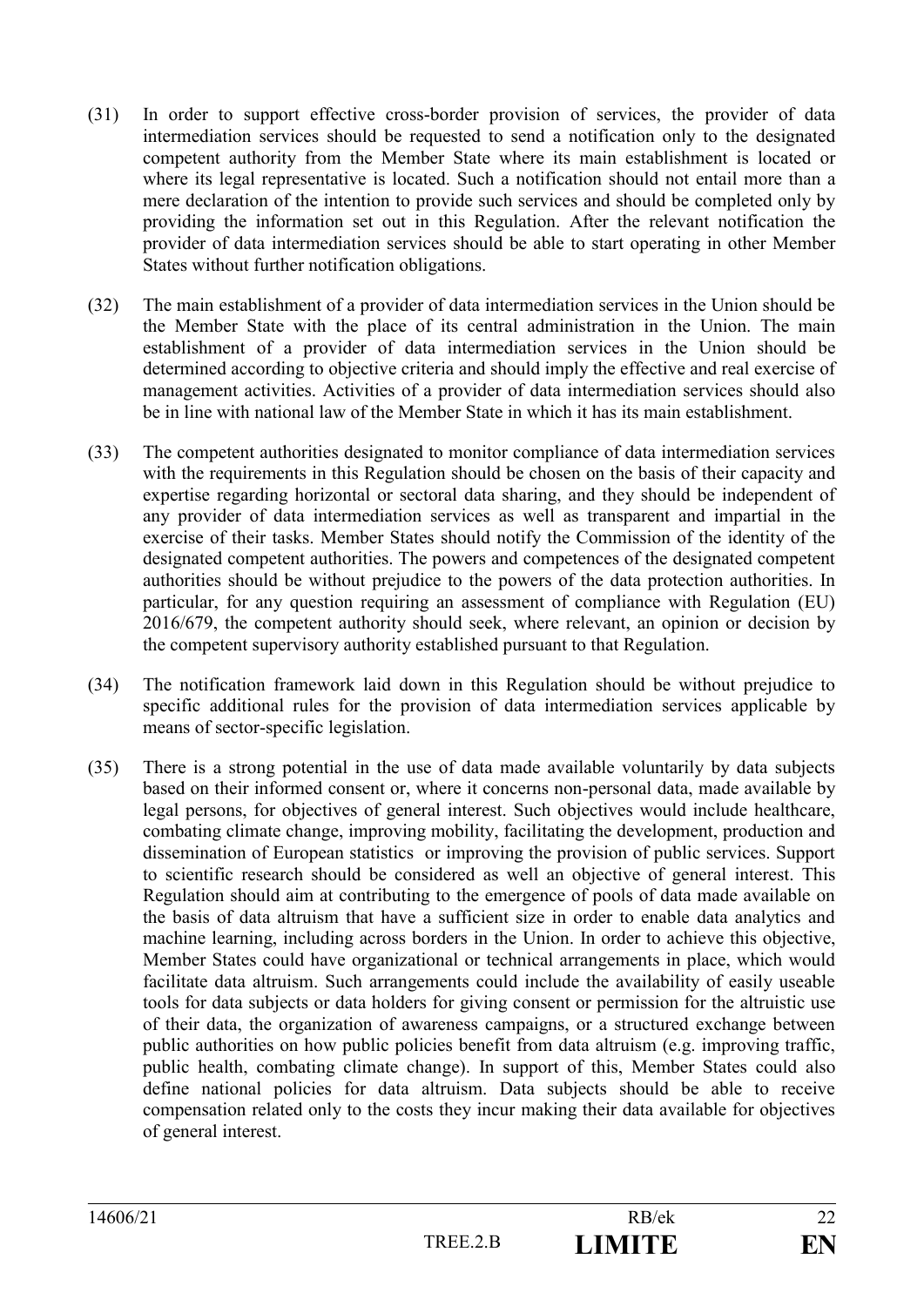(31) In order to support effective cross-border provision of services, the provider of data intermediation services should be requested to send a notification only to the designated competent authority from the Member State where its main establishment is located or where its legal representative is located. Such a notification should not entail more than a mere declaration of the intention to provide such services and should be completed only by providing the information set out in this Regulation. After the relevant notification the provider of data intermediation services should be able to start operating in other Member States without further notification obligations.

(32) The main establishment of a provider of data intermediation services in the Union should be the Member State with the place of its central administration in the Union. The main establishment of a provider of data intermediation services in the Union should be determined according to objective criteria and should imply the effective and real exercise of management activities. Activities of a provider of data intermediation services should also be in line with national law of the Member State in which it has its main establishment.

(33) The competent authorities designated to monitor compliance of data intermediation services with the requirements in this Regulation should be chosen on the basis of their capacity and expertise regarding horizontal or sectoral data sharing, and they should be independent of any provider of data intermediation services as well as transparent and impartial in the exercise of their tasks. Member States should notify the Commission of the identity of the designated competent authorities. The powers and competences of the designated competent authorities should be without prejudice to the powers of the data protection authorities. In particular, for any question requiring an assessment of compliance with Regulation (EU) 2016/679, the competent authority should seek, where relevant, an opinion or decision by the competent supervisory authority established pursuant to that Regulation.

(34) The notification framework laid down in this Regulation should be without prejudice to specific additional rules for the provision of data intermediation services applicable by means of sector-specific legislation.

(35) There is a strong potential in the use of data made available voluntarily by data subjects based on their informed consent or, where it concerns non-personal data, made available by legal persons, for objectives of general interest. Such objectives would include healthcare, combating climate change, improving mobility, facilitating the development, production and dissemination of European statistics or improving the provision of public services. Support to scientific research should be considered as well an objective of general interest. This Regulation should aim at contributing to the emergence of pools of data made available on the basis of data altruism that have a sufficient size in order to enable data analytics and machine learning, including across borders in the Union. In order to achieve this objective, Member States could have organizational or technical arrangements in place, which would facilitate data altruism. Such arrangements could include the availability of easily useable tools for data subjects or data holders for giving consent or permission for the altruistic use of their data, the organization of awareness campaigns, or a structured exchange between public authorities on how public policies benefit from data altruism (e.g. improving traffic, public health, combating climate change). In support of this, Member States could also define national policies for data altruism. Data subjects should be able to receive compensation related only to the costs they incur making their data available for objectives of general interest.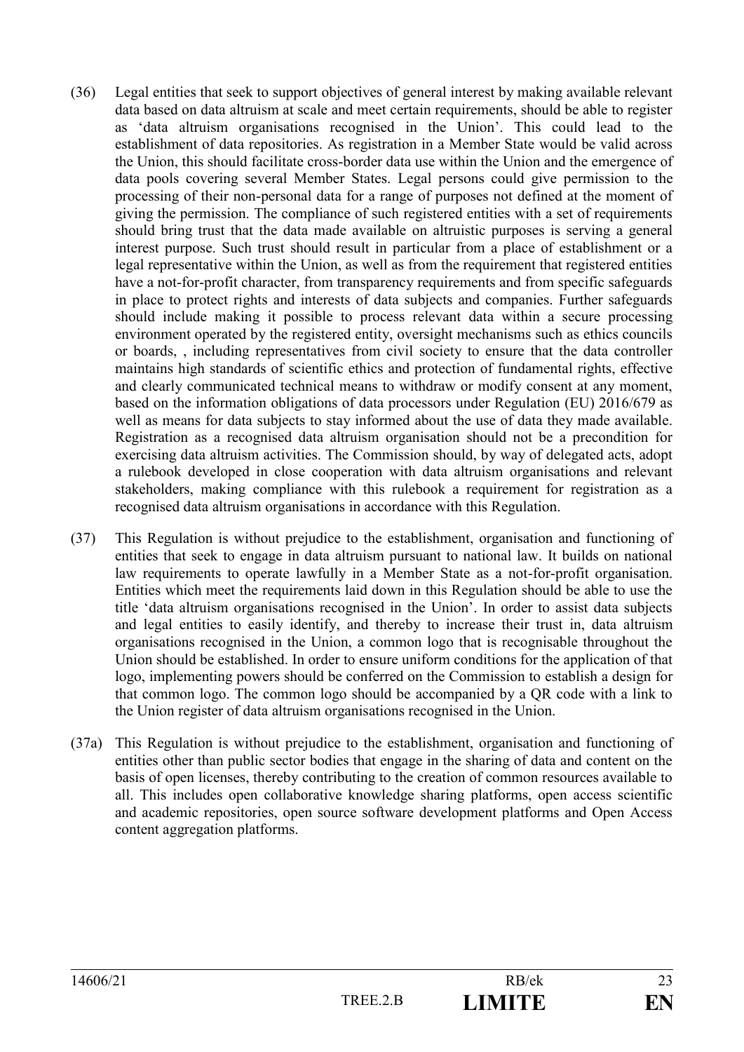(36) Legal entities that seek to support objectives of general interest by making available relevant data based on data altruism at scale and meet certain requirements, should be able to register as 'data altruism organisations recognised in the Union'. This could lead to the establishment of data repositories. As registration in a Member State would be valid across the Union, this should facilitate cross-border data use within the Union and the emergence of data pools covering several Member States. Legal persons could give permission to the processing of their non-personal data for a range of purposes not defined at the moment of giving the permission. The compliance of such registered entities with a set of requirements should bring trust that the data made available on altruistic purposes is serving a general interest purpose. Such trust should result in particular from a place of establishment or a legal representative within the Union, as well as from the requirement that registered entities have a not-for-profit character, from transparency requirements and from specific safeguards in place to protect rights and interests of data subjects and companies. Further safeguards should include making it possible to process relevant data within a secure processing environment operated by the registered entity, oversight mechanisms such as ethics councils or boards, , including representatives from civil society to ensure that the data controller maintains high standards of scientific ethics and protection of fundamental rights, effective and clearly communicated technical means to withdraw or modify consent at any moment, based on the information obligations of data processors under Regulation (EU) 2016/679 as well as means for data subjects to stay informed about the use of data they made available. Registration as a recognised data altruism organisation should not be a precondition for exercising data altruism activities. The Commission should, by way of delegated acts, adopt a rulebook developed in close cooperation with data altruism organisations and relevant stakeholders, making compliance with this rulebook a requirement for registration as a recognised data altruism organisations in accordance with this Regulation.

(37) This Regulation is without prejudice to the establishment, organisation and functioning of entities that seek to engage in data altruism pursuant to national law. It builds on national law requirements to operate lawfully in a Member State as a not-for-profit organisation. Entities which meet the requirements laid down in this Regulation should be able to use the title 'data altruism organisations recognised in the Union'. In order to assist data subjects and legal entities to easily identify, and thereby to increase their trust in, data altruism organisations recognised in the Union, a common logo that is recognisable throughout the Union should be established. In order to ensure uniform conditions for the application of that logo, implementing powers should be conferred on the Commission to establish a design for that common logo. The common logo should be accompanied by a QR code with a link to the Union register of data altruism organisations recognised in the Union.

(37a) This Regulation is without prejudice to the establishment, organisation and functioning of entities other than public sector bodies that engage in the sharing of data and content on the basis of open licenses, thereby contributing to the creation of common resources available to all. This includes open collaborative knowledge sharing platforms, open access scientific and academic repositories, open source software development platforms and Open Access content aggregation platforms.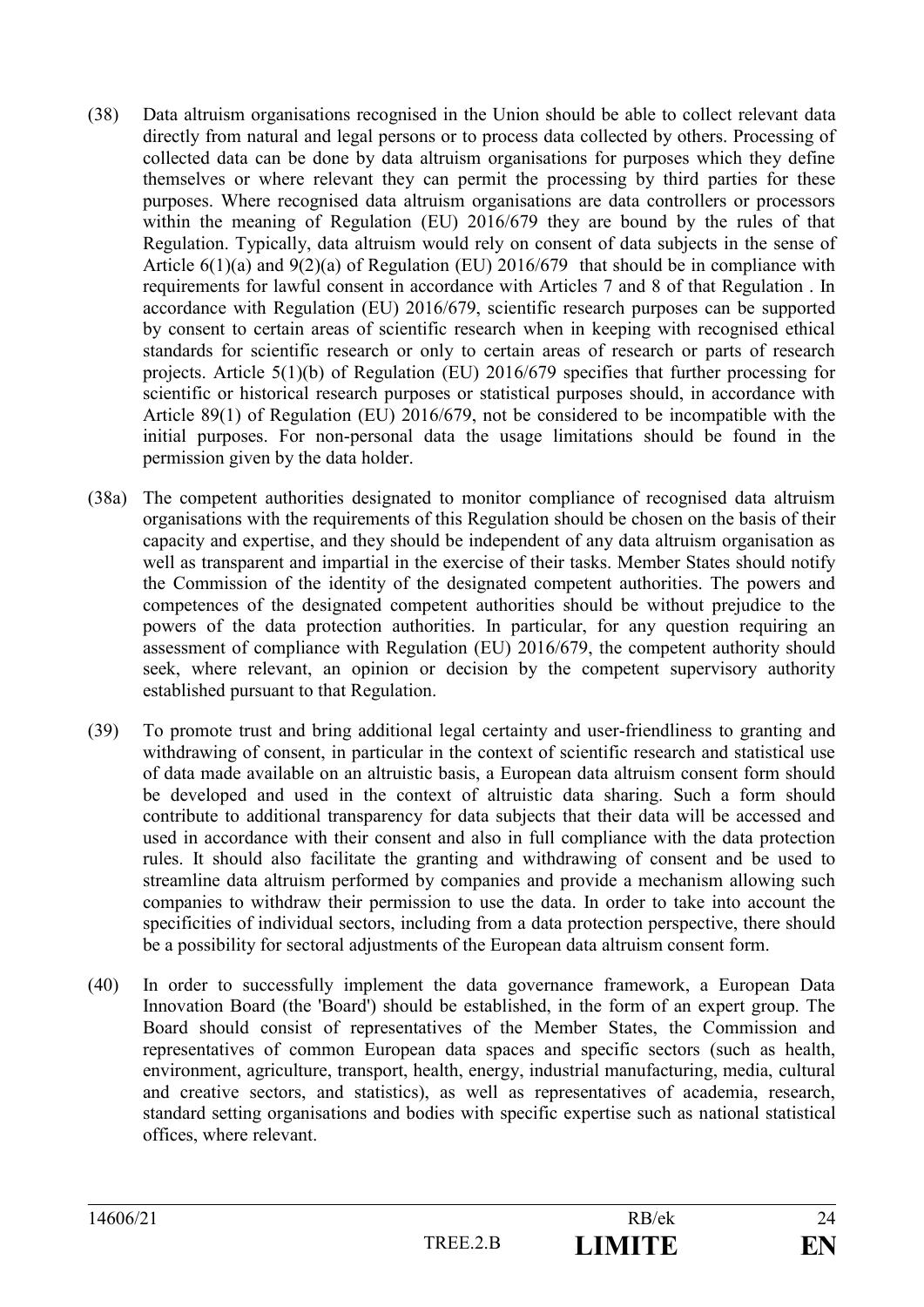(38) Data altruism organisations recognised in the Union should be able to collect relevant data directly from natural and legal persons or to process data collected by others. Processing of collected data can be done by data altruism organisations for purposes which they define themselves or where relevant they can permit the processing by third parties for these purposes. Where recognised data altruism organisations are data controllers or processors within the meaning of Regulation (EU) 2016/679 they are bound by the rules of that Regulation. Typically, data altruism would rely on consent of data subjects in the sense of Article 6(1)(a) and 9(2)(a) of Regulation (EU) 2016/679 that should be in compliance with requirements for lawful consent in accordance with Articles 7 and 8 of that Regulation . In accordance with Regulation (EU) 2016/679, scientific research purposes can be supported by consent to certain areas of scientific research when in keeping with recognised ethical standards for scientific research or only to certain areas of research or parts of research projects. Article 5(1)(b) of Regulation (EU) 2016/679 specifies that further processing for scientific or historical research purposes or statistical purposes should, in accordance with Article 89(1) of Regulation (EU) 2016/679, not be considered to be incompatible with the initial purposes. For non-personal data the usage limitations should be found in the permission given by the data holder.

(38a) The competent authorities designated to monitor compliance of recognised data altruism organisations with the requirements of this Regulation should be chosen on the basis of their capacity and expertise, and they should be independent of any data altruism organisation as well as transparent and impartial in the exercise of their tasks. Member States should notify the Commission of the identity of the designated competent authorities. The powers and competences of the designated competent authorities should be without prejudice to the powers of the data protection authorities. In particular, for any question requiring an assessment of compliance with Regulation (EU) 2016/679, the competent authority should seek, where relevant, an opinion or decision by the competent supervisory authority established pursuant to that Regulation.

(39) To promote trust and bring additional legal certainty and user-friendliness to granting and withdrawing of consent, in particular in the context of scientific research and statistical use of data made available on an altruistic basis, a European data altruism consent form should be developed and used in the context of altruistic data sharing. Such a form should contribute to additional transparency for data subjects that their data will be accessed and used in accordance with their consent and also in full compliance with the data protection rules. It should also facilitate the granting and withdrawing of consent and be used to streamline data altruism performed by companies and provide a mechanism allowing such companies to withdraw their permission to use the data. In order to take into account the specificities of individual sectors, including from a data protection perspective, there should be a possibility for sectoral adjustments of the European data altruism consent form.

(40) In order to successfully implement the data governance framework, a European Data Innovation Board (the 'Board') should be established, in the form of an expert group. The Board should consist of representatives of the Member States, the Commission and representatives of common European data spaces and specific sectors (such as health, environment, agriculture, transport, health, energy, industrial manufacturing, media, cultural and creative sectors, and statistics), as well as representatives of academia, research, standard setting organisations and bodies with specific expertise such as national statistical offices, where relevant.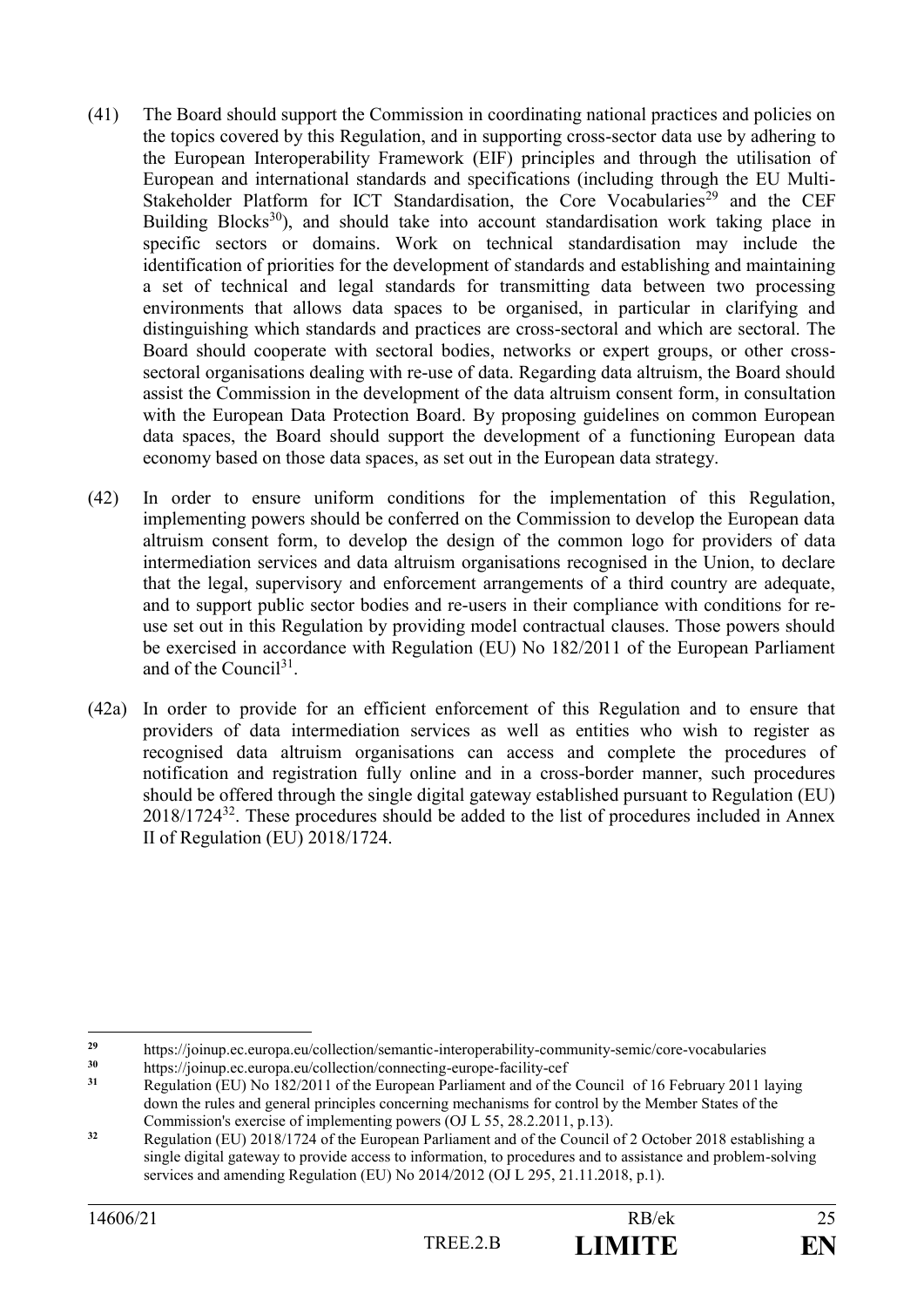(41) The Board should support the Commission in coordinating national practices and policies on the topics covered by this Regulation, and in supporting cross-sector data use by adhering to the European Interoperability Framework (EIF) principles and through the utilisation of European and international standards and specifications (including through the EU Multi-Stakeholder Platform for ICT Standardisation, the Core Vocabularies[29] and the CEF Building Blocks[30]), and should take into account standardisation work taking place in specific sectors or domains. Work on technical standardisation may include the identification of priorities for the development of standards and establishing and maintaining a set of technical and legal standards for transmitting data between two processing environments that allows data spaces to be organised, in particular in clarifying and distinguishing which standards and practices are cross-sectoral and which are sectoral. The Board should cooperate with sectoral bodies, networks or expert groups, or other cross-sectoral organisations dealing with re-use of data. Regarding data altruism, the Board should assist the Commission in the development of the data altruism consent form, in consultation with the European Data Protection Board. By proposing guidelines on common European data spaces, the Board should support the development of a functioning European data economy based on those data spaces, as set out in the European data strategy.

(42) In order to ensure uniform conditions for the implementation of this Regulation, implementing powers should be conferred on the Commission to develop the European data altruism consent form, to develop the design of the common logo for providers of data intermediation services and data altruism organisations recognised in the Union, to declare that the legal, supervisory and enforcement arrangements of a third country are adequate, and to support public sector bodies and re-users in their compliance with conditions for re-use set out in this Regulation by providing model contractual clauses. Those powers should be exercised in accordance with Regulation (EU) No 182/2011 of the European Parliament and of the Council[31].

(42a) In order to provide for an efficient enforcement of this Regulation and to ensure that providers of data intermediation services as well as entities who wish to register as recognised data altruism organisations can access and complete the procedures of notification and registration fully online and in a cross-border manner, such procedures should be offered through the single digital gateway established pursuant to Regulation (EU) 2018/1724[32]. These procedures should be added to the list of procedures included in Annex II of Regulation (EU) 2018/1724.

---

[29] https://joinup.ec.europa.eu/collection/semantic-interoperability-community-semic/core-vocabularies

[30] https://joinup.ec.europa.eu/collection/connecting-europe-facility-cef

[31] Regulation (EU) No 182/2011 of the European Parliament and of the Council of 16 February 2011 laying down the rules and general principles concerning mechanisms for control by the Member States of the Commission's exercise of implementing powers (OJ L 55, 28.2.2011, p.13).

[32] Regulation (EU) 2018/1724 of the European Parliament and of the Council of 2 October 2018 establishing a single digital gateway to provide access to information, to procedures and to assistance and problem-solving services and amending Regulation (EU) No 2014/2012 (OJ L 295, 21.11.2018, p.1).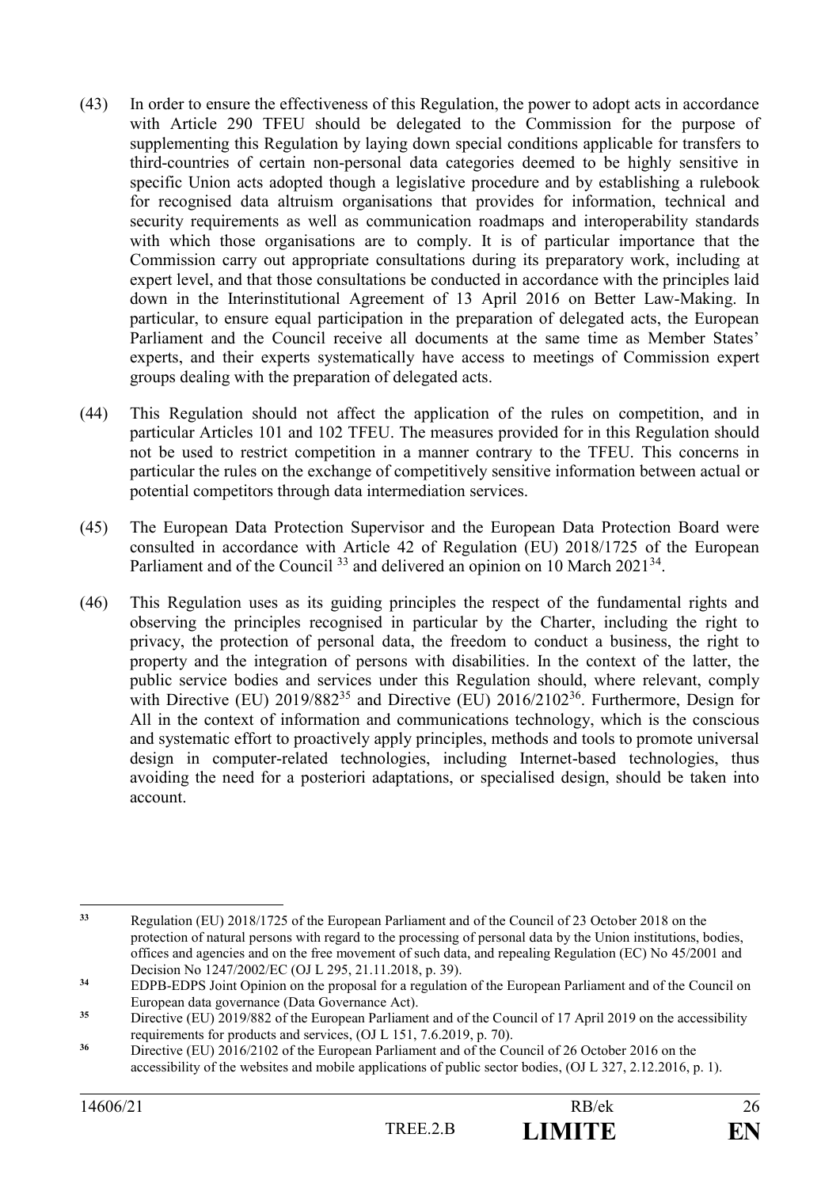(43) In order to ensure the effectiveness of this Regulation, the power to adopt acts in accordance with Article 290 TFEU should be delegated to the Commission for the purpose of supplementing this Regulation by laying down special conditions applicable for transfers to third-countries of certain non-personal data categories deemed to be highly sensitive in specific Union acts adopted though a legislative procedure and by establishing a rulebook for recognised data altruism organisations that provides for information, technical and security requirements as well as communication roadmaps and interoperability standards with which those organisations are to comply. It is of particular importance that the Commission carry out appropriate consultations during its preparatory work, including at expert level, and that those consultations be conducted in accordance with the principles laid down in the Interinstitutional Agreement of 13 April 2016 on Better Law-Making. In particular, to ensure equal participation in the preparation of delegated acts, the European Parliament and the Council receive all documents at the same time as Member States' experts, and their experts systematically have access to meetings of Commission expert groups dealing with the preparation of delegated acts.

(44) This Regulation should not affect the application of the rules on competition, and in particular Articles 101 and 102 TFEU. The measures provided for in this Regulation should not be used to restrict competition in a manner contrary to the TFEU. This concerns in particular the rules on the exchange of competitively sensitive information between actual or potential competitors through data intermediation services.

(45) The European Data Protection Supervisor and the European Data Protection Board were consulted in accordance with Article 42 of Regulation (EU) 2018/1725 of the European Parliament and of the Council [33] and delivered an opinion on 10 March 2021[34].

(46) This Regulation uses as its guiding principles the respect of the fundamental rights and observing the principles recognised in particular by the Charter, including the right to privacy, the protection of personal data, the freedom to conduct a business, the right to property and the integration of persons with disabilities. In the context of the latter, the public service bodies and services under this Regulation should, where relevant, comply with Directive (EU) 2019/882[35] and Directive (EU) 2016/2102[36]. Furthermore, Design for All in the context of information and communications technology, which is the conscious and systematic effort to proactively apply principles, methods and tools to promote universal design in computer-related technologies, including Internet-based technologies, thus avoiding the need for a posteriori adaptations, or specialised design, should be taken into account.

---

[33] Regulation (EU) 2018/1725 of the European Parliament and of the Council of 23 October 2018 on the protection of natural persons with regard to the processing of personal data by the Union institutions, bodies, offices and agencies and on the free movement of such data, and repealing Regulation (EC) No 45/2001 and Decision No 1247/2002/EC (OJ L 295, 21.11.2018, p. 39).

[34] EDPB-EDPS Joint Opinion on the proposal for a regulation of the European Parliament and of the Council on European data governance (Data Governance Act).

[35] Directive (EU) 2019/882 of the European Parliament and of the Council of 17 April 2019 on the accessibility requirements for products and services, (OJ L 151, 7.6.2019, p. 70).

[36] Directive (EU) 2016/2102 of the European Parliament and of the Council of 26 October 2016 on the accessibility of the websites and mobile applications of public sector bodies, (OJ L 327, 2.12.2016, p. 1).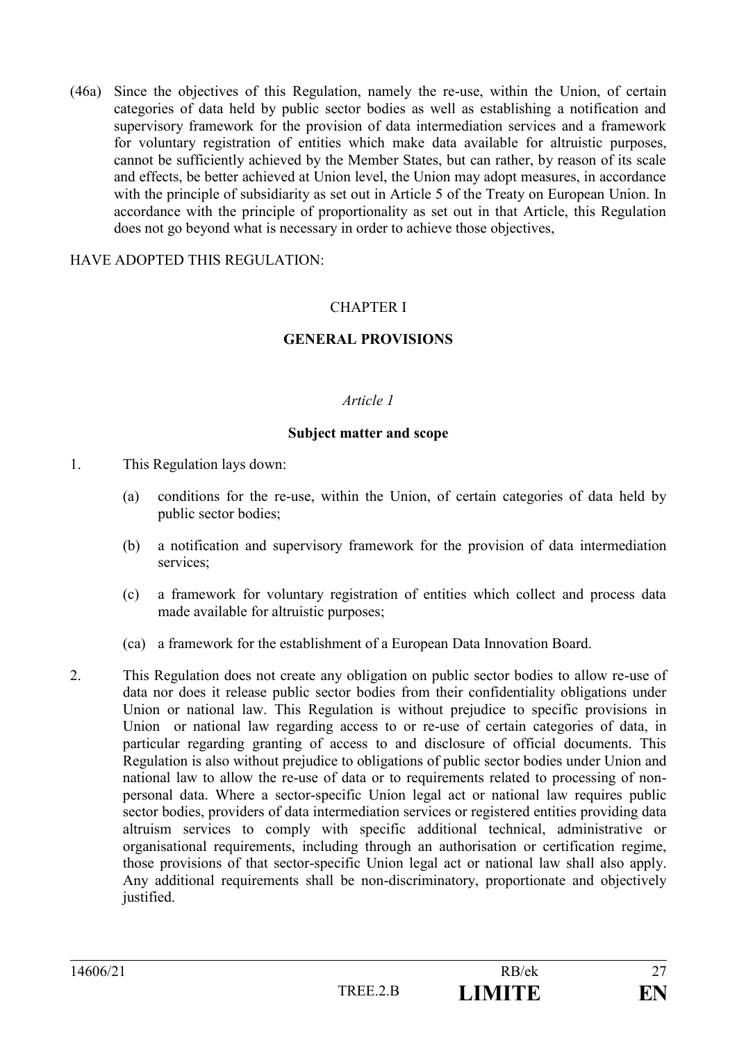(46a) Since the objectives of this Regulation, namely the re-use, within the Union, of certain categories of data held by public sector bodies as well as establishing a notification and supervisory framework for the provision of data intermediation services and a framework for voluntary registration of entities which make data available for altruistic purposes, cannot be sufficiently achieved by the Member States, but can rather, by reason of its scale and effects, be better achieved at Union level, the Union may adopt measures, in accordance with the principle of subsidiarity as set out in Article 5 of the Treaty on European Union. In accordance with the principle of proportionality as set out in that Article, this Regulation does not go beyond what is necessary in order to achieve those objectives,

HAVE ADOPTED THIS REGULATION:

CHAPTER I

**GENERAL PROVISIONS**

*Article 1*

**Subject matter and scope**

1. This Regulation lays down:

   (a) conditions for the re-use, within the Union, of certain categories of data held by public sector bodies;

   (b) a notification and supervisory framework for the provision of data intermediation services;

   (c) a framework for voluntary registration of entities which collect and process data made available for altruistic purposes;

   (ca) a framework for the establishment of a European Data Innovation Board.

2. This Regulation does not create any obligation on public sector bodies to allow re-use of data nor does it release public sector bodies from their confidentiality obligations under Union or national law. This Regulation is without prejudice to specific provisions in Union or national law regarding access to or re-use of certain categories of data, in particular regarding granting of access to and disclosure of official documents. This Regulation is also without prejudice to obligations of public sector bodies under Union and national law to allow the re-use of data or to requirements related to processing of non-personal data. Where a sector-specific Union legal act or national law requires public sector bodies, providers of data intermediation services or registered entities providing data altruism services to comply with specific additional technical, administrative or organisational requirements, including through an authorisation or certification regime, those provisions of that sector-specific Union legal act or national law shall also apply. Any additional requirements shall be non-discriminatory, proportionate and objectively justified.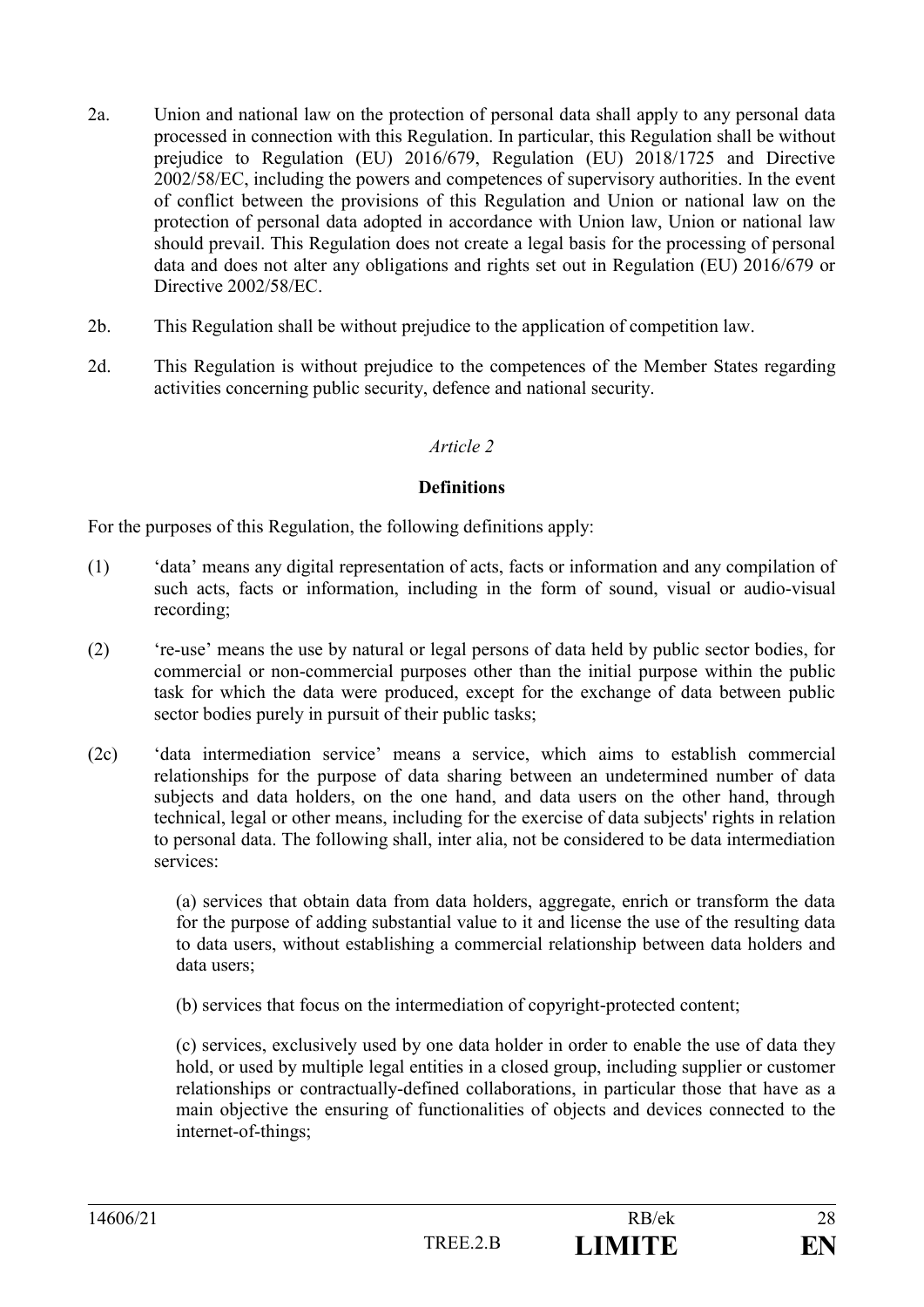2a. Union and national law on the protection of personal data shall apply to any personal data processed in connection with this Regulation. In particular, this Regulation shall be without prejudice to Regulation (EU) 2016/679, Regulation (EU) 2018/1725 and Directive 2002/58/EC, including the powers and competences of supervisory authorities. In the event of conflict between the provisions of this Regulation and Union or national law on the protection of personal data adopted in accordance with Union law, Union or national law should prevail. This Regulation does not create a legal basis for the processing of personal data and does not alter any obligations and rights set out in Regulation (EU) 2016/679 or Directive 2002/58/EC.

2b. This Regulation shall be without prejudice to the application of competition law.

2d. This Regulation is without prejudice to the competences of the Member States regarding activities concerning public security, defence and national security.

*Article 2*

**Definitions**

For the purposes of this Regulation, the following definitions apply:

(1) 'data' means any digital representation of acts, facts or information and any compilation of such acts, facts or information, including in the form of sound, visual or audio-visual recording;

(2) 're-use' means the use by natural or legal persons of data held by public sector bodies, for commercial or non-commercial purposes other than the initial purpose within the public task for which the data were produced, except for the exchange of data between public sector bodies purely in pursuit of their public tasks;

(2c) 'data intermediation service' means a service, which aims to establish commercial relationships for the purpose of data sharing between an undetermined number of data subjects and data holders, on the one hand, and data users on the other hand, through technical, legal or other means, including for the exercise of data subjects' rights in relation to personal data. The following shall, inter alia, not be considered to be data intermediation services:

(a) services that obtain data from data holders, aggregate, enrich or transform the data for the purpose of adding substantial value to it and license the use of the resulting data to data users, without establishing a commercial relationship between data holders and data users;

(b) services that focus on the intermediation of copyright-protected content;

(c) services, exclusively used by one data holder in order to enable the use of data they hold, or used by multiple legal entities in a closed group, including supplier or customer relationships or contractually-defined collaborations, in particular those that have as a main objective the ensuring of functionalities of objects and devices connected to the internet-of-things;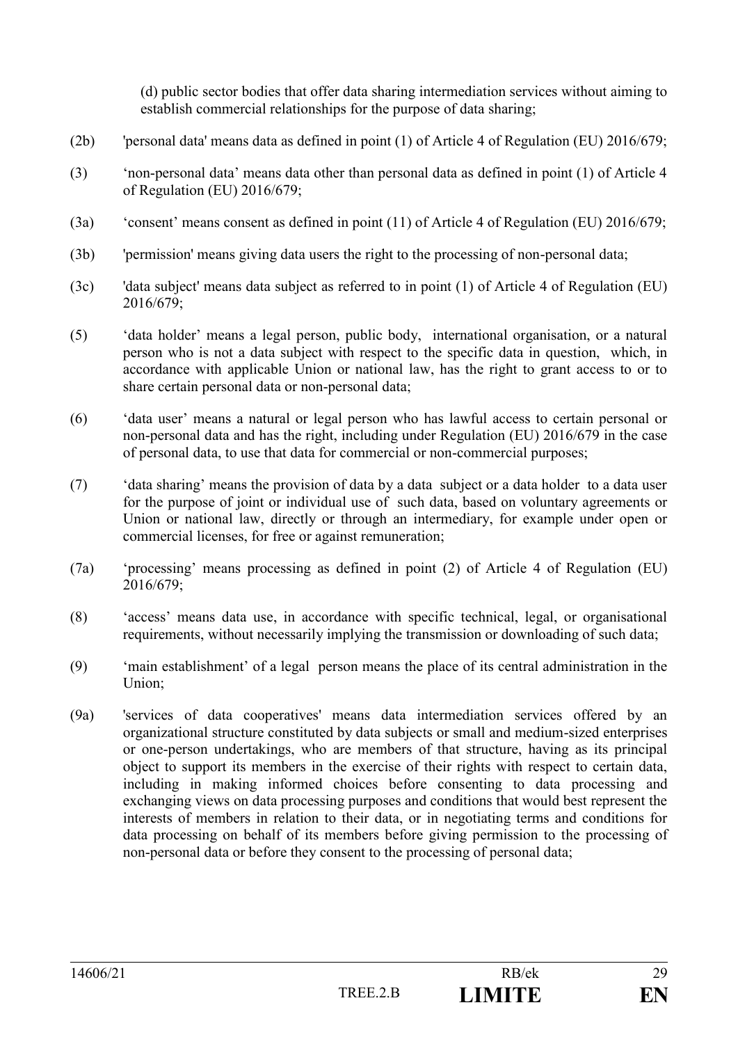(d) public sector bodies that offer data sharing intermediation services without aiming to establish commercial relationships for the purpose of data sharing;

(2b) 'personal data' means data as defined in point (1) of Article 4 of Regulation (EU) 2016/679;

(3) 'non-personal data' means data other than personal data as defined in point (1) of Article 4 of Regulation (EU) 2016/679;

(3a) 'consent' means consent as defined in point (11) of Article 4 of Regulation (EU) 2016/679;

(3b) 'permission' means giving data users the right to the processing of non-personal data;

(3c) 'data subject' means data subject as referred to in point (1) of Article 4 of Regulation (EU) 2016/679;

(5) 'data holder' means a legal person, public body, international organisation, or a natural person who is not a data subject with respect to the specific data in question, which, in accordance with applicable Union or national law, has the right to grant access to or to share certain personal data or non-personal data;

(6) 'data user' means a natural or legal person who has lawful access to certain personal or non-personal data and has the right, including under Regulation (EU) 2016/679 in the case of personal data, to use that data for commercial or non-commercial purposes;

(7) 'data sharing' means the provision of data by a data subject or a data holder to a data user for the purpose of joint or individual use of such data, based on voluntary agreements or Union or national law, directly or through an intermediary, for example under open or commercial licenses, for free or against remuneration;

(7a) 'processing' means processing as defined in point (2) of Article 4 of Regulation (EU) 2016/679;

(8) 'access' means data use, in accordance with specific technical, legal, or organisational requirements, without necessarily implying the transmission or downloading of such data;

(9) 'main establishment' of a legal person means the place of its central administration in the Union;

(9a) 'services of data cooperatives' means data intermediation services offered by an organizational structure constituted by data subjects or small and medium-sized enterprises or one-person undertakings, who are members of that structure, having as its principal object to support its members in the exercise of their rights with respect to certain data, including in making informed choices before consenting to data processing and exchanging views on data processing purposes and conditions that would best represent the interests of members in relation to their data, or in negotiating terms and conditions for data processing on behalf of its members before giving permission to the processing of non-personal data or before they consent to the processing of personal data;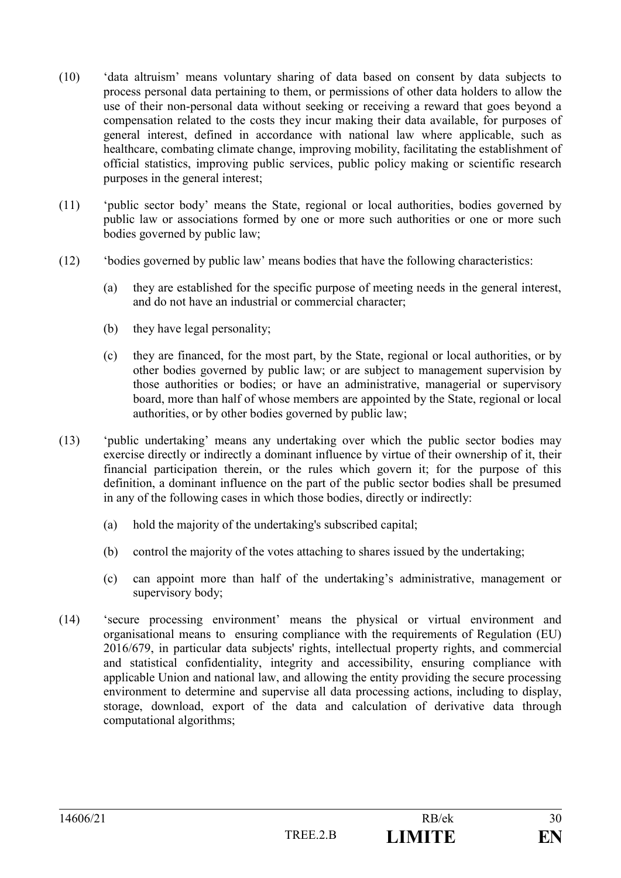(10) 'data altruism' means voluntary sharing of data based on consent by data subjects to process personal data pertaining to them, or permissions of other data holders to allow the use of their non-personal data without seeking or receiving a reward that goes beyond a compensation related to the costs they incur making their data available, for purposes of general interest, defined in accordance with national law where applicable, such as healthcare, combating climate change, improving mobility, facilitating the establishment of official statistics, improving public services, public policy making or scientific research purposes in the general interest;

(11) 'public sector body' means the State, regional or local authorities, bodies governed by public law or associations formed by one or more such authorities or one or more such bodies governed by public law;

(12) 'bodies governed by public law' means bodies that have the following characteristics:

  (a) they are established for the specific purpose of meeting needs in the general interest, and do not have an industrial or commercial character;

  (b) they have legal personality;

  (c) they are financed, for the most part, by the State, regional or local authorities, or by other bodies governed by public law; or are subject to management supervision by those authorities or bodies; or have an administrative, managerial or supervisory board, more than half of whose members are appointed by the State, regional or local authorities, or by other bodies governed by public law;

(13) 'public undertaking' means any undertaking over which the public sector bodies may exercise directly or indirectly a dominant influence by virtue of their ownership of it, their financial participation therein, or the rules which govern it; for the purpose of this definition, a dominant influence on the part of the public sector bodies shall be presumed in any of the following cases in which those bodies, directly or indirectly:

  (a) hold the majority of the undertaking's subscribed capital;

  (b) control the majority of the votes attaching to shares issued by the undertaking;

  (c) can appoint more than half of the undertaking's administrative, management or supervisory body;

(14) 'secure processing environment' means the physical or virtual environment and organisational means to ensuring compliance with the requirements of Regulation (EU) 2016/679, in particular data subjects' rights, intellectual property rights, and commercial and statistical confidentiality, integrity and accessibility, ensuring compliance with applicable Union and national law, and allowing the entity providing the secure processing environment to determine and supervise all data processing actions, including to display, storage, download, export of the data and calculation of derivative data through computational algorithms;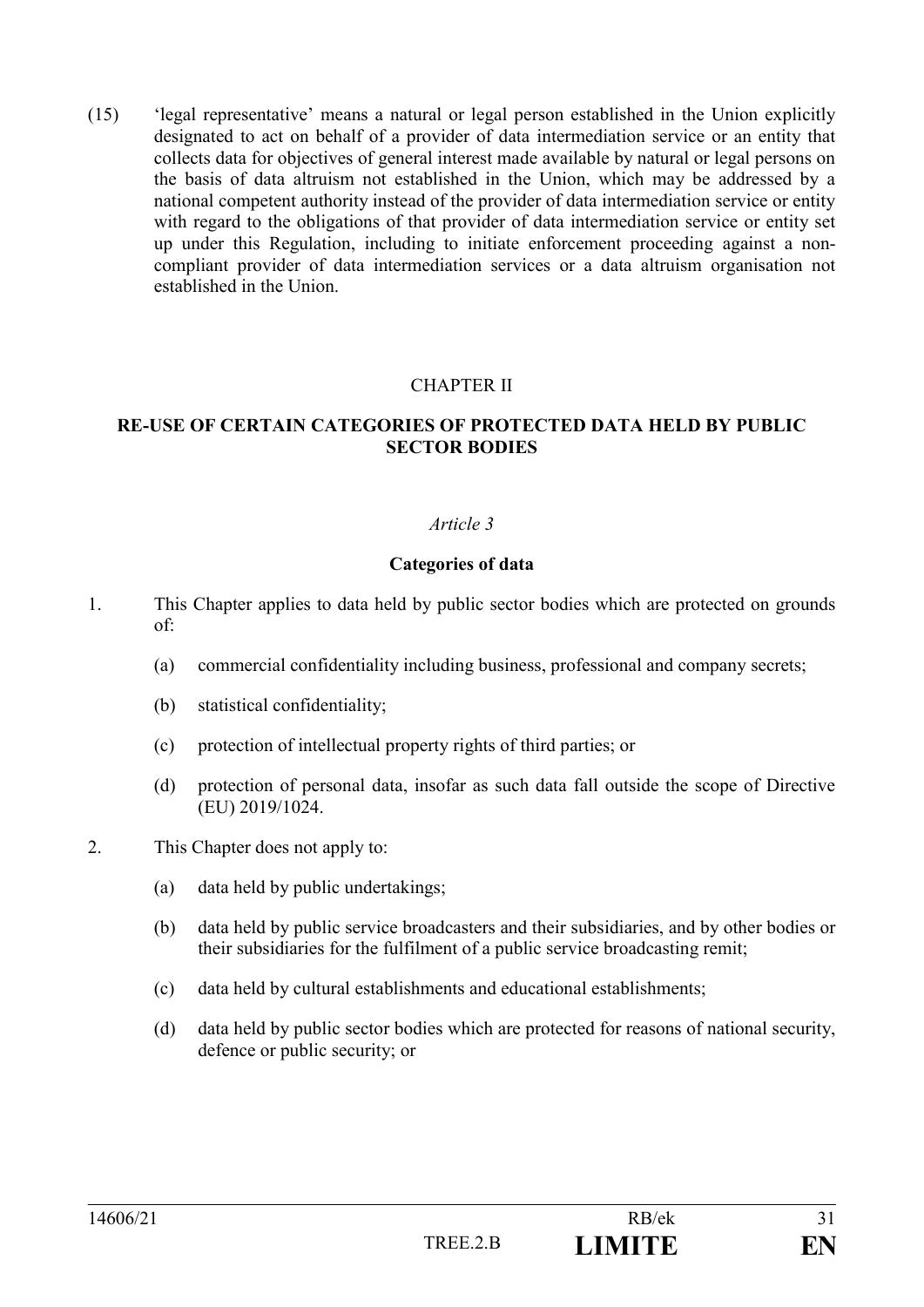(15) 'legal representative' means a natural or legal person established in the Union explicitly designated to act on behalf of a provider of data intermediation service or an entity that collects data for objectives of general interest made available by natural or legal persons on the basis of data altruism not established in the Union, which may be addressed by a national competent authority instead of the provider of data intermediation service or entity with regard to the obligations of that provider of data intermediation service or entity set up under this Regulation, including to initiate enforcement proceeding against a non-compliant provider of data intermediation services or a data altruism organisation not established in the Union.

## CHAPTER II

## RE-USE OF CERTAIN CATEGORIES OF PROTECTED DATA HELD BY PUBLIC SECTOR BODIES

### *Article 3*

### Categories of data

1. This Chapter applies to data held by public sector bodies which are protected on grounds of:

   (a) commercial confidentiality including business, professional and company secrets;

   (b) statistical confidentiality;

   (c) protection of intellectual property rights of third parties; or

   (d) protection of personal data, insofar as such data fall outside the scope of Directive (EU) 2019/1024.

2. This Chapter does not apply to:

   (a) data held by public undertakings;

   (b) data held by public service broadcasters and their subsidiaries, and by other bodies or their subsidiaries for the fulfilment of a public service broadcasting remit;

   (c) data held by cultural establishments and educational establishments;

   (d) data held by public sector bodies which are protected for reasons of national security, defence or public security; or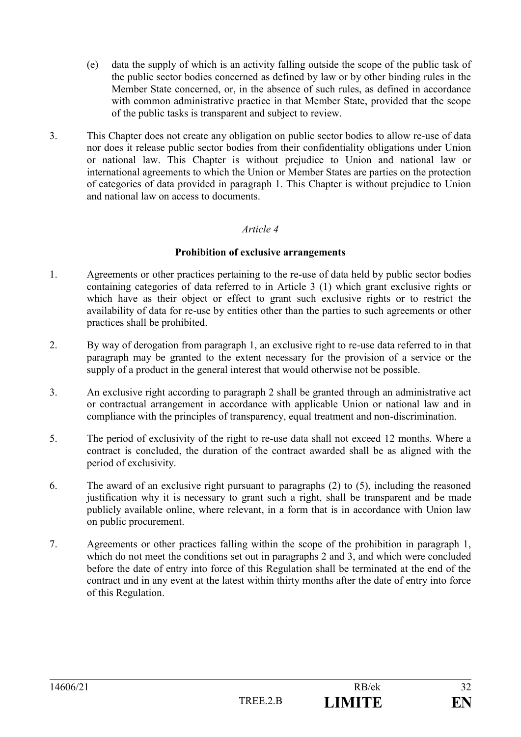(e) data the supply of which is an activity falling outside the scope of the public task of the public sector bodies concerned as defined by law or by other binding rules in the Member State concerned, or, in the absence of such rules, as defined in accordance with common administrative practice in that Member State, provided that the scope of the public tasks is transparent and subject to review.

3. This Chapter does not create any obligation on public sector bodies to allow re-use of data nor does it release public sector bodies from their confidentiality obligations under Union or national law. This Chapter is without prejudice to Union and national law or international agreements to which the Union or Member States are parties on the protection of categories of data provided in paragraph 1. This Chapter is without prejudice to Union and national law on access to documents.

*Article 4*

**Prohibition of exclusive arrangements**

1. Agreements or other practices pertaining to the re-use of data held by public sector bodies containing categories of data referred to in Article 3 (1) which grant exclusive rights or which have as their object or effect to grant such exclusive rights or to restrict the availability of data for re-use by entities other than the parties to such agreements or other practices shall be prohibited.

2. By way of derogation from paragraph 1, an exclusive right to re-use data referred to in that paragraph may be granted to the extent necessary for the provision of a service or the supply of a product in the general interest that would otherwise not be possible.

3. An exclusive right according to paragraph 2 shall be granted through an administrative act or contractual arrangement in accordance with applicable Union or national law and in compliance with the principles of transparency, equal treatment and non-discrimination.

5. The period of exclusivity of the right to re-use data shall not exceed 12 months. Where a contract is concluded, the duration of the contract awarded shall be as aligned with the period of exclusivity.

6. The award of an exclusive right pursuant to paragraphs (2) to (5), including the reasoned justification why it is necessary to grant such a right, shall be transparent and be made publicly available online, where relevant, in a form that is in accordance with Union law on public procurement.

7. Agreements or other practices falling within the scope of the prohibition in paragraph 1, which do not meet the conditions set out in paragraphs 2 and 3, and which were concluded before the date of entry into force of this Regulation shall be terminated at the end of the contract and in any event at the latest within thirty months after the date of entry into force of this Regulation.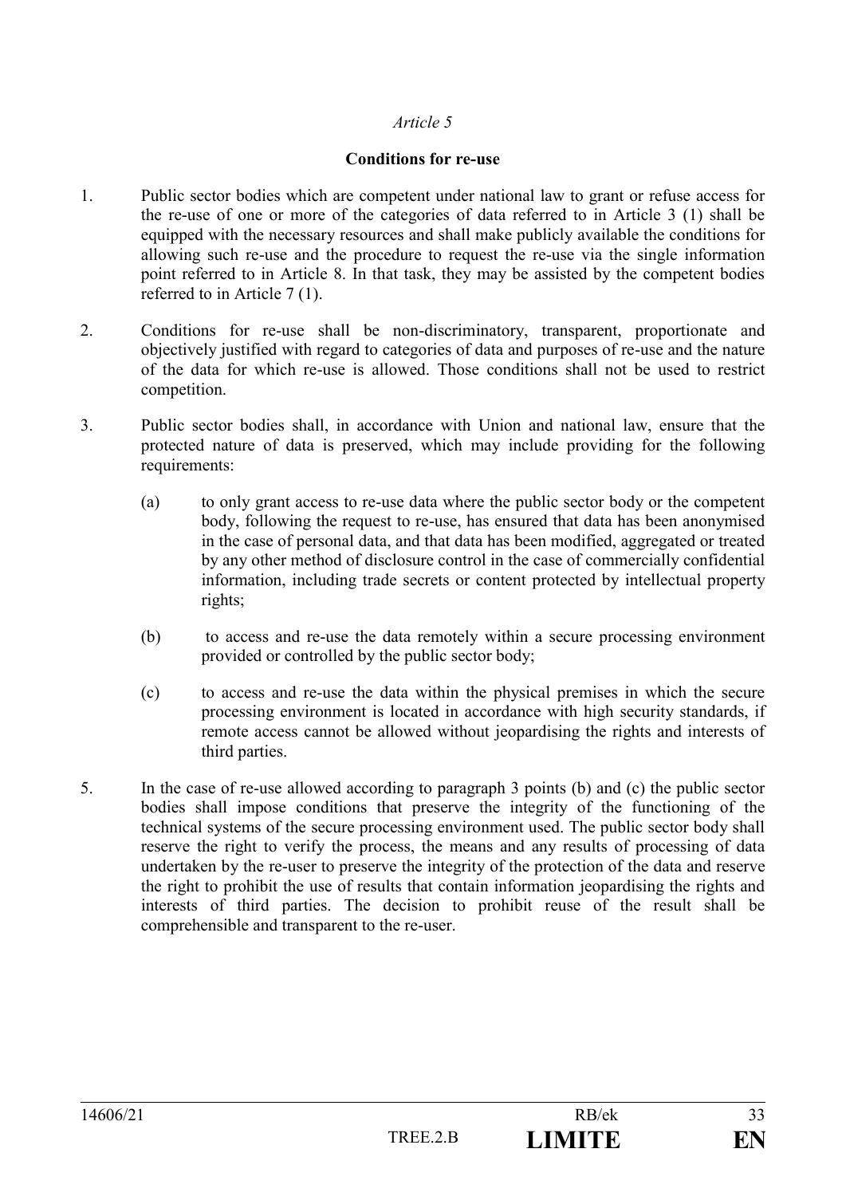*Article 5*

**Conditions for re-use**

1. Public sector bodies which are competent under national law to grant or refuse access for the re-use of one or more of the categories of data referred to in Article 3 (1) shall be equipped with the necessary resources and shall make publicly available the conditions for allowing such re-use and the procedure to request the re-use via the single information point referred to in Article 8. In that task, they may be assisted by the competent bodies referred to in Article 7 (1).

2. Conditions for re-use shall be non-discriminatory, transparent, proportionate and objectively justified with regard to categories of data and purposes of re-use and the nature of the data for which re-use is allowed. Those conditions shall not be used to restrict competition.

3. Public sector bodies shall, in accordance with Union and national law, ensure that the protected nature of data is preserved, which may include providing for the following requirements:

   (a) to only grant access to re-use data where the public sector body or the competent body, following the request to re-use, has ensured that data has been anonymised in the case of personal data, and that data has been modified, aggregated or treated by any other method of disclosure control in the case of commercially confidential information, including trade secrets or content protected by intellectual property rights;

   (b) to access and re-use the data remotely within a secure processing environment provided or controlled by the public sector body;

   (c) to access and re-use the data within the physical premises in which the secure processing environment is located in accordance with high security standards, if remote access cannot be allowed without jeopardising the rights and interests of third parties.

5. In the case of re-use allowed according to paragraph 3 points (b) and (c) the public sector bodies shall impose conditions that preserve the integrity of the functioning of the technical systems of the secure processing environment used. The public sector body shall reserve the right to verify the process, the means and any results of processing of data undertaken by the re-user to preserve the integrity of the protection of the data and reserve the right to prohibit the use of results that contain information jeopardising the rights and interests of third parties. The decision to prohibit reuse of the result shall be comprehensible and transparent to the re-user.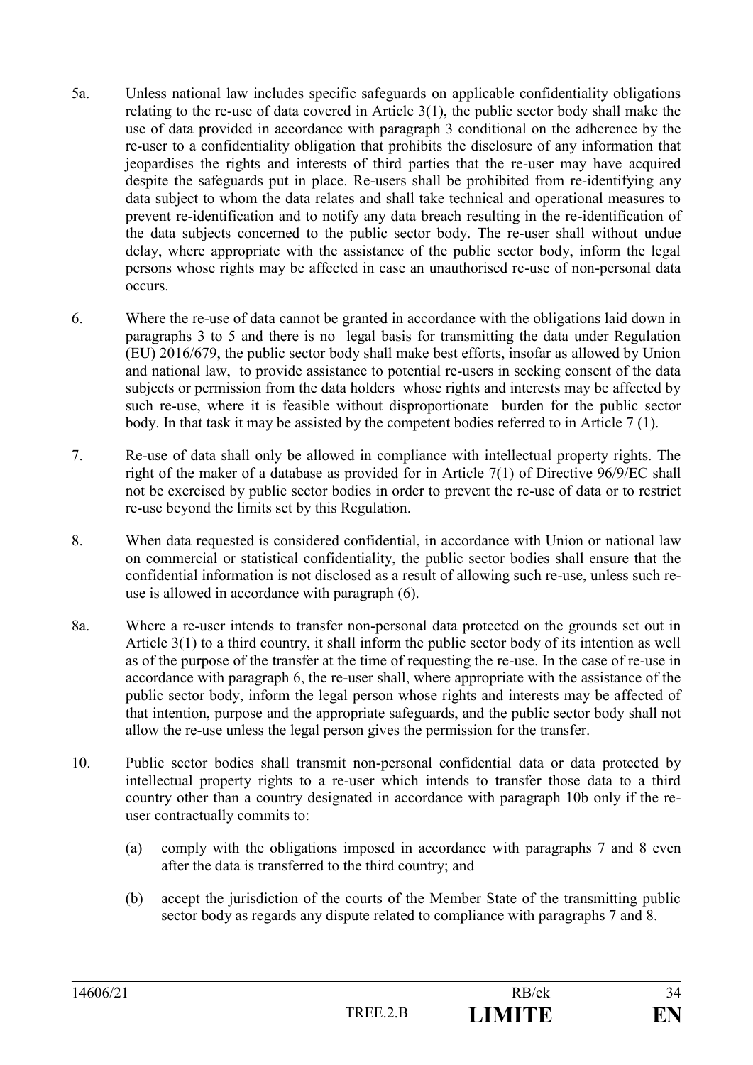5a. Unless national law includes specific safeguards on applicable confidentiality obligations relating to the re-use of data covered in Article 3(1), the public sector body shall make the use of data provided in accordance with paragraph 3 conditional on the adherence by the re-user to a confidentiality obligation that prohibits the disclosure of any information that jeopardises the rights and interests of third parties that the re-user may have acquired despite the safeguards put in place. Re-users shall be prohibited from re-identifying any data subject to whom the data relates and shall take technical and operational measures to prevent re-identification and to notify any data breach resulting in the re-identification of the data subjects concerned to the public sector body. The re-user shall without undue delay, where appropriate with the assistance of the public sector body, inform the legal persons whose rights may be affected in case an unauthorised re-use of non-personal data occurs.

6. Where the re-use of data cannot be granted in accordance with the obligations laid down in paragraphs 3 to 5 and there is no legal basis for transmitting the data under Regulation (EU) 2016/679, the public sector body shall make best efforts, insofar as allowed by Union and national law, to provide assistance to potential re-users in seeking consent of the data subjects or permission from the data holders whose rights and interests may be affected by such re-use, where it is feasible without disproportionate burden for the public sector body. In that task it may be assisted by the competent bodies referred to in Article 7 (1).

7. Re-use of data shall only be allowed in compliance with intellectual property rights. The right of the maker of a database as provided for in Article 7(1) of Directive 96/9/EC shall not be exercised by public sector bodies in order to prevent the re-use of data or to restrict re-use beyond the limits set by this Regulation.

8. When data requested is considered confidential, in accordance with Union or national law on commercial or statistical confidentiality, the public sector bodies shall ensure that the confidential information is not disclosed as a result of allowing such re-use, unless such re-use is allowed in accordance with paragraph (6).

8a. Where a re-user intends to transfer non-personal data protected on the grounds set out in Article 3(1) to a third country, it shall inform the public sector body of its intention as well as of the purpose of the transfer at the time of requesting the re-use. In the case of re-use in accordance with paragraph 6, the re-user shall, where appropriate with the assistance of the public sector body, inform the legal person whose rights and interests may be affected of that intention, purpose and the appropriate safeguards, and the public sector body shall not allow the re-use unless the legal person gives the permission for the transfer.

10. Public sector bodies shall transmit non-personal confidential data or data protected by intellectual property rights to a re-user which intends to transfer those data to a third country other than a country designated in accordance with paragraph 10b only if the re-user contractually commits to:

   (a) comply with the obligations imposed in accordance with paragraphs 7 and 8 even after the data is transferred to the third country; and

   (b) accept the jurisdiction of the courts of the Member State of the transmitting public sector body as regards any dispute related to compliance with paragraphs 7 and 8.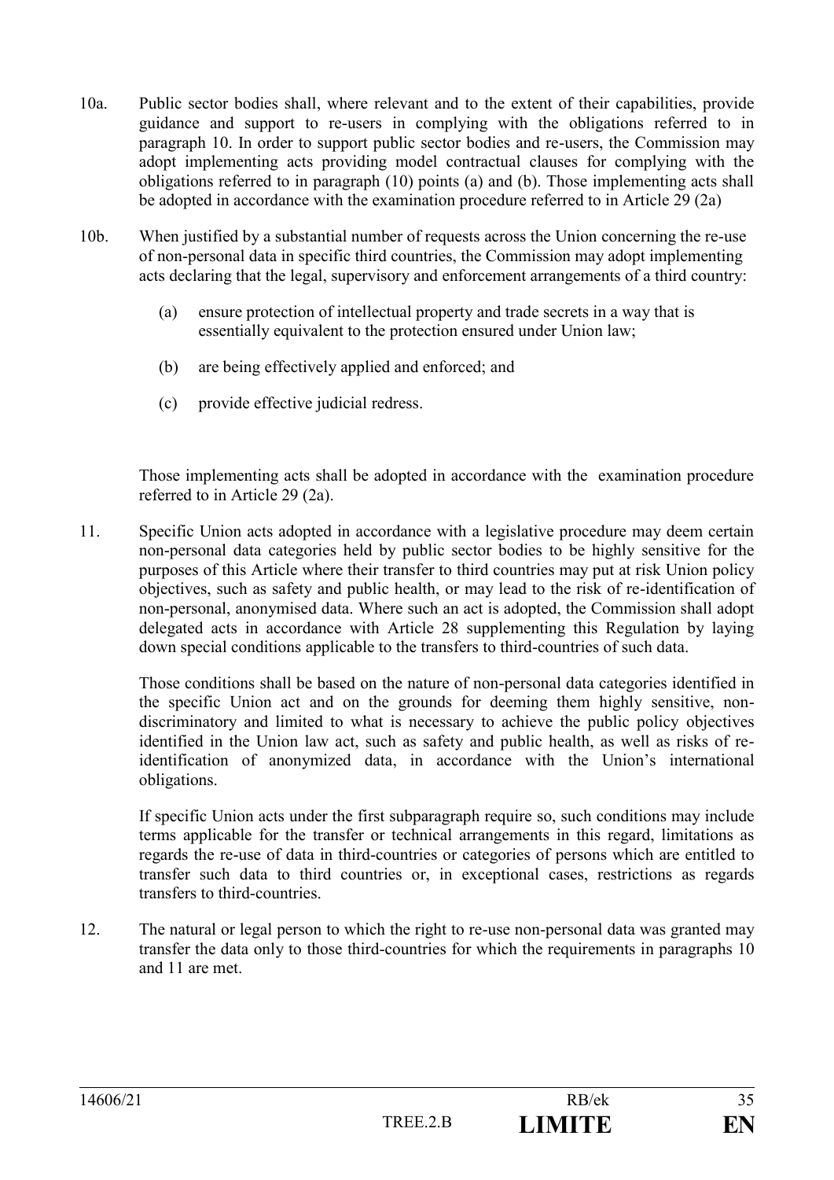10a. Public sector bodies shall, where relevant and to the extent of their capabilities, provide guidance and support to re-users in complying with the obligations referred to in paragraph 10. In order to support public sector bodies and re-users, the Commission may adopt implementing acts providing model contractual clauses for complying with the obligations referred to in paragraph (10) points (a) and (b). Those implementing acts shall be adopted in accordance with the examination procedure referred to in Article 29 (2a)

10b. When justified by a substantial number of requests across the Union concerning the re-use of non-personal data in specific third countries, the Commission may adopt implementing acts declaring that the legal, supervisory and enforcement arrangements of a third country:

(a) ensure protection of intellectual property and trade secrets in a way that is essentially equivalent to the protection ensured under Union law;

(b) are being effectively applied and enforced; and

(c) provide effective judicial redress.

Those implementing acts shall be adopted in accordance with the examination procedure referred to in Article 29 (2a).

11. Specific Union acts adopted in accordance with a legislative procedure may deem certain non-personal data categories held by public sector bodies to be highly sensitive for the purposes of this Article where their transfer to third countries may put at risk Union policy objectives, such as safety and public health, or may lead to the risk of re-identification of non-personal, anonymised data. Where such an act is adopted, the Commission shall adopt delegated acts in accordance with Article 28 supplementing this Regulation by laying down special conditions applicable to the transfers to third-countries of such data.

Those conditions shall be based on the nature of non-personal data categories identified in the specific Union act and on the grounds for deeming them highly sensitive, non-discriminatory and limited to what is necessary to achieve the public policy objectives identified in the Union law act, such as safety and public health, as well as risks of re-identification of anonymized data, in accordance with the Union's international obligations.

If specific Union acts under the first subparagraph require so, such conditions may include terms applicable for the transfer or technical arrangements in this regard, limitations as regards the re-use of data in third-countries or categories of persons which are entitled to transfer such data to third countries or, in exceptional cases, restrictions as regards transfers to third-countries.

12. The natural or legal person to which the right to re-use non-personal data was granted may transfer the data only to those third-countries for which the requirements in paragraphs 10 and 11 are met.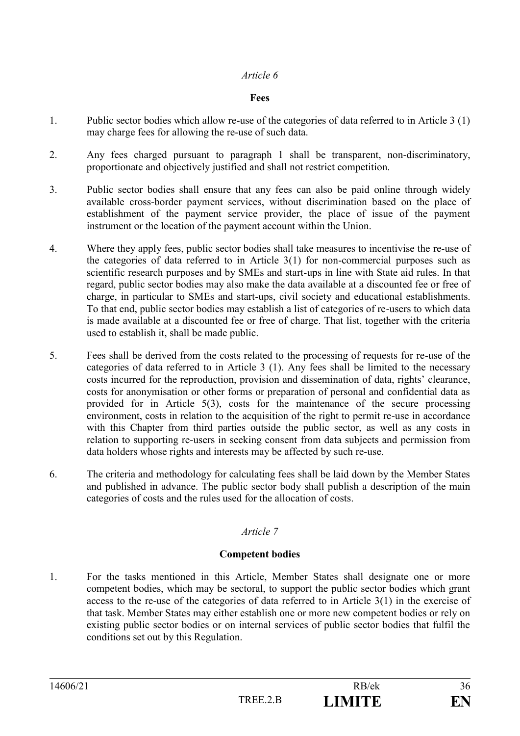*Article 6*

**Fees**

1. Public sector bodies which allow re-use of the categories of data referred to in Article 3 (1) may charge fees for allowing the re-use of such data.

2. Any fees charged pursuant to paragraph 1 shall be transparent, non-discriminatory, proportionate and objectively justified and shall not restrict competition.

3. Public sector bodies shall ensure that any fees can also be paid online through widely available cross-border payment services, without discrimination based on the place of establishment of the payment service provider, the place of issue of the payment instrument or the location of the payment account within the Union.

4. Where they apply fees, public sector bodies shall take measures to incentivise the re-use of the categories of data referred to in Article 3(1) for non-commercial purposes such as scientific research purposes and by SMEs and start-ups in line with State aid rules. In that regard, public sector bodies may also make the data available at a discounted fee or free of charge, in particular to SMEs and start-ups, civil society and educational establishments. To that end, public sector bodies may establish a list of categories of re-users to which data is made available at a discounted fee or free of charge. That list, together with the criteria used to establish it, shall be made public.

5. Fees shall be derived from the costs related to the processing of requests for re-use of the categories of data referred to in Article 3 (1). Any fees shall be limited to the necessary costs incurred for the reproduction, provision and dissemination of data, rights' clearance, costs for anonymisation or other forms or preparation of personal and confidential data as provided for in Article 5(3), costs for the maintenance of the secure processing environment, costs in relation to the acquisition of the right to permit re-use in accordance with this Chapter from third parties outside the public sector, as well as any costs in relation to supporting re-users in seeking consent from data subjects and permission from data holders whose rights and interests may be affected by such re-use.

6. The criteria and methodology for calculating fees shall be laid down by the Member States and published in advance. The public sector body shall publish a description of the main categories of costs and the rules used for the allocation of costs.

*Article 7*

**Competent bodies**

1. For the tasks mentioned in this Article, Member States shall designate one or more competent bodies, which may be sectoral, to support the public sector bodies which grant access to the re-use of the categories of data referred to in Article 3(1) in the exercise of that task. Member States may either establish one or more new competent bodies or rely on existing public sector bodies or on internal services of public sector bodies that fulfil the conditions set out by this Regulation.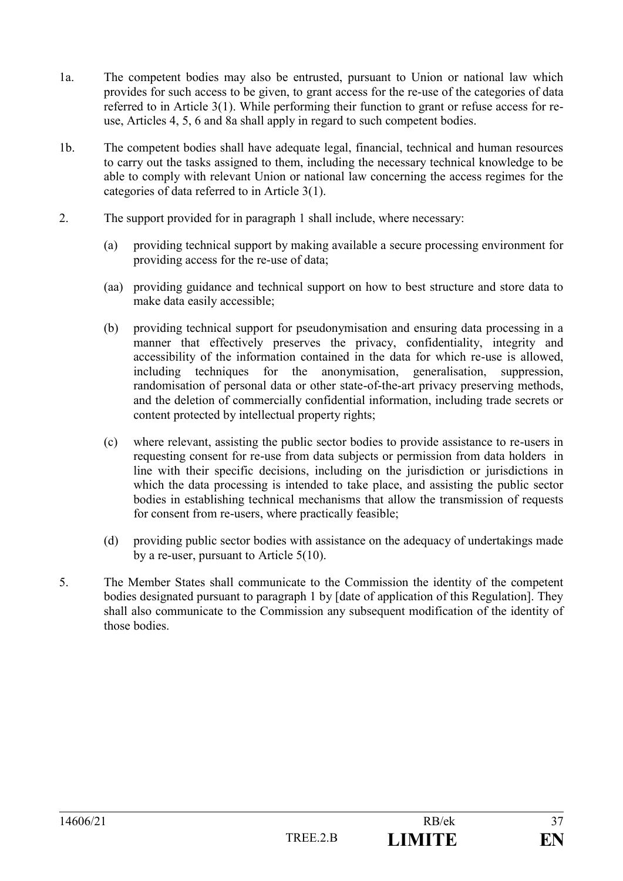1a. The competent bodies may also be entrusted, pursuant to Union or national law which provides for such access to be given, to grant access for the re-use of the categories of data referred to in Article 3(1). While performing their function to grant or refuse access for re-use, Articles 4, 5, 6 and 8a shall apply in regard to such competent bodies.

1b. The competent bodies shall have adequate legal, financial, technical and human resources to carry out the tasks assigned to them, including the necessary technical knowledge to be able to comply with relevant Union or national law concerning the access regimes for the categories of data referred to in Article 3(1).

2. The support provided for in paragraph 1 shall include, where necessary:

   (a) providing technical support by making available a secure processing environment for providing access for the re-use of data;

   (aa) providing guidance and technical support on how to best structure and store data to make data easily accessible;

   (b) providing technical support for pseudonymisation and ensuring data processing in a manner that effectively preserves the privacy, confidentiality, integrity and accessibility of the information contained in the data for which re-use is allowed, including techniques for the anonymisation, generalisation, suppression, randomisation of personal data or other state-of-the-art privacy preserving methods, and the deletion of commercially confidential information, including trade secrets or content protected by intellectual property rights;

   (c) where relevant, assisting the public sector bodies to provide assistance to re-users in requesting consent for re-use from data subjects or permission from data holders in line with their specific decisions, including on the jurisdiction or jurisdictions in which the data processing is intended to take place, and assisting the public sector bodies in establishing technical mechanisms that allow the transmission of requests for consent from re-users, where practically feasible;

   (d) providing public sector bodies with assistance on the adequacy of undertakings made by a re-user, pursuant to Article 5(10).

5. The Member States shall communicate to the Commission the identity of the competent bodies designated pursuant to paragraph 1 by [date of application of this Regulation]. They shall also communicate to the Commission any subsequent modification of the identity of those bodies.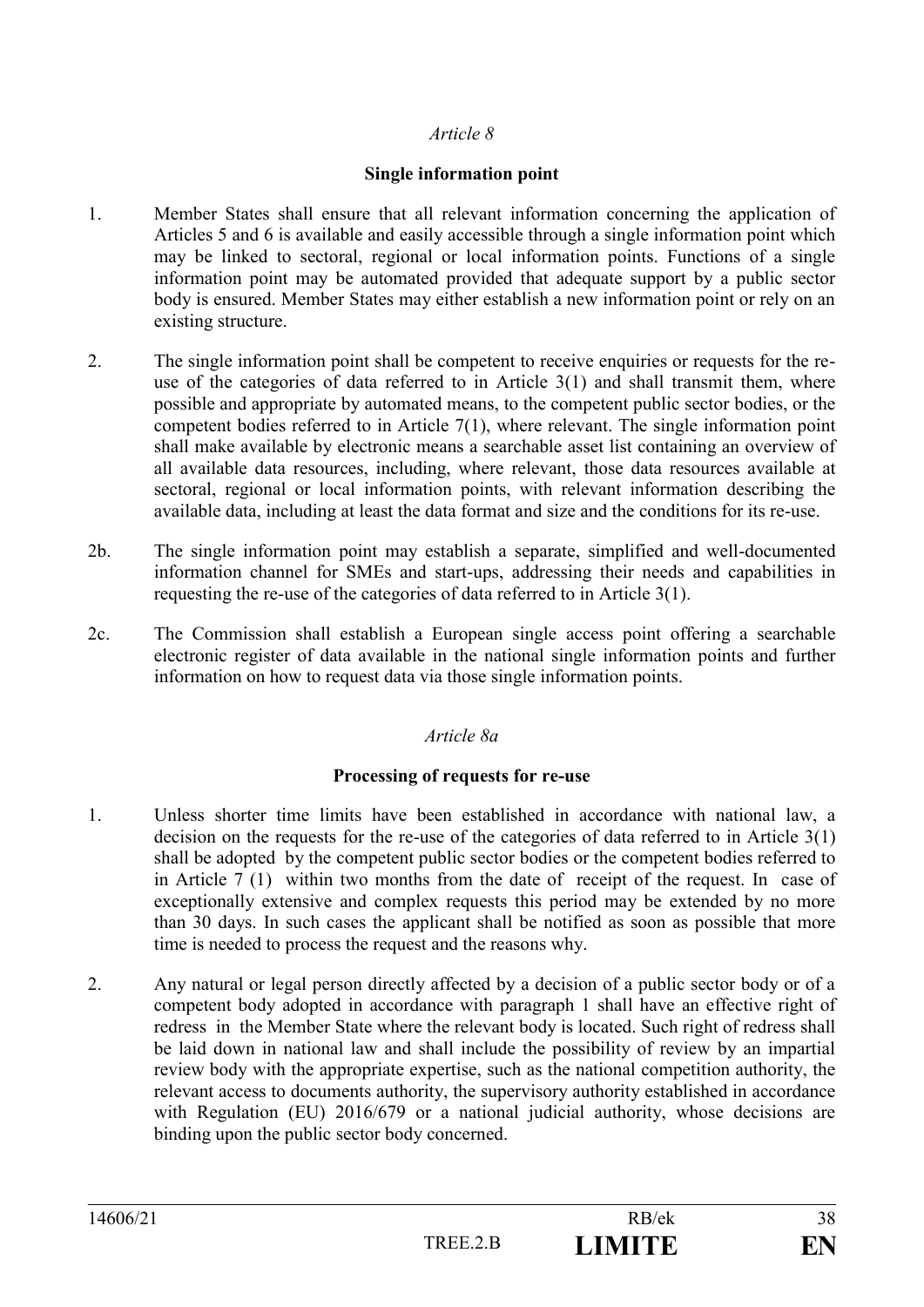*Article 8*

**Single information point**

1. Member States shall ensure that all relevant information concerning the application of Articles 5 and 6 is available and easily accessible through a single information point which may be linked to sectoral, regional or local information points. Functions of a single information point may be automated provided that adequate support by a public sector body is ensured. Member States may either establish a new information point or rely on an existing structure.

2. The single information point shall be competent to receive enquiries or requests for the re-use of the categories of data referred to in Article 3(1) and shall transmit them, where possible and appropriate by automated means, to the competent public sector bodies, or the competent bodies referred to in Article 7(1), where relevant. The single information point shall make available by electronic means a searchable asset list containing an overview of all available data resources, including, where relevant, those data resources available at sectoral, regional or local information points, with relevant information describing the available data, including at least the data format and size and the conditions for its re-use.

2b. The single information point may establish a separate, simplified and well-documented information channel for SMEs and start-ups, addressing their needs and capabilities in requesting the re-use of the categories of data referred to in Article 3(1).

2c. The Commission shall establish a European single access point offering a searchable electronic register of data available in the national single information points and further information on how to request data via those single information points.

*Article 8a*

**Processing of requests for re-use**

1. Unless shorter time limits have been established in accordance with national law, a decision on the requests for the re-use of the categories of data referred to in Article 3(1) shall be adopted by the competent public sector bodies or the competent bodies referred to in Article 7 (1) within two months from the date of receipt of the request. In case of exceptionally extensive and complex requests this period may be extended by no more than 30 days. In such cases the applicant shall be notified as soon as possible that more time is needed to process the request and the reasons why.

2. Any natural or legal person directly affected by a decision of a public sector body or of a competent body adopted in accordance with paragraph 1 shall have an effective right of redress in the Member State where the relevant body is located. Such right of redress shall be laid down in national law and shall include the possibility of review by an impartial review body with the appropriate expertise, such as the national competition authority, the relevant access to documents authority, the supervisory authority established in accordance with Regulation (EU) 2016/679 or a national judicial authority, whose decisions are binding upon the public sector body concerned.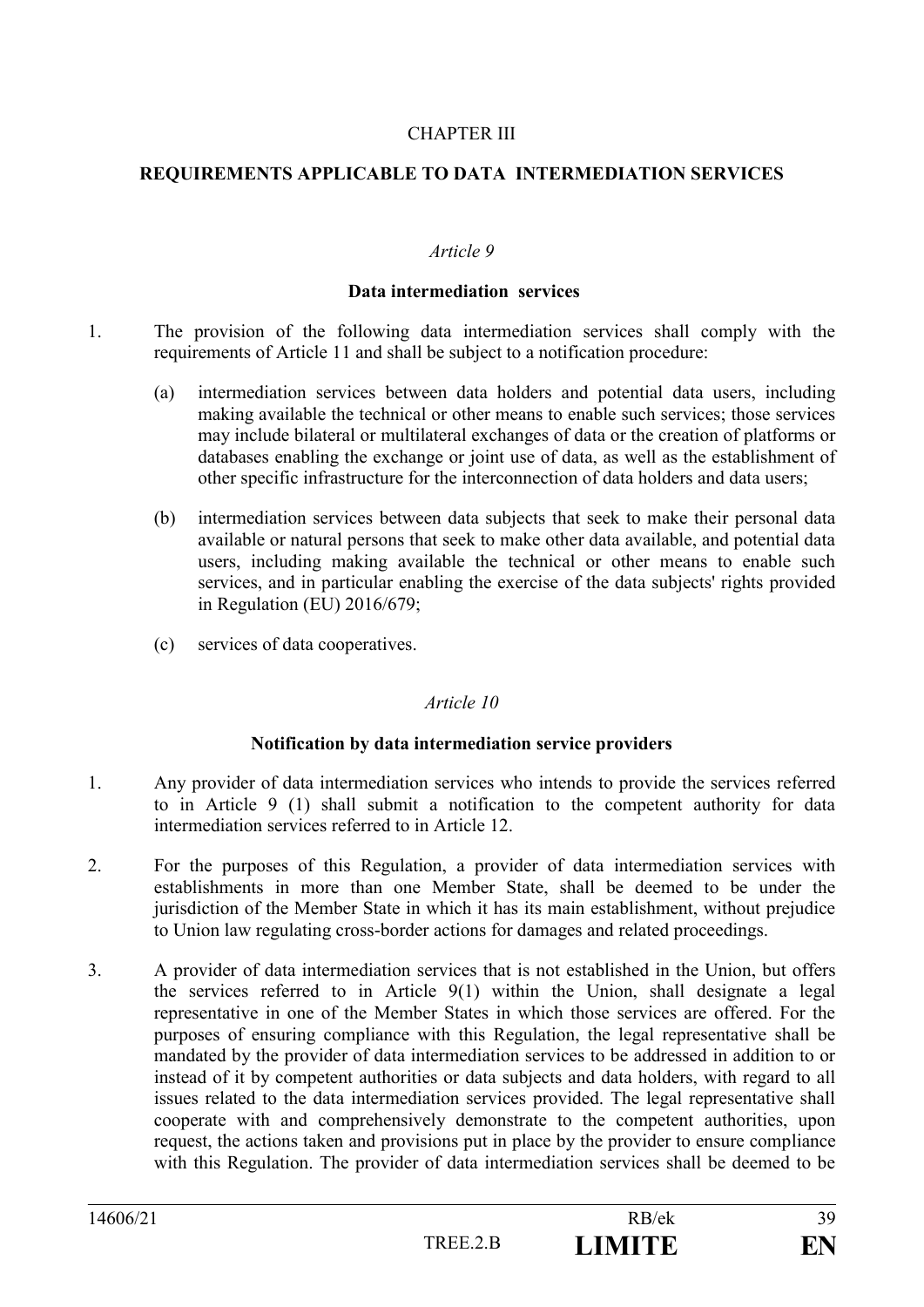CHAPTER III

## REQUIREMENTS APPLICABLE TO DATA INTERMEDIATION SERVICES

*Article 9*

**Data intermediation services**

1. The provision of the following data intermediation services shall comply with the requirements of Article 11 and shall be subject to a notification procedure:

   (a) intermediation services between data holders and potential data users, including making available the technical or other means to enable such services; those services may include bilateral or multilateral exchanges of data or the creation of platforms or databases enabling the exchange or joint use of data, as well as the establishment of other specific infrastructure for the interconnection of data holders and data users;

   (b) intermediation services between data subjects that seek to make their personal data available or natural persons that seek to make other data available, and potential data users, including making available the technical or other means to enable such services, and in particular enabling the exercise of the data subjects' rights provided in Regulation (EU) 2016/679;

   (c) services of data cooperatives.

*Article 10*

**Notification by data intermediation service providers**

1. Any provider of data intermediation services who intends to provide the services referred to in Article 9 (1) shall submit a notification to the competent authority for data intermediation services referred to in Article 12.

2. For the purposes of this Regulation, a provider of data intermediation services with establishments in more than one Member State, shall be deemed to be under the jurisdiction of the Member State in which it has its main establishment, without prejudice to Union law regulating cross-border actions for damages and related proceedings.

3. A provider of data intermediation services that is not established in the Union, but offers the services referred to in Article 9(1) within the Union, shall designate a legal representative in one of the Member States in which those services are offered. For the purposes of ensuring compliance with this Regulation, the legal representative shall be mandated by the provider of data intermediation services to be addressed in addition to or instead of it by competent authorities or data subjects and data holders, with regard to all issues related to the data intermediation services provided. The legal representative shall cooperate with and comprehensively demonstrate to the competent authorities, upon request, the actions taken and provisions put in place by the provider to ensure compliance with this Regulation. The provider of data intermediation services shall be deemed to be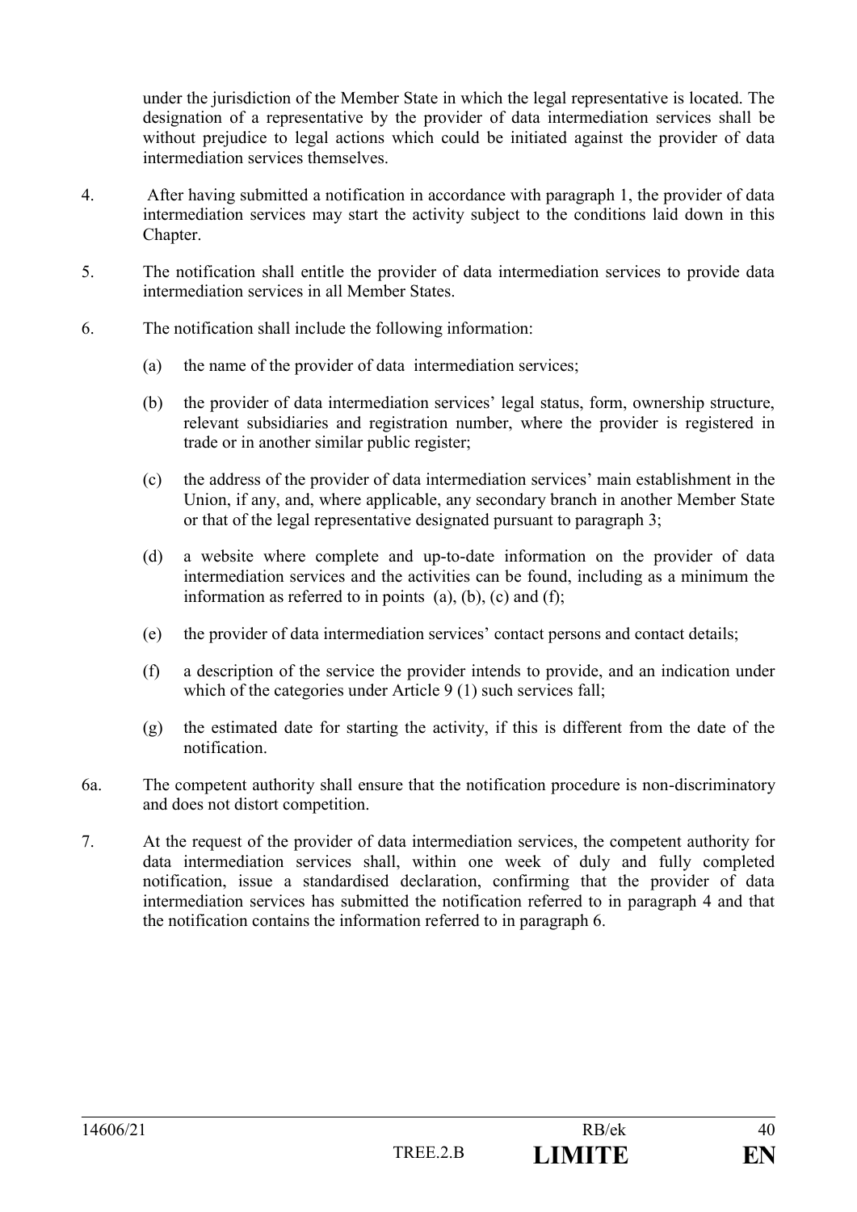under the jurisdiction of the Member State in which the legal representative is located. The designation of a representative by the provider of data intermediation services shall be without prejudice to legal actions which could be initiated against the provider of data intermediation services themselves.

4. After having submitted a notification in accordance with paragraph 1, the provider of data intermediation services may start the activity subject to the conditions laid down in this Chapter.

5. The notification shall entitle the provider of data intermediation services to provide data intermediation services in all Member States.

6. The notification shall include the following information:

   (a) the name of the provider of data intermediation services;

   (b) the provider of data intermediation services' legal status, form, ownership structure, relevant subsidiaries and registration number, where the provider is registered in trade or in another similar public register;

   (c) the address of the provider of data intermediation services' main establishment in the Union, if any, and, where applicable, any secondary branch in another Member State or that of the legal representative designated pursuant to paragraph 3;

   (d) a website where complete and up-to-date information on the provider of data intermediation services and the activities can be found, including as a minimum the information as referred to in points (a), (b), (c) and (f);

   (e) the provider of data intermediation services' contact persons and contact details;

   (f) a description of the service the provider intends to provide, and an indication under which of the categories under Article 9 (1) such services fall;

   (g) the estimated date for starting the activity, if this is different from the date of the notification.

6a. The competent authority shall ensure that the notification procedure is non-discriminatory and does not distort competition.

7. At the request of the provider of data intermediation services, the competent authority for data intermediation services shall, within one week of duly and fully completed notification, issue a standardised declaration, confirming that the provider of data intermediation services has submitted the notification referred to in paragraph 4 and that the notification contains the information referred to in paragraph 6.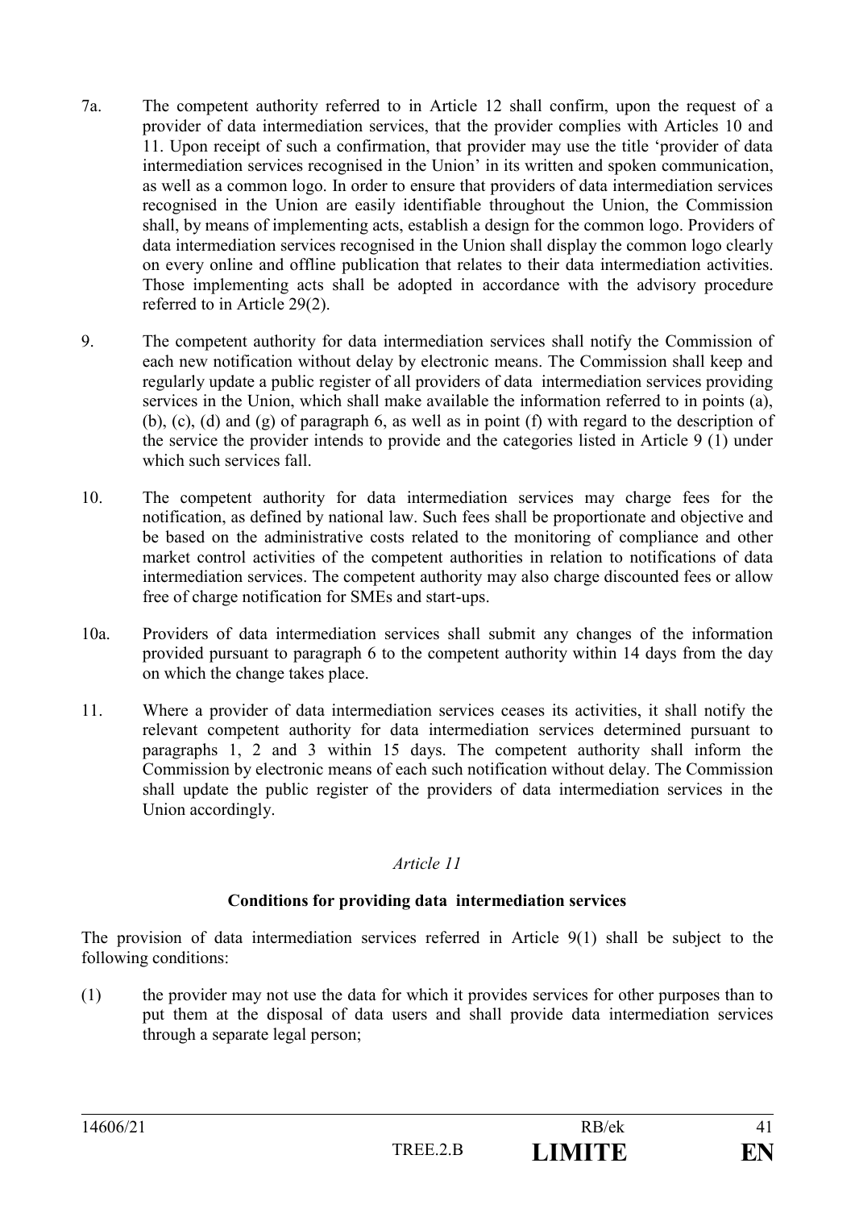7a. The competent authority referred to in Article 12 shall confirm, upon the request of a provider of data intermediation services, that the provider complies with Articles 10 and 11. Upon receipt of such a confirmation, that provider may use the title 'provider of data intermediation services recognised in the Union' in its written and spoken communication, as well as a common logo. In order to ensure that providers of data intermediation services recognised in the Union are easily identifiable throughout the Union, the Commission shall, by means of implementing acts, establish a design for the common logo. Providers of data intermediation services recognised in the Union shall display the common logo clearly on every online and offline publication that relates to their data intermediation activities. Those implementing acts shall be adopted in accordance with the advisory procedure referred to in Article 29(2).

9. The competent authority for data intermediation services shall notify the Commission of each new notification without delay by electronic means. The Commission shall keep and regularly update a public register of all providers of data intermediation services providing services in the Union, which shall make available the information referred to in points (a), (b), (c), (d) and (g) of paragraph 6, as well as in point (f) with regard to the description of the service the provider intends to provide and the categories listed in Article 9 (1) under which such services fall.

10. The competent authority for data intermediation services may charge fees for the notification, as defined by national law. Such fees shall be proportionate and objective and be based on the administrative costs related to the monitoring of compliance and other market control activities of the competent authorities in relation to notifications of data intermediation services. The competent authority may also charge discounted fees or allow free of charge notification for SMEs and start-ups.

10a. Providers of data intermediation services shall submit any changes of the information provided pursuant to paragraph 6 to the competent authority within 14 days from the day on which the change takes place.

11. Where a provider of data intermediation services ceases its activities, it shall notify the relevant competent authority for data intermediation services determined pursuant to paragraphs 1, 2 and 3 within 15 days. The competent authority shall inform the Commission by electronic means of each such notification without delay. The Commission shall update the public register of the providers of data intermediation services in the Union accordingly.

*Article 11*

**Conditions for providing data intermediation services**

The provision of data intermediation services referred in Article 9(1) shall be subject to the following conditions:

(1) the provider may not use the data for which it provides services for other purposes than to put them at the disposal of data users and shall provide data intermediation services through a separate legal person;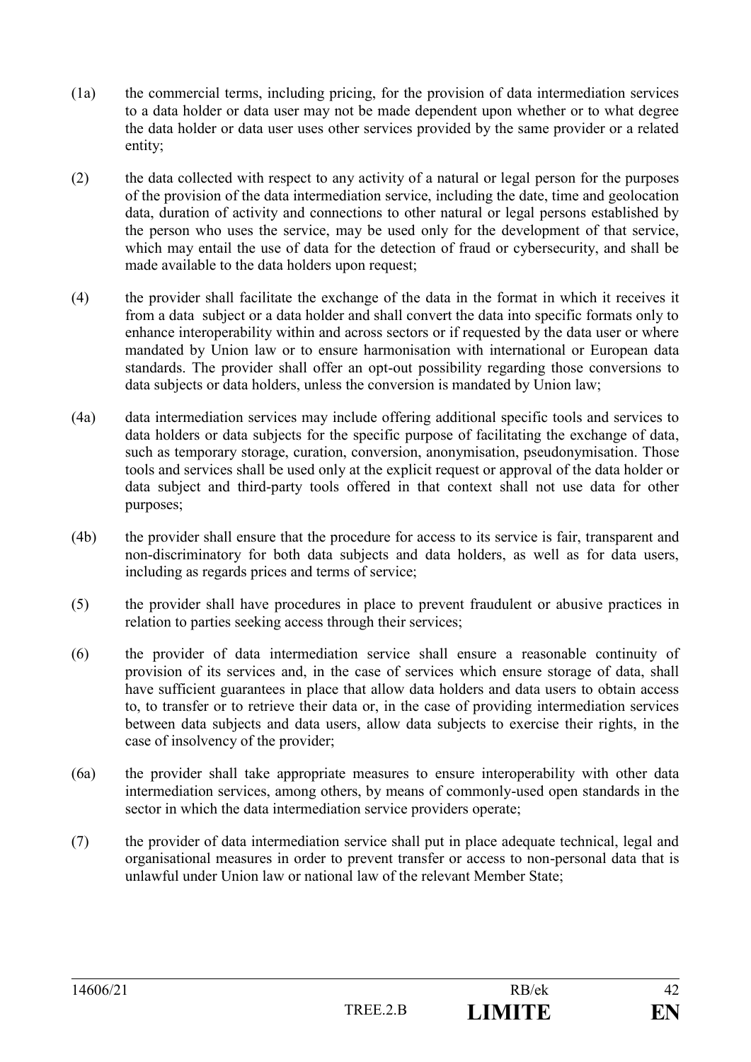(1a) the commercial terms, including pricing, for the provision of data intermediation services to a data holder or data user may not be made dependent upon whether or to what degree the data holder or data user uses other services provided by the same provider or a related entity;

(2) the data collected with respect to any activity of a natural or legal person for the purposes of the provision of the data intermediation service, including the date, time and geolocation data, duration of activity and connections to other natural or legal persons established by the person who uses the service, may be used only for the development of that service, which may entail the use of data for the detection of fraud or cybersecurity, and shall be made available to the data holders upon request;

(4) the provider shall facilitate the exchange of the data in the format in which it receives it from a data subject or a data holder and shall convert the data into specific formats only to enhance interoperability within and across sectors or if requested by the data user or where mandated by Union law or to ensure harmonisation with international or European data standards. The provider shall offer an opt-out possibility regarding those conversions to data subjects or data holders, unless the conversion is mandated by Union law;

(4a) data intermediation services may include offering additional specific tools and services to data holders or data subjects for the specific purpose of facilitating the exchange of data, such as temporary storage, curation, conversion, anonymisation, pseudonymisation. Those tools and services shall be used only at the explicit request or approval of the data holder or data subject and third-party tools offered in that context shall not use data for other purposes;

(4b) the provider shall ensure that the procedure for access to its service is fair, transparent and non-discriminatory for both data subjects and data holders, as well as for data users, including as regards prices and terms of service;

(5) the provider shall have procedures in place to prevent fraudulent or abusive practices in relation to parties seeking access through their services;

(6) the provider of data intermediation service shall ensure a reasonable continuity of provision of its services and, in the case of services which ensure storage of data, shall have sufficient guarantees in place that allow data holders and data users to obtain access to, to transfer or to retrieve their data or, in the case of providing intermediation services between data subjects and data users, allow data subjects to exercise their rights, in the case of insolvency of the provider;

(6a) the provider shall take appropriate measures to ensure interoperability with other data intermediation services, among others, by means of commonly-used open standards in the sector in which the data intermediation service providers operate;

(7) the provider of data intermediation service shall put in place adequate technical, legal and organisational measures in order to prevent transfer or access to non-personal data that is unlawful under Union law or national law of the relevant Member State;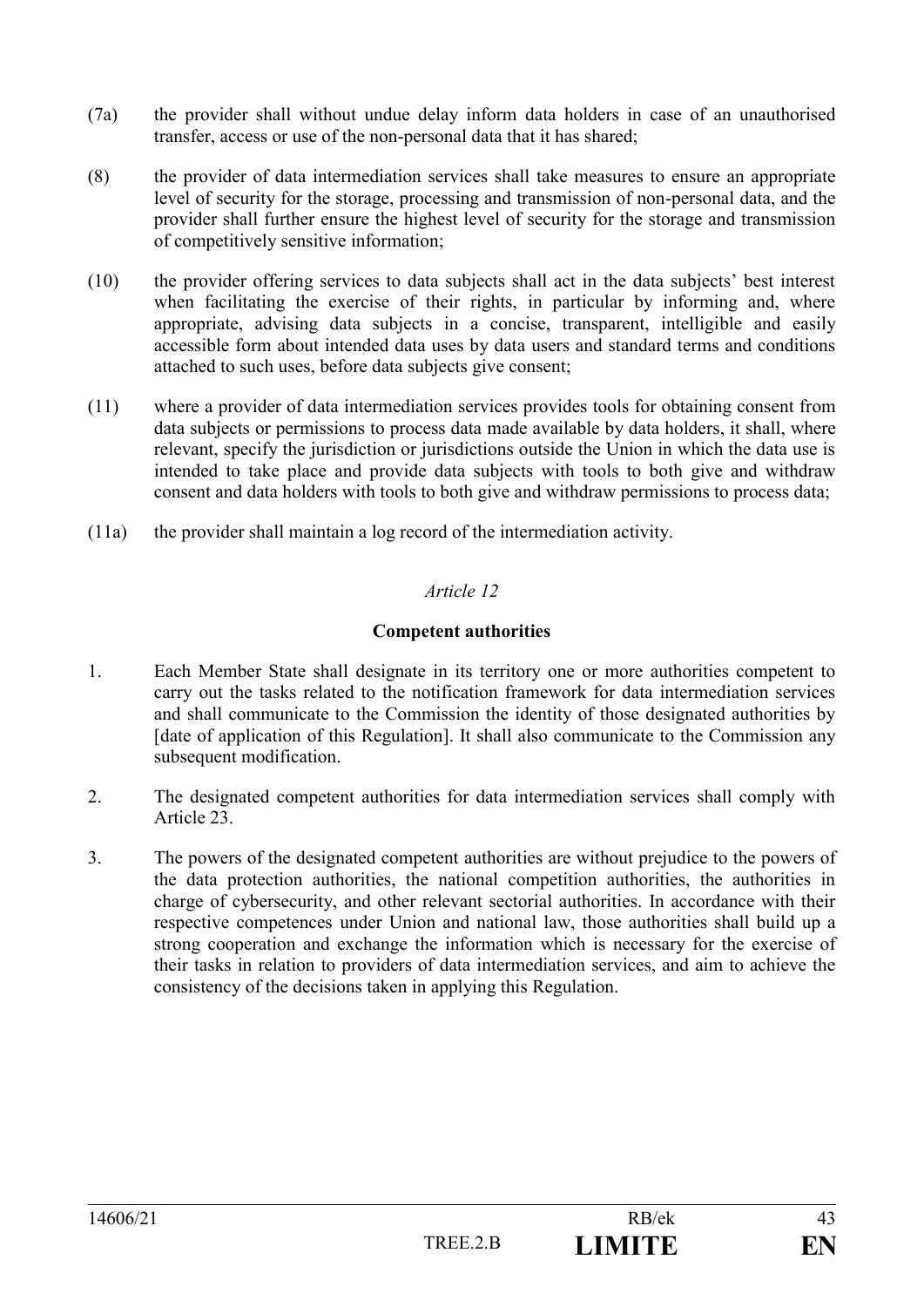(7a) the provider shall without undue delay inform data holders in case of an unauthorised transfer, access or use of the non-personal data that it has shared;

(8) the provider of data intermediation services shall take measures to ensure an appropriate level of security for the storage, processing and transmission of non-personal data, and the provider shall further ensure the highest level of security for the storage and transmission of competitively sensitive information;

(10) the provider offering services to data subjects shall act in the data subjects' best interest when facilitating the exercise of their rights, in particular by informing and, where appropriate, advising data subjects in a concise, transparent, intelligible and easily accessible form about intended data uses by data users and standard terms and conditions attached to such uses, before data subjects give consent;

(11) where a provider of data intermediation services provides tools for obtaining consent from data subjects or permissions to process data made available by data holders, it shall, where relevant, specify the jurisdiction or jurisdictions outside the Union in which the data use is intended to take place and provide data subjects with tools to both give and withdraw consent and data holders with tools to both give and withdraw permissions to process data;

(11a) the provider shall maintain a log record of the intermediation activity.

*Article 12*

**Competent authorities**

1. Each Member State shall designate in its territory one or more authorities competent to carry out the tasks related to the notification framework for data intermediation services and shall communicate to the Commission the identity of those designated authorities by [date of application of this Regulation]. It shall also communicate to the Commission any subsequent modification.

2. The designated competent authorities for data intermediation services shall comply with Article 23.

3. The powers of the designated competent authorities are without prejudice to the powers of the data protection authorities, the national competition authorities, the authorities in charge of cybersecurity, and other relevant sectorial authorities. In accordance with their respective competences under Union and national law, those authorities shall build up a strong cooperation and exchange the information which is necessary for the exercise of their tasks in relation to providers of data intermediation services, and aim to achieve the consistency of the decisions taken in applying this Regulation.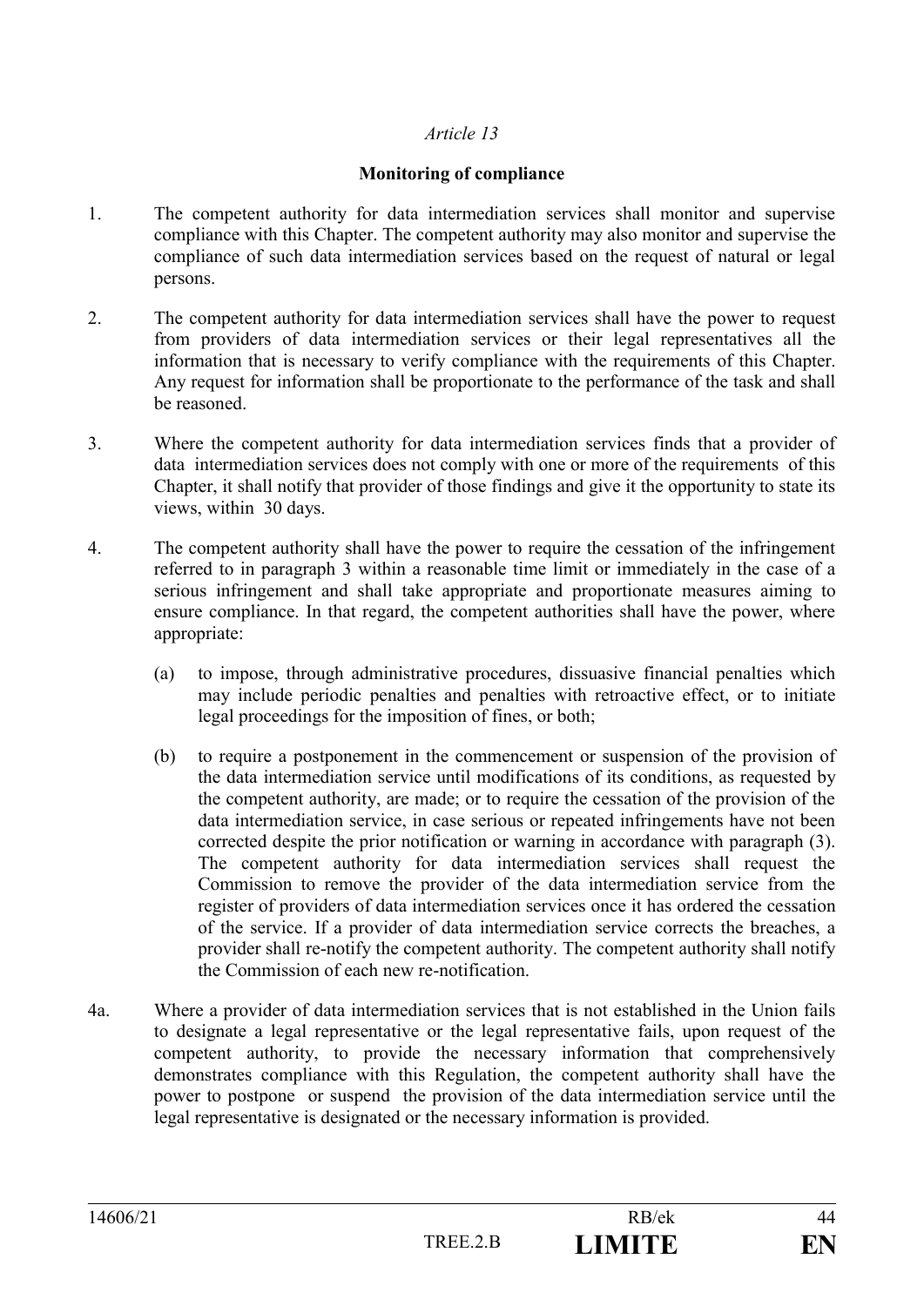*Article 13*

**Monitoring of compliance**

1. The competent authority for data intermediation services shall monitor and supervise compliance with this Chapter. The competent authority may also monitor and supervise the compliance of such data intermediation services based on the request of natural or legal persons.

2. The competent authority for data intermediation services shall have the power to request from providers of data intermediation services or their legal representatives all the information that is necessary to verify compliance with the requirements of this Chapter. Any request for information shall be proportionate to the performance of the task and shall be reasoned.

3. Where the competent authority for data intermediation services finds that a provider of data intermediation services does not comply with one or more of the requirements of this Chapter, it shall notify that provider of those findings and give it the opportunity to state its views, within 30 days.

4. The competent authority shall have the power to require the cessation of the infringement referred to in paragraph 3 within a reasonable time limit or immediately in the case of a serious infringement and shall take appropriate and proportionate measures aiming to ensure compliance. In that regard, the competent authorities shall have the power, where appropriate:

   (a) to impose, through administrative procedures, dissuasive financial penalties which may include periodic penalties and penalties with retroactive effect, or to initiate legal proceedings for the imposition of fines, or both;

   (b) to require a postponement in the commencement or suspension of the provision of the data intermediation service until modifications of its conditions, as requested by the competent authority, are made; or to require the cessation of the provision of the data intermediation service, in case serious or repeated infringements have not been corrected despite the prior notification or warning in accordance with paragraph (3). The competent authority for data intermediation services shall request the Commission to remove the provider of the data intermediation service from the register of providers of data intermediation services once it has ordered the cessation of the service. If a provider of data intermediation service corrects the breaches, a provider shall re-notify the competent authority. The competent authority shall notify the Commission of each new re-notification.

4a. Where a provider of data intermediation services that is not established in the Union fails to designate a legal representative or the legal representative fails, upon request of the competent authority, to provide the necessary information that comprehensively demonstrates compliance with this Regulation, the competent authority shall have the power to postpone or suspend the provision of the data intermediation service until the legal representative is designated or the necessary information is provided.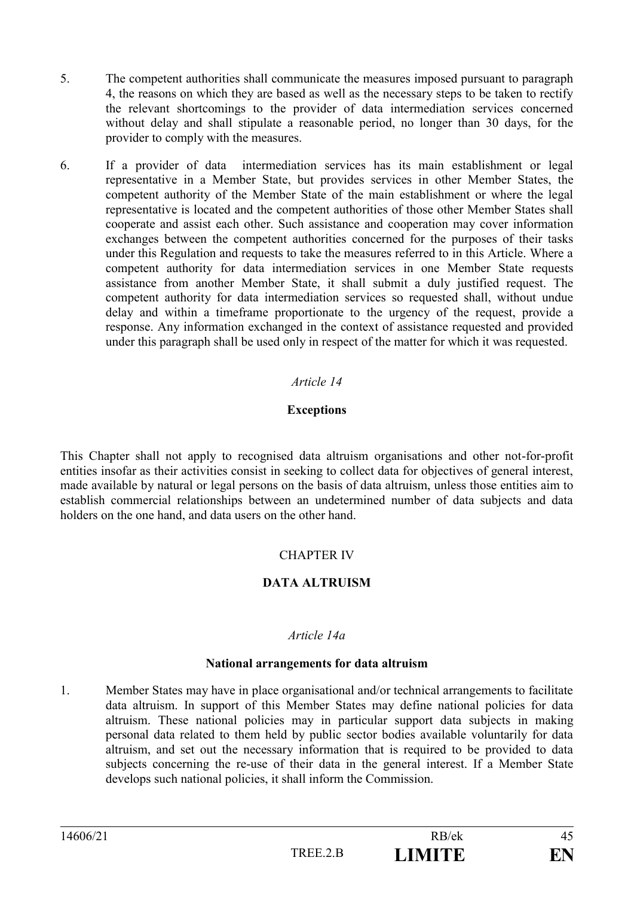5. The competent authorities shall communicate the measures imposed pursuant to paragraph 4, the reasons on which they are based as well as the necessary steps to be taken to rectify the relevant shortcomings to the provider of data intermediation services concerned without delay and shall stipulate a reasonable period, no longer than 30 days, for the provider to comply with the measures.

6. If a provider of data intermediation services has its main establishment or legal representative in a Member State, but provides services in other Member States, the competent authority of the Member State of the main establishment or where the legal representative is located and the competent authorities of those other Member States shall cooperate and assist each other. Such assistance and cooperation may cover information exchanges between the competent authorities concerned for the purposes of their tasks under this Regulation and requests to take the measures referred to in this Article. Where a competent authority for data intermediation services in one Member State requests assistance from another Member State, it shall submit a duly justified request. The competent authority for data intermediation services so requested shall, without undue delay and within a timeframe proportionate to the urgency of the request, provide a response. Any information exchanged in the context of assistance requested and provided under this paragraph shall be used only in respect of the matter for which it was requested.

*Article 14*

**Exceptions**

This Chapter shall not apply to recognised data altruism organisations and other not-for-profit entities insofar as their activities consist in seeking to collect data for objectives of general interest, made available by natural or legal persons on the basis of data altruism, unless those entities aim to establish commercial relationships between an undetermined number of data subjects and data holders on the one hand, and data users on the other hand.

CHAPTER IV

**DATA ALTRUISM**

*Article 14a*

**National arrangements for data altruism**

1. Member States may have in place organisational and/or technical arrangements to facilitate data altruism. In support of this Member States may define national policies for data altruism. These national policies may in particular support data subjects in making personal data related to them held by public sector bodies available voluntarily for data altruism, and set out the necessary information that is required to be provided to data subjects concerning the re-use of their data in the general interest. If a Member State develops such national policies, it shall inform the Commission.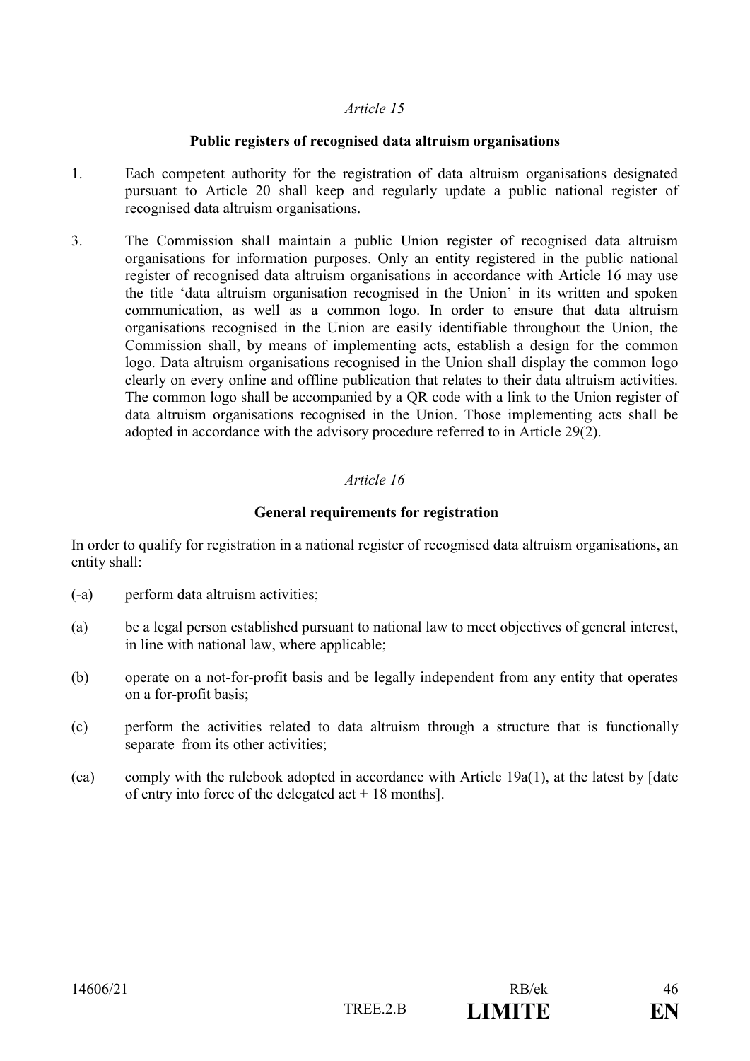*Article 15*

**Public registers of recognised data altruism organisations**

1. Each competent authority for the registration of data altruism organisations designated pursuant to Article 20 shall keep and regularly update a public national register of recognised data altruism organisations.

3. The Commission shall maintain a public Union register of recognised data altruism organisations for information purposes. Only an entity registered in the public national register of recognised data altruism organisations in accordance with Article 16 may use the title 'data altruism organisation recognised in the Union' in its written and spoken communication, as well as a common logo. In order to ensure that data altruism organisations recognised in the Union are easily identifiable throughout the Union, the Commission shall, by means of implementing acts, establish a design for the common logo. Data altruism organisations recognised in the Union shall display the common logo clearly on every online and offline publication that relates to their data altruism activities. The common logo shall be accompanied by a QR code with a link to the Union register of data altruism organisations recognised in the Union. Those implementing acts shall be adopted in accordance with the advisory procedure referred to in Article 29(2).

*Article 16*

**General requirements for registration**

In order to qualify for registration in a national register of recognised data altruism organisations, an entity shall:

(-a) perform data altruism activities;

(a) be a legal person established pursuant to national law to meet objectives of general interest, in line with national law, where applicable;

(b) operate on a not-for-profit basis and be legally independent from any entity that operates on a for-profit basis;

(c) perform the activities related to data altruism through a structure that is functionally separate from its other activities;

(ca) comply with the rulebook adopted in accordance with Article 19a(1), at the latest by [date of entry into force of the delegated act + 18 months].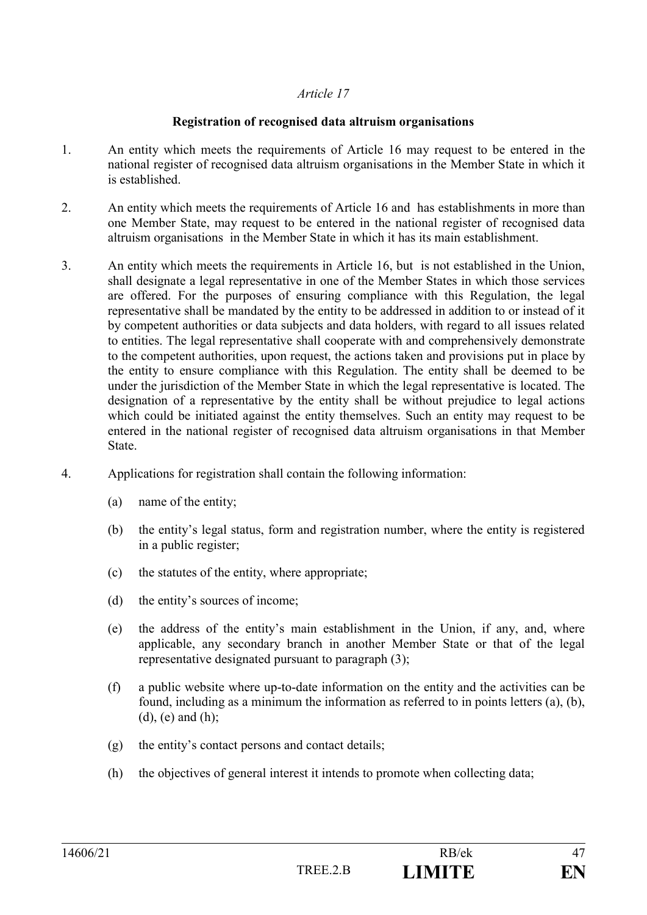*Article 17*

**Registration of recognised data altruism organisations**

1. An entity which meets the requirements of Article 16 may request to be entered in the national register of recognised data altruism organisations in the Member State in which it is established.

2. An entity which meets the requirements of Article 16 and has establishments in more than one Member State, may request to be entered in the national register of recognised data altruism organisations in the Member State in which it has its main establishment.

3. An entity which meets the requirements in Article 16, but is not established in the Union, shall designate a legal representative in one of the Member States in which those services are offered. For the purposes of ensuring compliance with this Regulation, the legal representative shall be mandated by the entity to be addressed in addition to or instead of it by competent authorities or data subjects and data holders, with regard to all issues related to entities. The legal representative shall cooperate with and comprehensively demonstrate to the competent authorities, upon request, the actions taken and provisions put in place by the entity to ensure compliance with this Regulation. The entity shall be deemed to be under the jurisdiction of the Member State in which the legal representative is located. The designation of a representative by the entity shall be without prejudice to legal actions which could be initiated against the entity themselves. Such an entity may request to be entered in the national register of recognised data altruism organisations in that Member State.

4. Applications for registration shall contain the following information:

   (a) name of the entity;

   (b) the entity's legal status, form and registration number, where the entity is registered in a public register;

   (c) the statutes of the entity, where appropriate;

   (d) the entity's sources of income;

   (e) the address of the entity's main establishment in the Union, if any, and, where applicable, any secondary branch in another Member State or that of the legal representative designated pursuant to paragraph (3);

   (f) a public website where up-to-date information on the entity and the activities can be found, including as a minimum the information as referred to in points letters (a), (b), (d), (e) and (h);

   (g) the entity's contact persons and contact details;

   (h) the objectives of general interest it intends to promote when collecting data;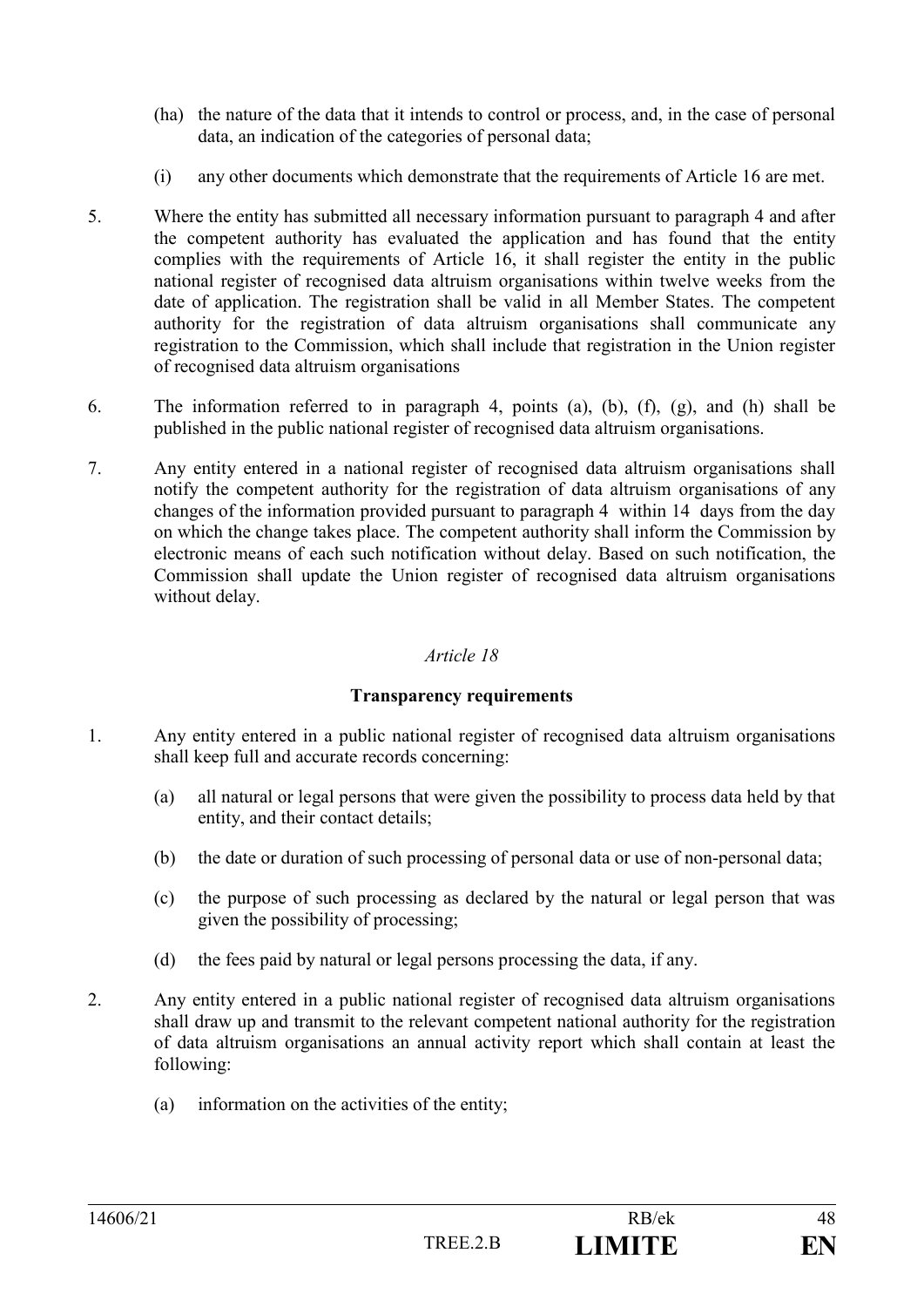(ha) the nature of the data that it intends to control or process, and, in the case of personal data, an indication of the categories of personal data;

(i) any other documents which demonstrate that the requirements of Article 16 are met.

5. Where the entity has submitted all necessary information pursuant to paragraph 4 and after the competent authority has evaluated the application and has found that the entity complies with the requirements of Article 16, it shall register the entity in the public national register of recognised data altruism organisations within twelve weeks from the date of application. The registration shall be valid in all Member States. The competent authority for the registration of data altruism organisations shall communicate any registration to the Commission, which shall include that registration in the Union register of recognised data altruism organisations

6. The information referred to in paragraph 4, points (a), (b), (f), (g), and (h) shall be published in the public national register of recognised data altruism organisations.

7. Any entity entered in a national register of recognised data altruism organisations shall notify the competent authority for the registration of data altruism organisations of any changes of the information provided pursuant to paragraph 4 within 14 days from the day on which the change takes place. The competent authority shall inform the Commission by electronic means of each such notification without delay. Based on such notification, the Commission shall update the Union register of recognised data altruism organisations without delay.

*Article 18*

**Transparency requirements**

1. Any entity entered in a public national register of recognised data altruism organisations shall keep full and accurate records concerning:

   (a) all natural or legal persons that were given the possibility to process data held by that entity, and their contact details;

   (b) the date or duration of such processing of personal data or use of non-personal data;

   (c) the purpose of such processing as declared by the natural or legal person that was given the possibility of processing;

   (d) the fees paid by natural or legal persons processing the data, if any.

2. Any entity entered in a public national register of recognised data altruism organisations shall draw up and transmit to the relevant competent national authority for the registration of data altruism organisations an annual activity report which shall contain at least the following:

   (a) information on the activities of the entity;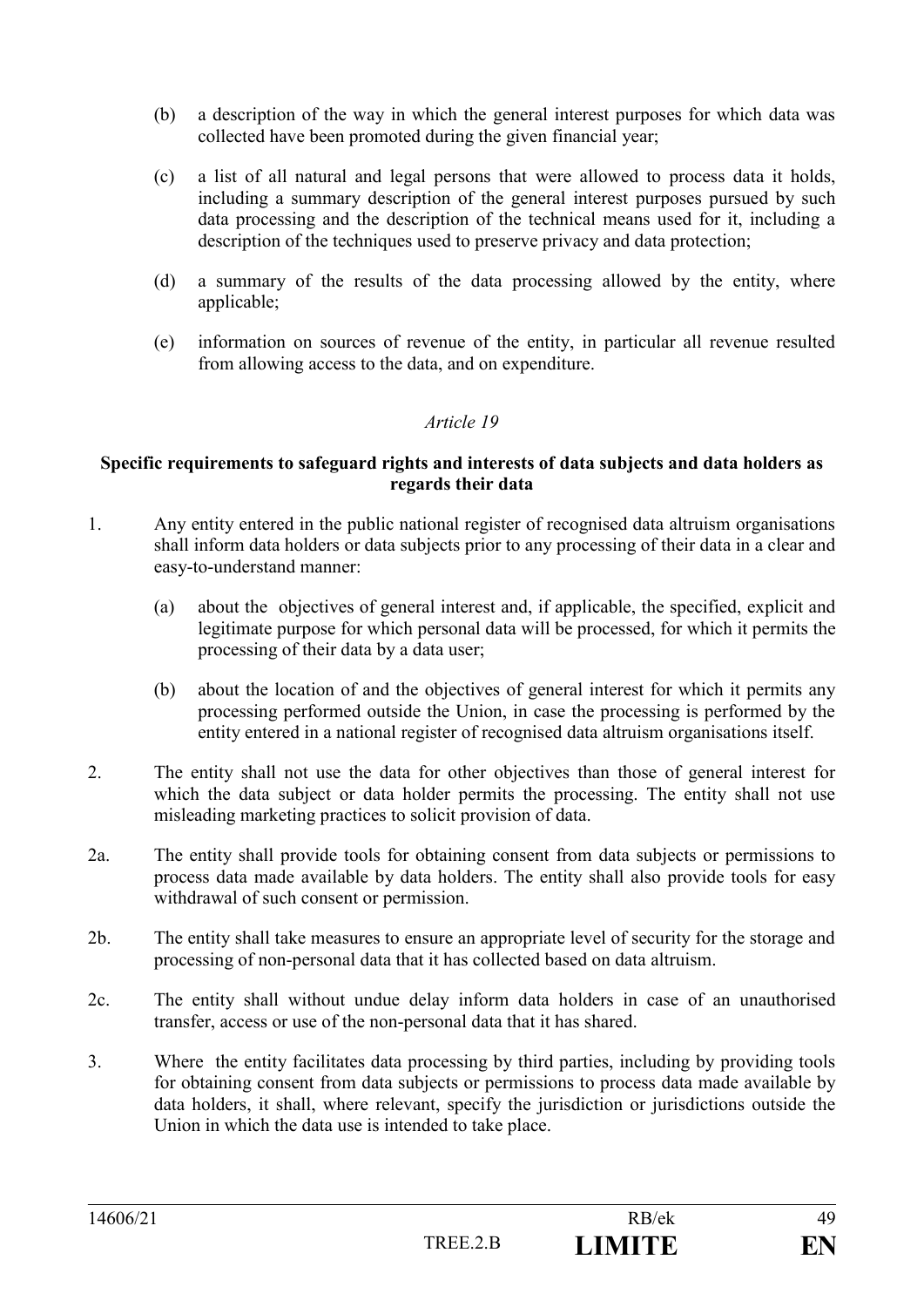(b) a description of the way in which the general interest purposes for which data was collected have been promoted during the given financial year;

(c) a list of all natural and legal persons that were allowed to process data it holds, including a summary description of the general interest purposes pursued by such data processing and the description of the technical means used for it, including a description of the techniques used to preserve privacy and data protection;

(d) a summary of the results of the data processing allowed by the entity, where applicable;

(e) information on sources of revenue of the entity, in particular all revenue resulted from allowing access to the data, and on expenditure.

*Article 19*

**Specific requirements to safeguard rights and interests of data subjects and data holders as regards their data**

1. Any entity entered in the public national register of recognised data altruism organisations shall inform data holders or data subjects prior to any processing of their data in a clear and easy-to-understand manner:

   (a) about the objectives of general interest and, if applicable, the specified, explicit and legitimate purpose for which personal data will be processed, for which it permits the processing of their data by a data user;

   (b) about the location of and the objectives of general interest for which it permits any processing performed outside the Union, in case the processing is performed by the entity entered in a national register of recognised data altruism organisations itself.

2. The entity shall not use the data for other objectives than those of general interest for which the data subject or data holder permits the processing. The entity shall not use misleading marketing practices to solicit provision of data.

2a. The entity shall provide tools for obtaining consent from data subjects or permissions to process data made available by data holders. The entity shall also provide tools for easy withdrawal of such consent or permission.

2b. The entity shall take measures to ensure an appropriate level of security for the storage and processing of non-personal data that it has collected based on data altruism.

2c. The entity shall without undue delay inform data holders in case of an unauthorised transfer, access or use of the non-personal data that it has shared.

3. Where the entity facilitates data processing by third parties, including by providing tools for obtaining consent from data subjects or permissions to process data made available by data holders, it shall, where relevant, specify the jurisdiction or jurisdictions outside the Union in which the data use is intended to take place.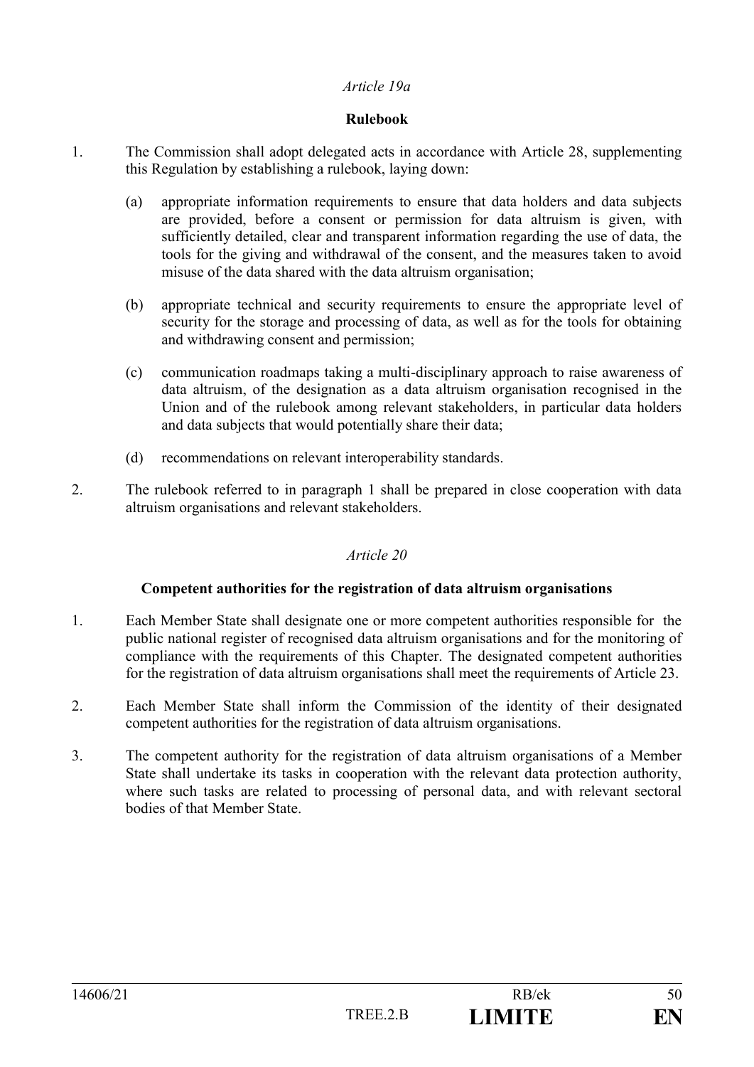*Article 19a*

**Rulebook**

1. The Commission shall adopt delegated acts in accordance with Article 28, supplementing this Regulation by establishing a rulebook, laying down:

   (a) appropriate information requirements to ensure that data holders and data subjects are provided, before a consent or permission for data altruism is given, with sufficiently detailed, clear and transparent information regarding the use of data, the tools for the giving and withdrawal of the consent, and the measures taken to avoid misuse of the data shared with the data altruism organisation;

   (b) appropriate technical and security requirements to ensure the appropriate level of security for the storage and processing of data, as well as for the tools for obtaining and withdrawing consent and permission;

   (c) communication roadmaps taking a multi-disciplinary approach to raise awareness of data altruism, of the designation as a data altruism organisation recognised in the Union and of the rulebook among relevant stakeholders, in particular data holders and data subjects that would potentially share their data;

   (d) recommendations on relevant interoperability standards.

2. The rulebook referred to in paragraph 1 shall be prepared in close cooperation with data altruism organisations and relevant stakeholders.

*Article 20*

**Competent authorities for the registration of data altruism organisations**

1. Each Member State shall designate one or more competent authorities responsible for the public national register of recognised data altruism organisations and for the monitoring of compliance with the requirements of this Chapter. The designated competent authorities for the registration of data altruism organisations shall meet the requirements of Article 23.

2. Each Member State shall inform the Commission of the identity of their designated competent authorities for the registration of data altruism organisations.

3. The competent authority for the registration of data altruism organisations of a Member State shall undertake its tasks in cooperation with the relevant data protection authority, where such tasks are related to processing of personal data, and with relevant sectoral bodies of that Member State.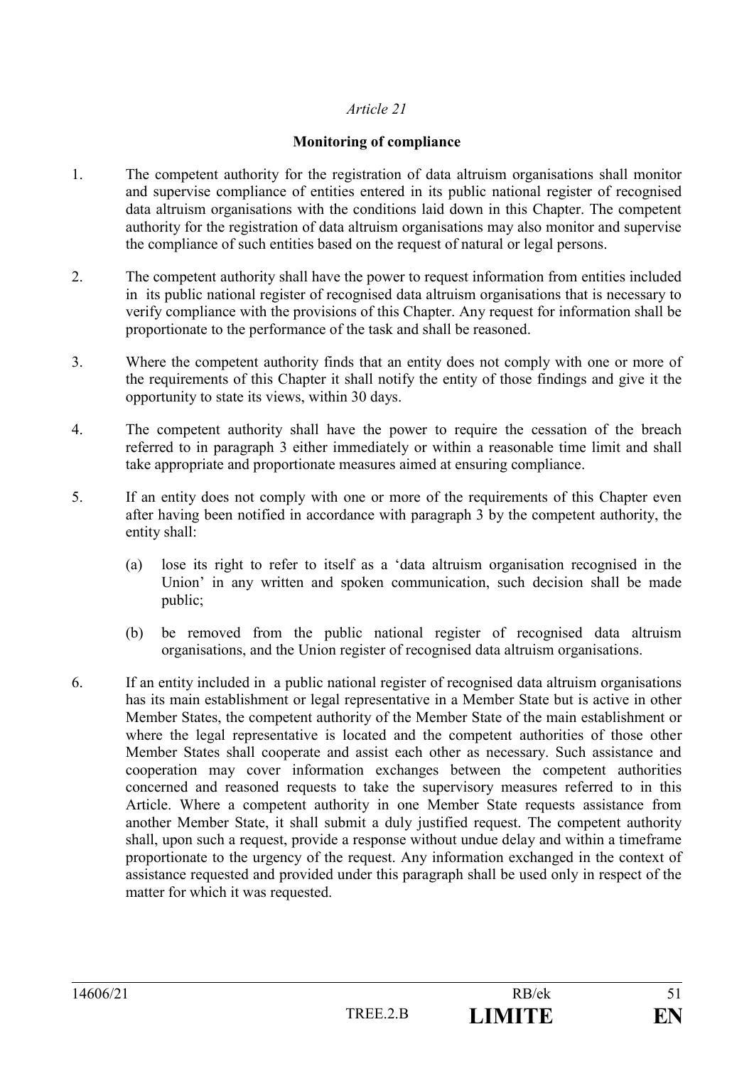*Article 21*

**Monitoring of compliance**

1. The competent authority for the registration of data altruism organisations shall monitor and supervise compliance of entities entered in its public national register of recognised data altruism organisations with the conditions laid down in this Chapter. The competent authority for the registration of data altruism organisations may also monitor and supervise the compliance of such entities based on the request of natural or legal persons.

2. The competent authority shall have the power to request information from entities included in its public national register of recognised data altruism organisations that is necessary to verify compliance with the provisions of this Chapter. Any request for information shall be proportionate to the performance of the task and shall be reasoned.

3. Where the competent authority finds that an entity does not comply with one or more of the requirements of this Chapter it shall notify the entity of those findings and give it the opportunity to state its views, within 30 days.

4. The competent authority shall have the power to require the cessation of the breach referred to in paragraph 3 either immediately or within a reasonable time limit and shall take appropriate and proportionate measures aimed at ensuring compliance.

5. If an entity does not comply with one or more of the requirements of this Chapter even after having been notified in accordance with paragraph 3 by the competent authority, the entity shall:

   (a) lose its right to refer to itself as a 'data altruism organisation recognised in the Union' in any written and spoken communication, such decision shall be made public;

   (b) be removed from the public national register of recognised data altruism organisations, and the Union register of recognised data altruism organisations.

6. If an entity included in a public national register of recognised data altruism organisations has its main establishment or legal representative in a Member State but is active in other Member States, the competent authority of the Member State of the main establishment or where the legal representative is located and the competent authorities of those other Member States shall cooperate and assist each other as necessary. Such assistance and cooperation may cover information exchanges between the competent authorities concerned and reasoned requests to take the supervisory measures referred to in this Article. Where a competent authority in one Member State requests assistance from another Member State, it shall submit a duly justified request. The competent authority shall, upon such a request, provide a response without undue delay and within a timeframe proportionate to the urgency of the request. Any information exchanged in the context of assistance requested and provided under this paragraph shall be used only in respect of the matter for which it was requested.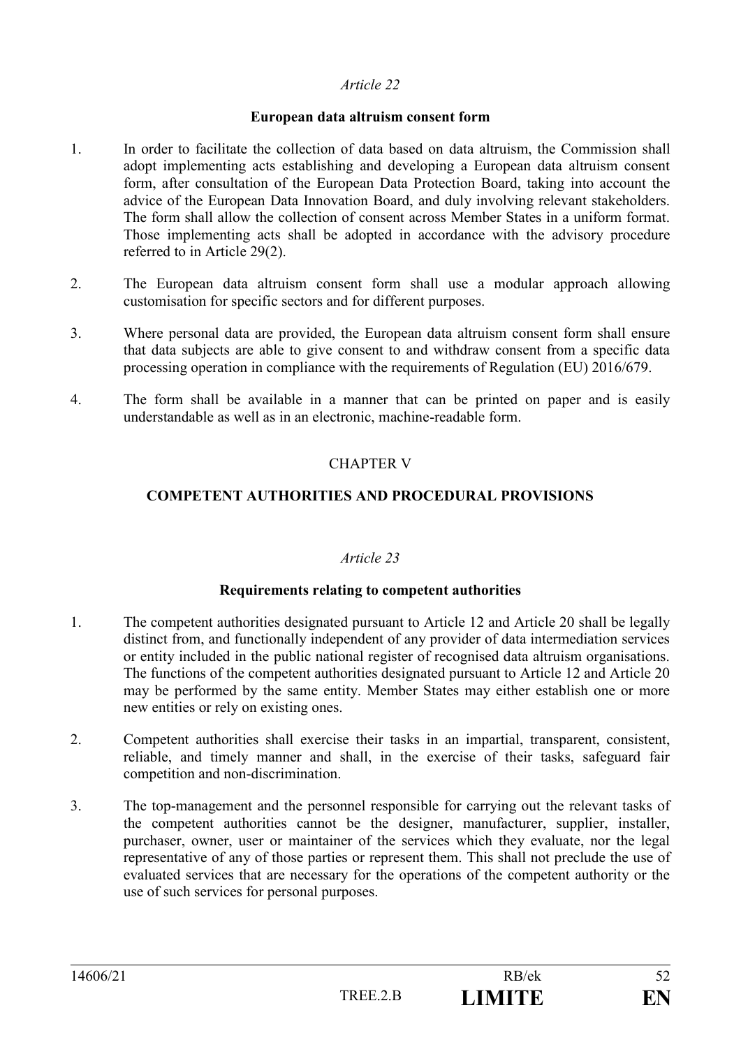*Article 22*

**European data altruism consent form**

1. In order to facilitate the collection of data based on data altruism, the Commission shall adopt implementing acts establishing and developing a European data altruism consent form, after consultation of the European Data Protection Board, taking into account the advice of the European Data Innovation Board, and duly involving relevant stakeholders. The form shall allow the collection of consent across Member States in a uniform format. Those implementing acts shall be adopted in accordance with the advisory procedure referred to in Article 29(2).

2. The European data altruism consent form shall use a modular approach allowing customisation for specific sectors and for different purposes.

3. Where personal data are provided, the European data altruism consent form shall ensure that data subjects are able to give consent to and withdraw consent from a specific data processing operation in compliance with the requirements of Regulation (EU) 2016/679.

4. The form shall be available in a manner that can be printed on paper and is easily understandable as well as in an electronic, machine-readable form.

CHAPTER V

**COMPETENT AUTHORITIES AND PROCEDURAL PROVISIONS**

*Article 23*

**Requirements relating to competent authorities**

1. The competent authorities designated pursuant to Article 12 and Article 20 shall be legally distinct from, and functionally independent of any provider of data intermediation services or entity included in the public national register of recognised data altruism organisations. The functions of the competent authorities designated pursuant to Article 12 and Article 20 may be performed by the same entity. Member States may either establish one or more new entities or rely on existing ones.

2. Competent authorities shall exercise their tasks in an impartial, transparent, consistent, reliable, and timely manner and shall, in the exercise of their tasks, safeguard fair competition and non-discrimination.

3. The top-management and the personnel responsible for carrying out the relevant tasks of the competent authorities cannot be the designer, manufacturer, supplier, installer, purchaser, owner, user or maintainer of the services which they evaluate, nor the legal representative of any of those parties or represent them. This shall not preclude the use of evaluated services that are necessary for the operations of the competent authority or the use of such services for personal purposes.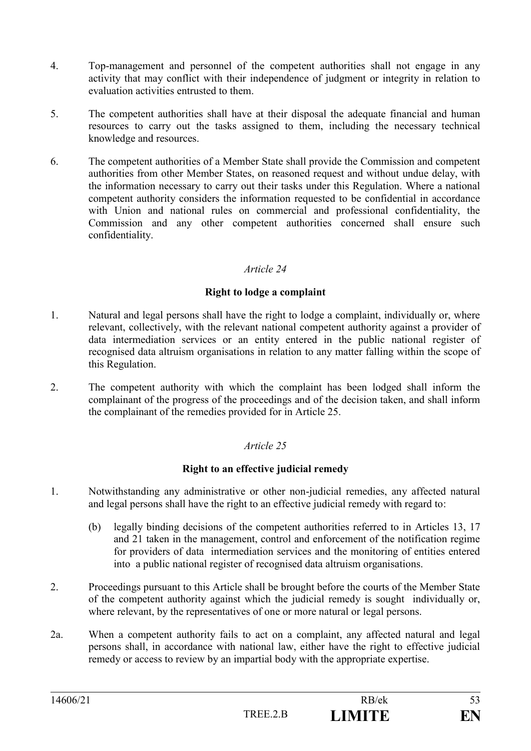4. Top-management and personnel of the competent authorities shall not engage in any activity that may conflict with their independence of judgment or integrity in relation to evaluation activities entrusted to them.

5. The competent authorities shall have at their disposal the adequate financial and human resources to carry out the tasks assigned to them, including the necessary technical knowledge and resources.

6. The competent authorities of a Member State shall provide the Commission and competent authorities from other Member States, on reasoned request and without undue delay, with the information necessary to carry out their tasks under this Regulation. Where a national competent authority considers the information requested to be confidential in accordance with Union and national rules on commercial and professional confidentiality, the Commission and any other competent authorities concerned shall ensure such confidentiality.

*Article 24*

**Right to lodge a complaint**

1. Natural and legal persons shall have the right to lodge a complaint, individually or, where relevant, collectively, with the relevant national competent authority against a provider of data intermediation services or an entity entered in the public national register of recognised data altruism organisations in relation to any matter falling within the scope of this Regulation.

2. The competent authority with which the complaint has been lodged shall inform the complainant of the progress of the proceedings and of the decision taken, and shall inform the complainant of the remedies provided for in Article 25.

*Article 25*

**Right to an effective judicial remedy**

1. Notwithstanding any administrative or other non-judicial remedies, any affected natural and legal persons shall have the right to an effective judicial remedy with regard to:

   (b) legally binding decisions of the competent authorities referred to in Articles 13, 17 and 21 taken in the management, control and enforcement of the notification regime for providers of data intermediation services and the monitoring of entities entered into a public national register of recognised data altruism organisations.

2. Proceedings pursuant to this Article shall be brought before the courts of the Member State of the competent authority against which the judicial remedy is sought individually or, where relevant, by the representatives of one or more natural or legal persons.

2a. When a competent authority fails to act on a complaint, any affected natural and legal persons shall, in accordance with national law, either have the right to effective judicial remedy or access to review by an impartial body with the appropriate expertise.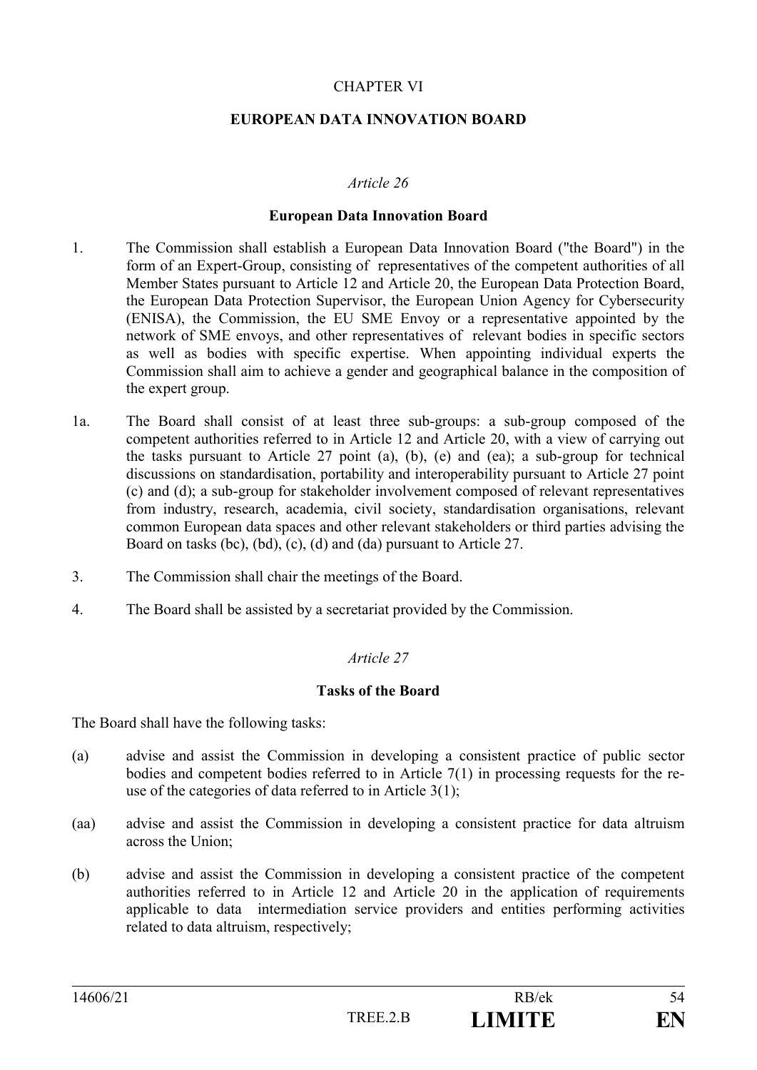CHAPTER VI

**EUROPEAN DATA INNOVATION BOARD**

*Article 26*

**European Data Innovation Board**

1. The Commission shall establish a European Data Innovation Board ("the Board") in the form of an Expert-Group, consisting of representatives of the competent authorities of all Member States pursuant to Article 12 and Article 20, the European Data Protection Board, the European Data Protection Supervisor, the European Union Agency for Cybersecurity (ENISA), the Commission, the EU SME Envoy or a representative appointed by the network of SME envoys, and other representatives of relevant bodies in specific sectors as well as bodies with specific expertise. When appointing individual experts the Commission shall aim to achieve a gender and geographical balance in the composition of the expert group.

1a. The Board shall consist of at least three sub-groups: a sub-group composed of the competent authorities referred to in Article 12 and Article 20, with a view of carrying out the tasks pursuant to Article 27 point (a), (b), (e) and (ea); a sub-group for technical discussions on standardisation, portability and interoperability pursuant to Article 27 point (c) and (d); a sub-group for stakeholder involvement composed of relevant representatives from industry, research, academia, civil society, standardisation organisations, relevant common European data spaces and other relevant stakeholders or third parties advising the Board on tasks (bc), (bd), (c), (d) and (da) pursuant to Article 27.

3. The Commission shall chair the meetings of the Board.

4. The Board shall be assisted by a secretariat provided by the Commission.

*Article 27*

**Tasks of the Board**

The Board shall have the following tasks:

(a) advise and assist the Commission in developing a consistent practice of public sector bodies and competent bodies referred to in Article 7(1) in processing requests for the re-use of the categories of data referred to in Article 3(1);

(aa) advise and assist the Commission in developing a consistent practice for data altruism across the Union;

(b) advise and assist the Commission in developing a consistent practice of the competent authorities referred to in Article 12 and Article 20 in the application of requirements applicable to data intermediation service providers and entities performing activities related to data altruism, respectively;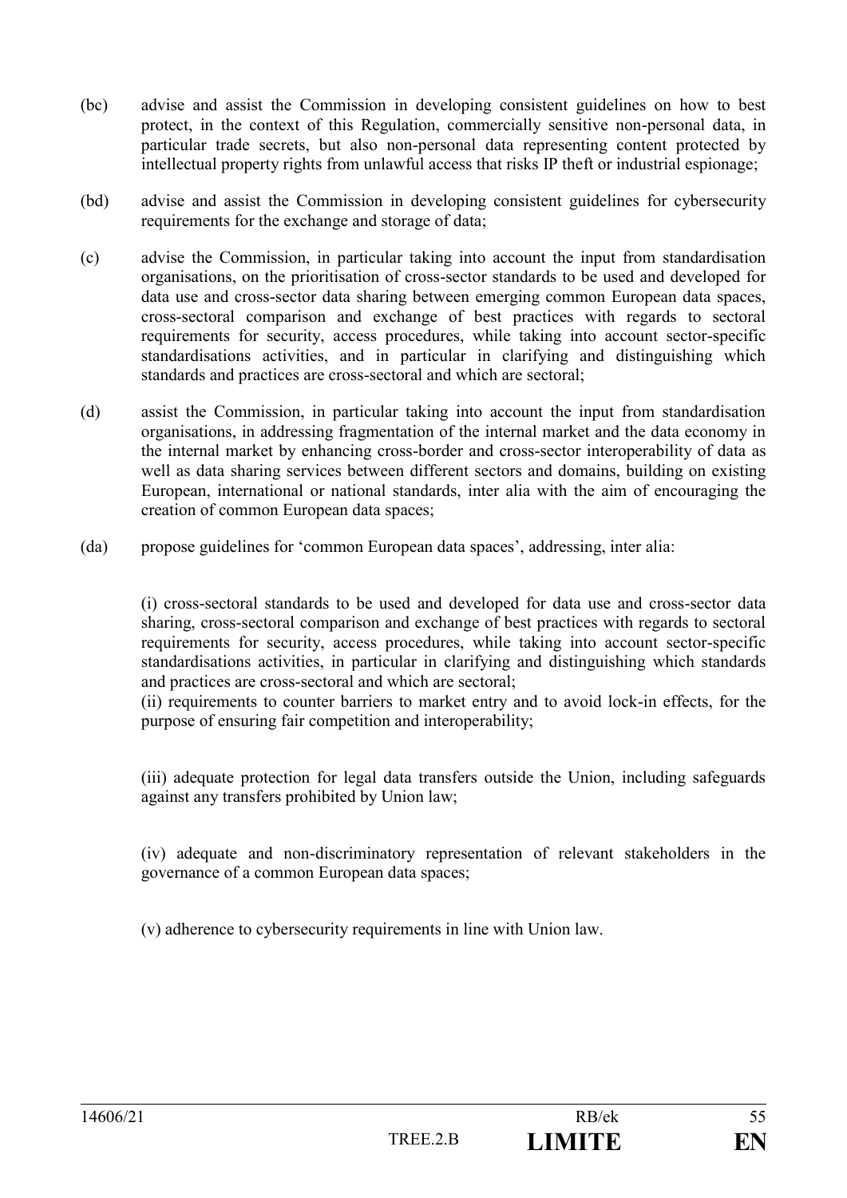(bc) advise and assist the Commission in developing consistent guidelines on how to best protect, in the context of this Regulation, commercially sensitive non-personal data, in particular trade secrets, but also non-personal data representing content protected by intellectual property rights from unlawful access that risks IP theft or industrial espionage;

(bd) advise and assist the Commission in developing consistent guidelines for cybersecurity requirements for the exchange and storage of data;

(c) advise the Commission, in particular taking into account the input from standardisation organisations, on the prioritisation of cross-sector standards to be used and developed for data use and cross-sector data sharing between emerging common European data spaces, cross-sectoral comparison and exchange of best practices with regards to sectoral requirements for security, access procedures, while taking into account sector-specific standardisations activities, and in particular in clarifying and distinguishing which standards and practices are cross-sectoral and which are sectoral;

(d) assist the Commission, in particular taking into account the input from standardisation organisations, in addressing fragmentation of the internal market and the data economy in the internal market by enhancing cross-border and cross-sector interoperability of data as well as data sharing services between different sectors and domains, building on existing European, international or national standards, inter alia with the aim of encouraging the creation of common European data spaces;

(da) propose guidelines for 'common European data spaces', addressing, inter alia:

(i) cross-sectoral standards to be used and developed for data use and cross-sector data sharing, cross-sectoral comparison and exchange of best practices with regards to sectoral requirements for security, access procedures, while taking into account sector-specific standardisations activities, in particular in clarifying and distinguishing which standards and practices are cross-sectoral and which are sectoral;

(ii) requirements to counter barriers to market entry and to avoid lock-in effects, for the purpose of ensuring fair competition and interoperability;

(iii) adequate protection for legal data transfers outside the Union, including safeguards against any transfers prohibited by Union law;

(iv) adequate and non-discriminatory representation of relevant stakeholders in the governance of a common European data spaces;

(v) adherence to cybersecurity requirements in line with Union law.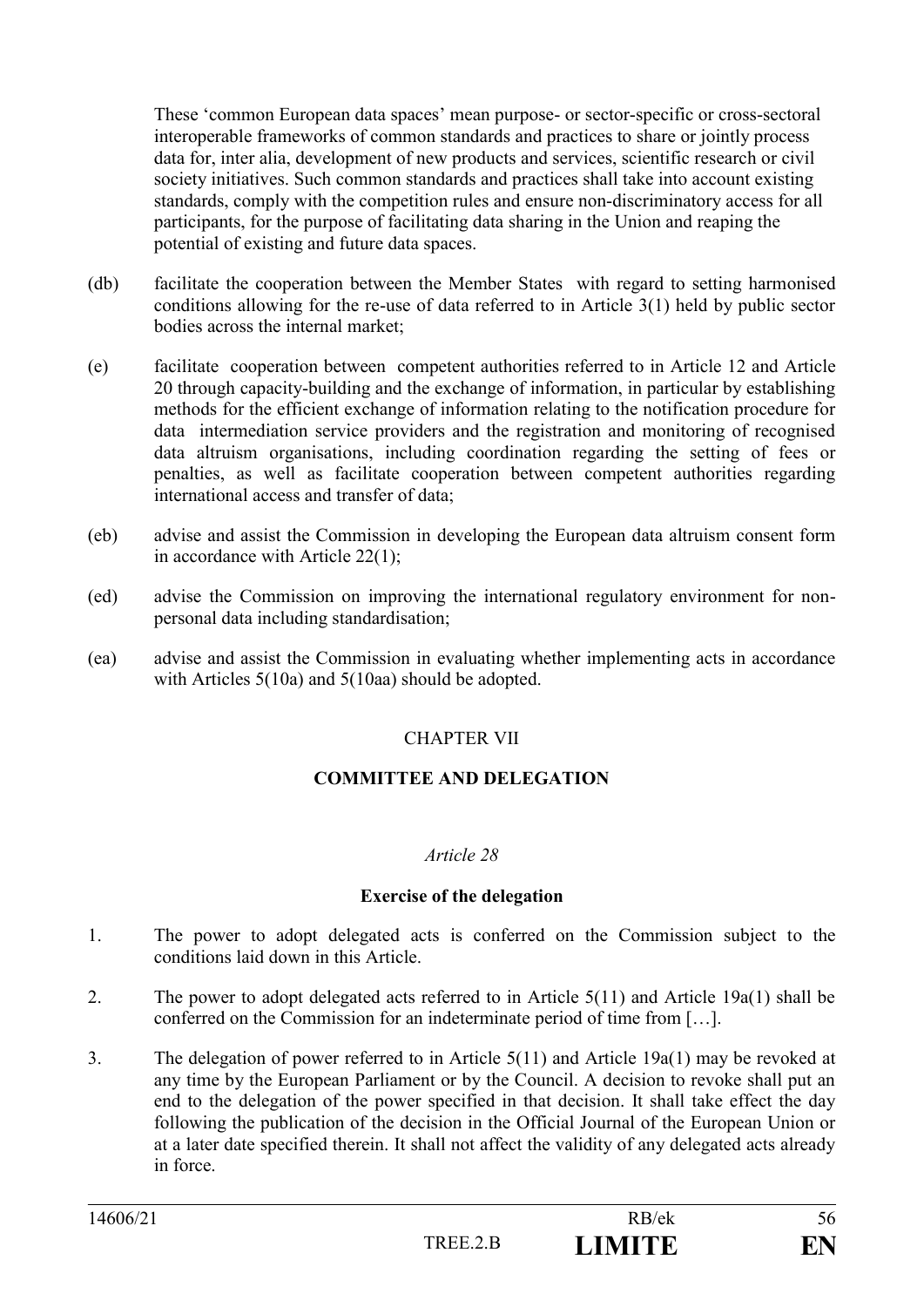These 'common European data spaces' mean purpose- or sector-specific or cross-sectoral interoperable frameworks of common standards and practices to share or jointly process data for, inter alia, development of new products and services, scientific research or civil society initiatives. Such common standards and practices shall take into account existing standards, comply with the competition rules and ensure non-discriminatory access for all participants, for the purpose of facilitating data sharing in the Union and reaping the potential of existing and future data spaces.

(db) facilitate the cooperation between the Member States with regard to setting harmonised conditions allowing for the re-use of data referred to in Article 3(1) held by public sector bodies across the internal market;

(e) facilitate cooperation between competent authorities referred to in Article 12 and Article 20 through capacity-building and the exchange of information, in particular by establishing methods for the efficient exchange of information relating to the notification procedure for data intermediation service providers and the registration and monitoring of recognised data altruism organisations, including coordination regarding the setting of fees or penalties, as well as facilitate cooperation between competent authorities regarding international access and transfer of data;

(eb) advise and assist the Commission in developing the European data altruism consent form in accordance with Article 22(1);

(ed) advise the Commission on improving the international regulatory environment for non-personal data including standardisation;

(ea) advise and assist the Commission in evaluating whether implementing acts in accordance with Articles 5(10a) and 5(10aa) should be adopted.

## CHAPTER VII

## COMMITTEE AND DELEGATION

*Article 28*

**Exercise of the delegation**

1. The power to adopt delegated acts is conferred on the Commission subject to the conditions laid down in this Article.

2. The power to adopt delegated acts referred to in Article 5(11) and Article 19a(1) shall be conferred on the Commission for an indeterminate period of time from […].

3. The delegation of power referred to in Article 5(11) and Article 19a(1) may be revoked at any time by the European Parliament or by the Council. A decision to revoke shall put an end to the delegation of the power specified in that decision. It shall take effect the day following the publication of the decision in the Official Journal of the European Union or at a later date specified therein. It shall not affect the validity of any delegated acts already in force.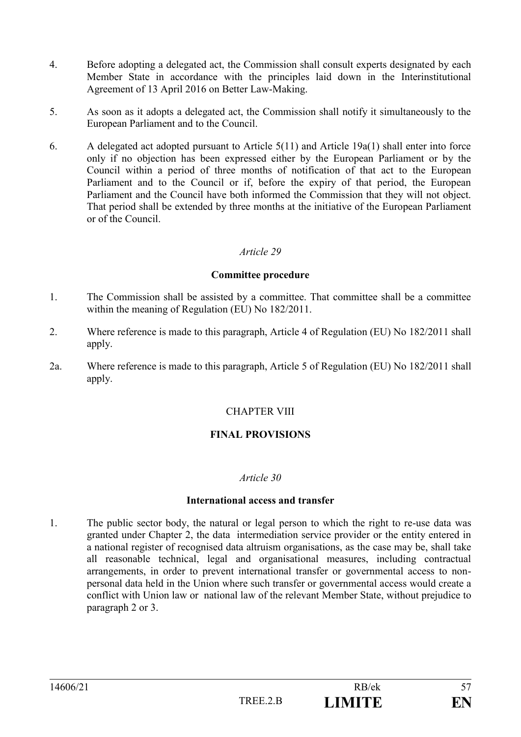4. Before adopting a delegated act, the Commission shall consult experts designated by each Member State in accordance with the principles laid down in the Interinstitutional Agreement of 13 April 2016 on Better Law-Making.

5. As soon as it adopts a delegated act, the Commission shall notify it simultaneously to the European Parliament and to the Council.

6. A delegated act adopted pursuant to Article 5(11) and Article 19a(1) shall enter into force only if no objection has been expressed either by the European Parliament or by the Council within a period of three months of notification of that act to the European Parliament and to the Council or if, before the expiry of that period, the European Parliament and the Council have both informed the Commission that they will not object. That period shall be extended by three months at the initiative of the European Parliament or of the Council.

*Article 29*

**Committee procedure**

1. The Commission shall be assisted by a committee. That committee shall be a committee within the meaning of Regulation (EU) No 182/2011.

2. Where reference is made to this paragraph, Article 4 of Regulation (EU) No 182/2011 shall apply.

2a. Where reference is made to this paragraph, Article 5 of Regulation (EU) No 182/2011 shall apply.

CHAPTER VIII

**FINAL PROVISIONS**

*Article 30*

**International access and transfer**

1. The public sector body, the natural or legal person to which the right to re-use data was granted under Chapter 2, the data intermediation service provider or the entity entered in a national register of recognised data altruism organisations, as the case may be, shall take all reasonable technical, legal and organisational measures, including contractual arrangements, in order to prevent international transfer or governmental access to non-personal data held in the Union where such transfer or governmental access would create a conflict with Union law or national law of the relevant Member State, without prejudice to paragraph 2 or 3.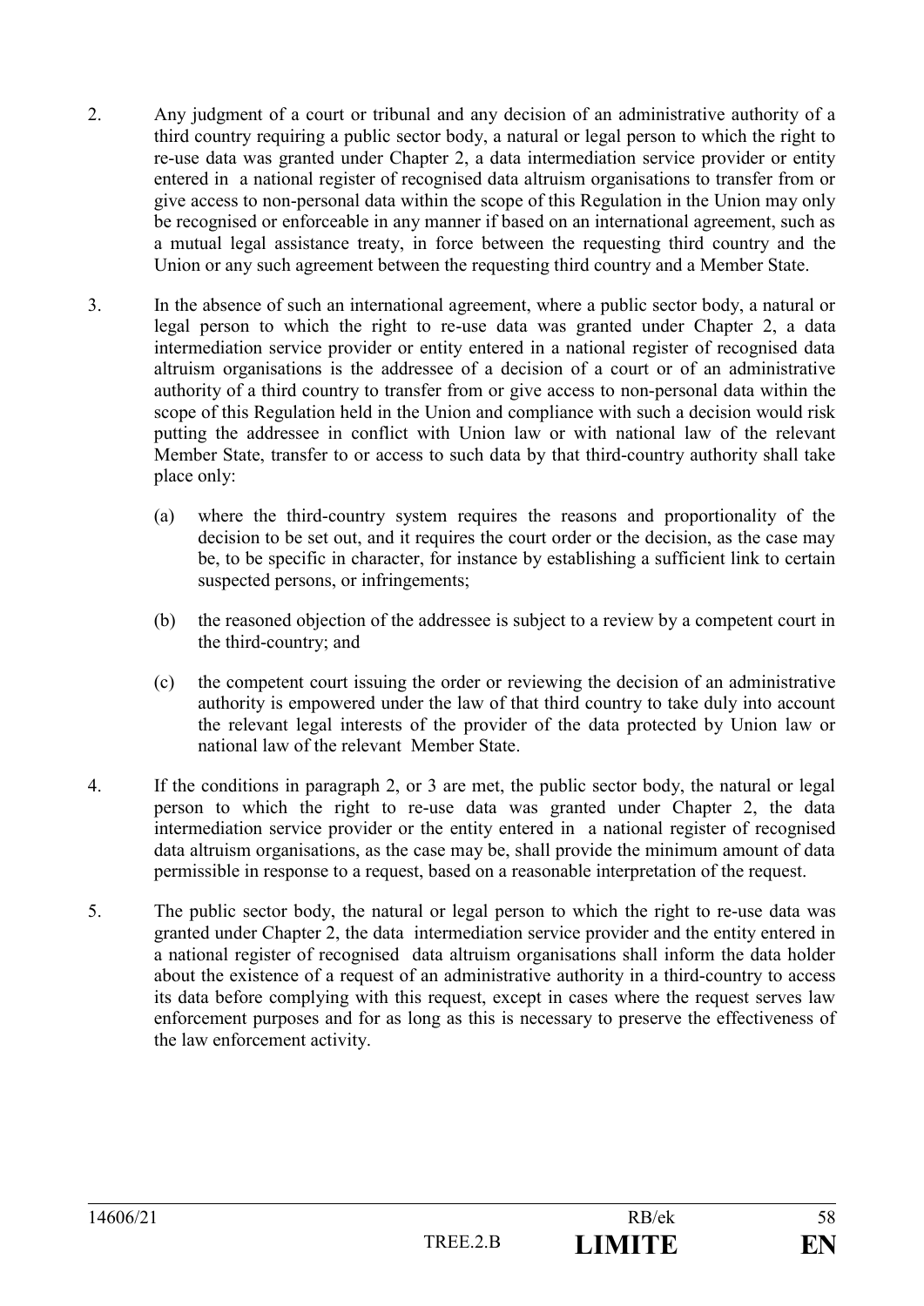2. Any judgment of a court or tribunal and any decision of an administrative authority of a third country requiring a public sector body, a natural or legal person to which the right to re-use data was granted under Chapter 2, a data intermediation service provider or entity entered in a national register of recognised data altruism organisations to transfer from or give access to non-personal data within the scope of this Regulation in the Union may only be recognised or enforceable in any manner if based on an international agreement, such as a mutual legal assistance treaty, in force between the requesting third country and the Union or any such agreement between the requesting third country and a Member State.

3. In the absence of such an international agreement, where a public sector body, a natural or legal person to which the right to re-use data was granted under Chapter 2, a data intermediation service provider or entity entered in a national register of recognised data altruism organisations is the addressee of a decision of a court or of an administrative authority of a third country to transfer from or give access to non-personal data within the scope of this Regulation held in the Union and compliance with such a decision would risk putting the addressee in conflict with Union law or with national law of the relevant Member State, transfer to or access to such data by that third-country authority shall take place only:

   (a) where the third-country system requires the reasons and proportionality of the decision to be set out, and it requires the court order or the decision, as the case may be, to be specific in character, for instance by establishing a sufficient link to certain suspected persons, or infringements;

   (b) the reasoned objection of the addressee is subject to a review by a competent court in the third-country; and

   (c) the competent court issuing the order or reviewing the decision of an administrative authority is empowered under the law of that third country to take duly into account the relevant legal interests of the provider of the data protected by Union law or national law of the relevant Member State.

4. If the conditions in paragraph 2, or 3 are met, the public sector body, the natural or legal person to which the right to re-use data was granted under Chapter 2, the data intermediation service provider or the entity entered in a national register of recognised data altruism organisations, as the case may be, shall provide the minimum amount of data permissible in response to a request, based on a reasonable interpretation of the request.

5. The public sector body, the natural or legal person to which the right to re-use data was granted under Chapter 2, the data intermediation service provider and the entity entered in a national register of recognised data altruism organisations shall inform the data holder about the existence of a request of an administrative authority in a third-country to access its data before complying with this request, except in cases where the request serves law enforcement purposes and for as long as this is necessary to preserve the effectiveness of the law enforcement activity.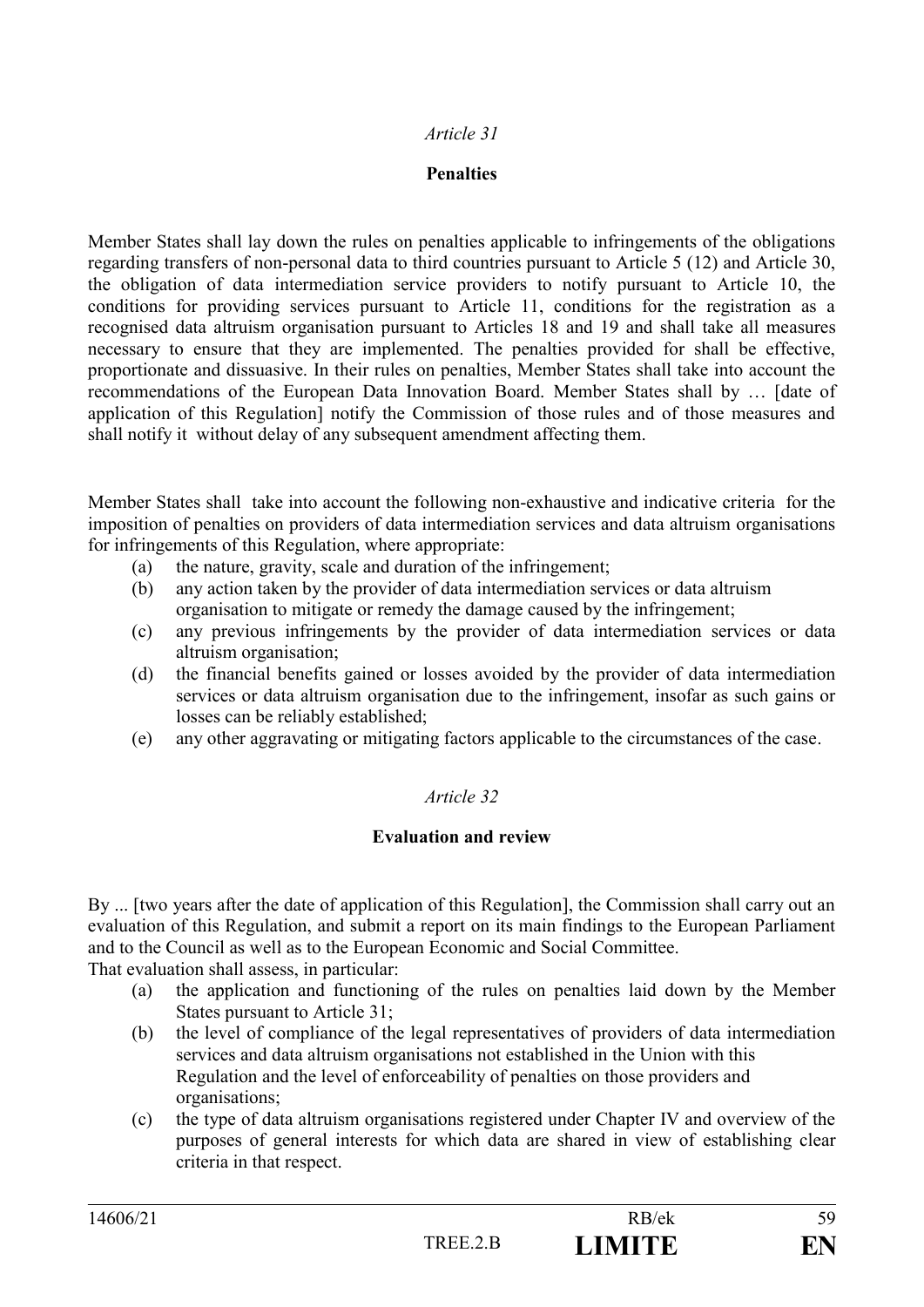*Article 31*

**Penalties**

Member States shall lay down the rules on penalties applicable to infringements of the obligations regarding transfers of non-personal data to third countries pursuant to Article 5 (12) and Article 30, the obligation of data intermediation service providers to notify pursuant to Article 10, the conditions for providing services pursuant to Article 11, conditions for the registration as a recognised data altruism organisation pursuant to Articles 18 and 19 and shall take all measures necessary to ensure that they are implemented. The penalties provided for shall be effective, proportionate and dissuasive. In their rules on penalties, Member States shall take into account the recommendations of the European Data Innovation Board. Member States shall by … [date of application of this Regulation] notify the Commission of those rules and of those measures and shall notify it without delay of any subsequent amendment affecting them.

Member States shall take into account the following non-exhaustive and indicative criteria for the imposition of penalties on providers of data intermediation services and data altruism organisations for infringements of this Regulation, where appropriate:

(a) the nature, gravity, scale and duration of the infringement;

(b) any action taken by the provider of data intermediation services or data altruism organisation to mitigate or remedy the damage caused by the infringement;

(c) any previous infringements by the provider of data intermediation services or data altruism organisation;

(d) the financial benefits gained or losses avoided by the provider of data intermediation services or data altruism organisation due to the infringement, insofar as such gains or losses can be reliably established;

(e) any other aggravating or mitigating factors applicable to the circumstances of the case.

*Article 32*

**Evaluation and review**

By ... [two years after the date of application of this Regulation], the Commission shall carry out an evaluation of this Regulation, and submit a report on its main findings to the European Parliament and to the Council as well as to the European Economic and Social Committee.
That evaluation shall assess, in particular:

(a) the application and functioning of the rules on penalties laid down by the Member States pursuant to Article 31;

(b) the level of compliance of the legal representatives of providers of data intermediation services and data altruism organisations not established in the Union with this Regulation and the level of enforceability of penalties on those providers and organisations;

(c) the type of data altruism organisations registered under Chapter IV and overview of the purposes of general interests for which data are shared in view of establishing clear criteria in that respect.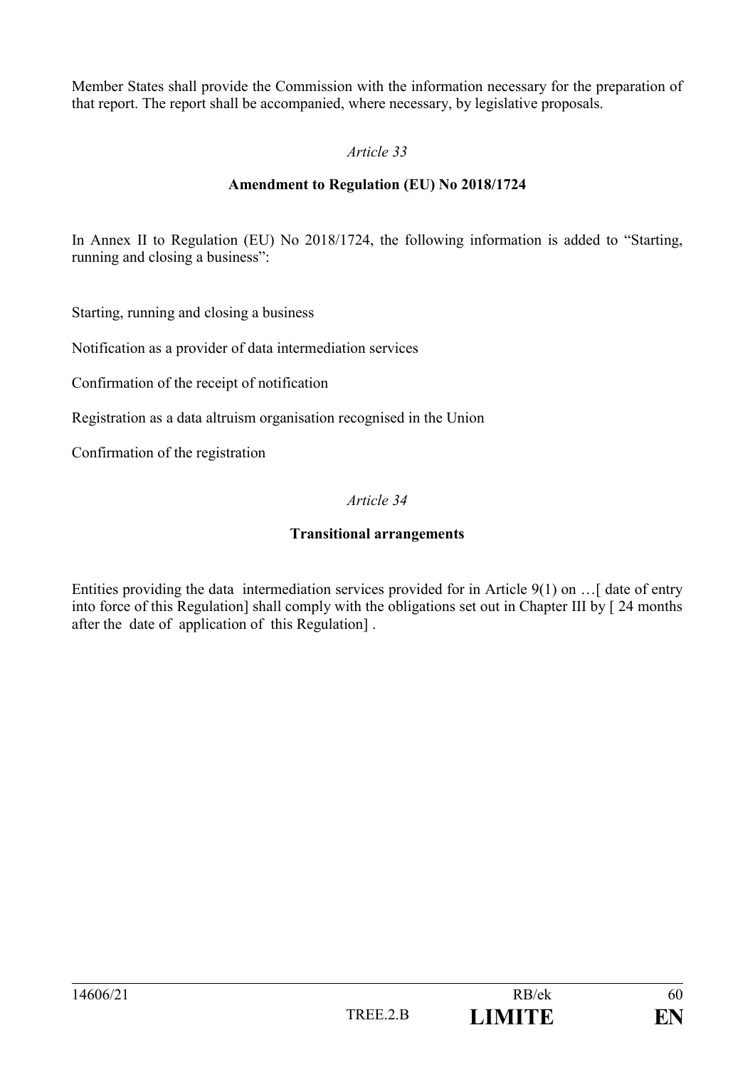Member States shall provide the Commission with the information necessary for the preparation of that report. The report shall be accompanied, where necessary, by legislative proposals.

*Article 33*

**Amendment to Regulation (EU) No 2018/1724**

In Annex II to Regulation (EU) No 2018/1724, the following information is added to "Starting, running and closing a business":

Starting, running and closing a business

Notification as a provider of data intermediation services

Confirmation of the receipt of notification

Registration as a data altruism organisation recognised in the Union

Confirmation of the registration

*Article 34*

**Transitional arrangements**

Entities providing the data intermediation services provided for in Article 9(1) on …[ date of entry into force of this Regulation] shall comply with the obligations set out in Chapter III by [ 24 months after the date of application of this Regulation] .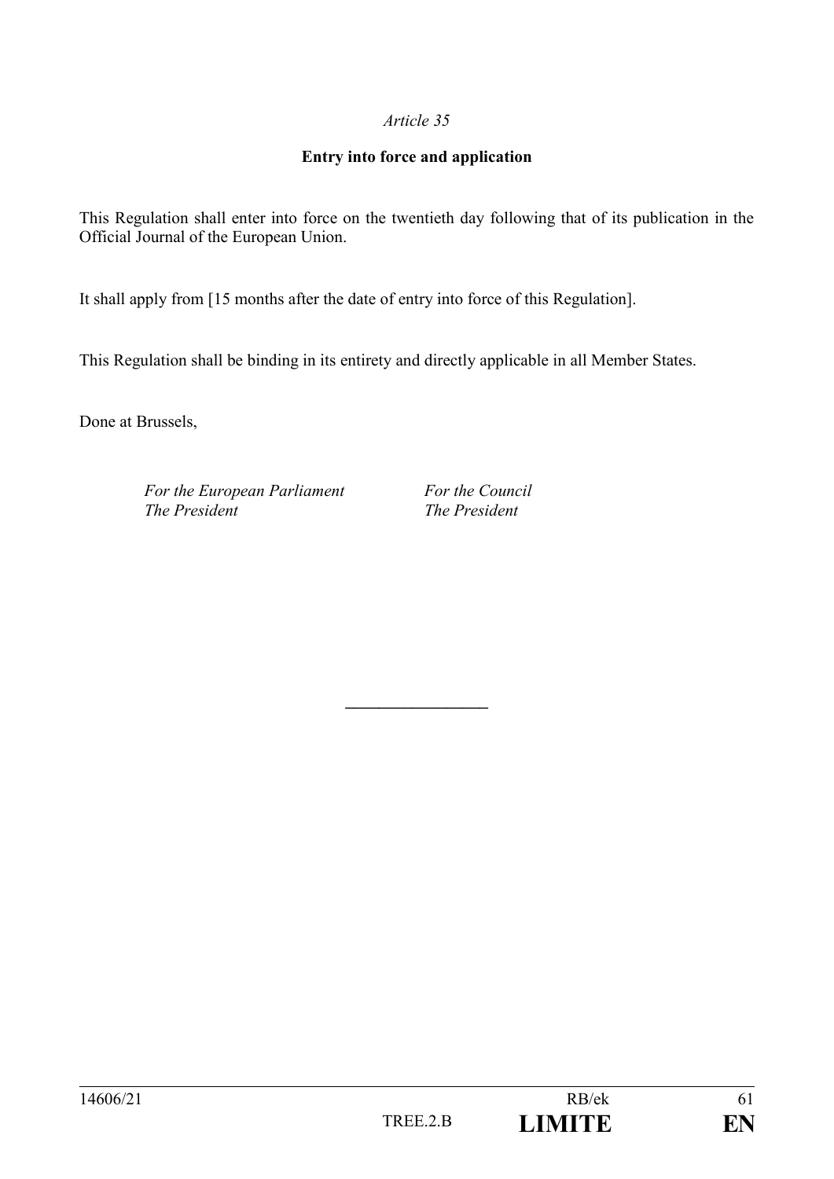*Article 35*

**Entry into force and application**

This Regulation shall enter into force on the twentieth day following that of its publication in the Official Journal of the European Union.

It shall apply from [15 months after the date of entry into force of this Regulation].

This Regulation shall be binding in its entirety and directly applicable in all Member States.

Done at Brussels,

*For the European Parliament*
*The President*

*For the Council*
*The President*

---